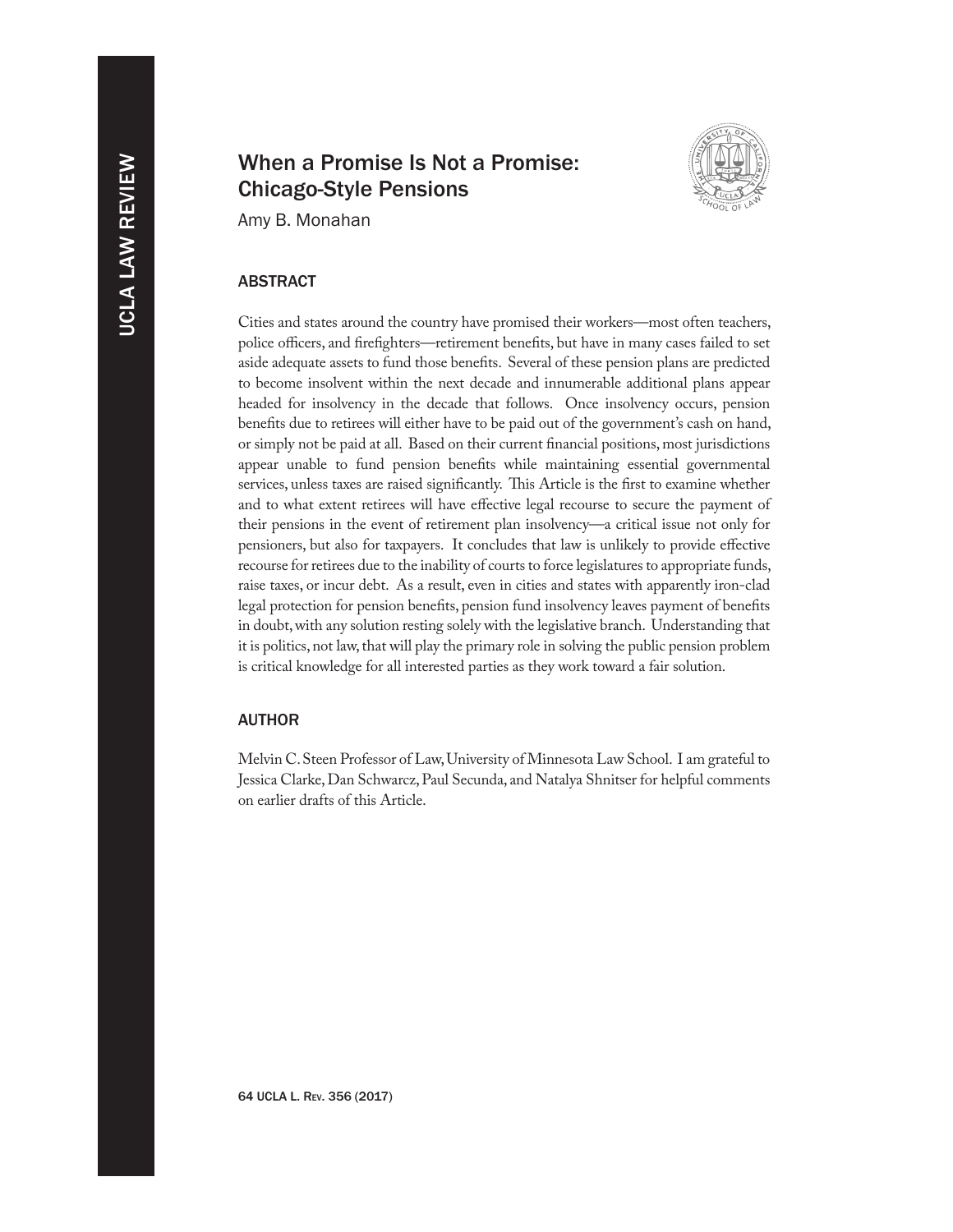# When a Promise Is Not a Promise: Chicago-Style Pensions

Amy B. Monahan

## ABSTRACT

Cities and states around the country have promised their workers—most often teachers, police officers, and firefighters—retirement benefits, but have in many cases failed to set aside adequate assets to fund those benefits. Several of these pension plans are predicted to become insolvent within the next decade and innumerable additional plans appear headed for insolvency in the decade that follows. Once insolvency occurs, pension benefits due to retirees will either have to be paid out of the government's cash on hand, or simply not be paid at all. Based on their current financial positions, most jurisdictions appear unable to fund pension benefits while maintaining essential governmental services, unless taxes are raised significantly. This Article is the first to examine whether and to what extent retirees will have effective legal recourse to secure the payment of their pensions in the event of retirement plan insolvency—a critical issue not only for pensioners, but also for taxpayers. It concludes that law is unlikely to provide effective recourse for retirees due to the inability of courts to force legislatures to appropriate funds, raise taxes, or incur debt. As a result, even in cities and states with apparently iron-clad legal protection for pension benefits, pension fund insolvency leaves payment of benefits in doubt, with any solution resting solely with the legislative branch. Understanding that it is politics, not law, that will play the primary role in solving the public pension problem is critical knowledge for all interested parties as they work toward a fair solution.

## AUTHOR

Melvin C. Steen Professor of Law, University of Minnesota Law School. I am grateful to Jessica Clarke, Dan Schwarcz, Paul Secunda, and Natalya Shnitser for helpful comments on earlier drafts of this Article.

64 UCLA L. Rev. 356 (2017)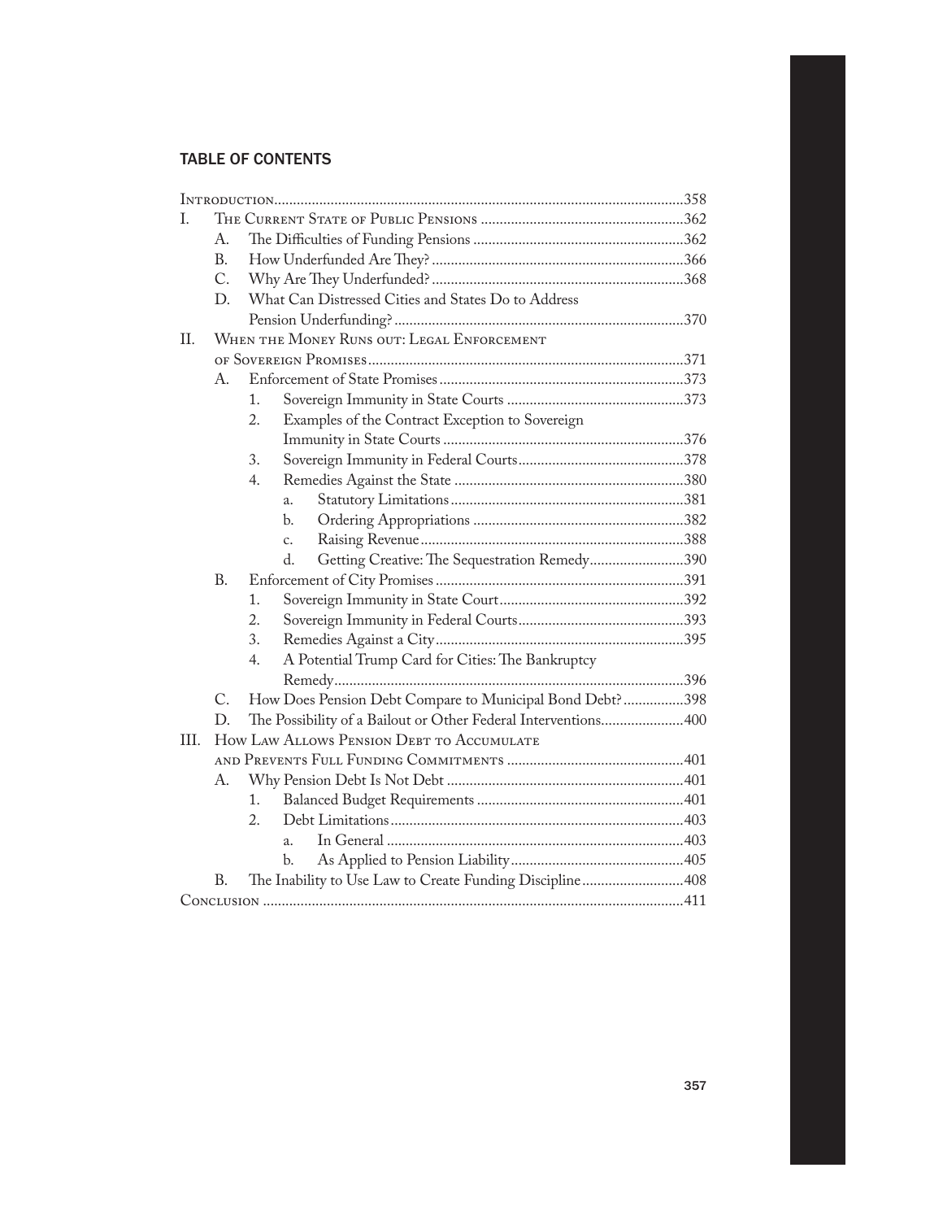## TABLE OF CONTENTS

Introduction ... 358

I. The Current State of Public Pensions ... 362
   - A. The Difficulties of Funding Pensions ... 362
   - B. How Underfunded Are They? ... 366
   - C. Why Are They Underfunded? ... 368
   - D. What Can Distressed Cities and States Do to Address Pension Underfunding? ... 370

II. When the Money Runs out: Legal Enforcement of Sovereign Promises ... 371
   - A. Enforcement of State Promises ... 373
     1. Sovereign Immunity in State Courts ... 373
     2. Examples of the Contract Exception to Sovereign Immunity in State Courts ... 376
     3. Sovereign Immunity in Federal Courts ... 378
     4. Remedies Against the State ... 380
        - a. Statutory Limitations ... 381
        - b. Ordering Appropriations ... 382
        - c. Raising Revenue ... 388
        - d. Getting Creative: The Sequestration Remedy ... 390
   - B. Enforcement of City Promises ... 391
     1. Sovereign Immunity in State Court ... 392
     2. Sovereign Immunity in Federal Courts ... 393
     3. Remedies Against a City ... 395
     4. A Potential Trump Card for Cities: The Bankruptcy Remedy ... 396
   - C. How Does Pension Debt Compare to Municipal Bond Debt? ... 398
   - D. The Possibility of a Bailout or Other Federal Interventions ... 400

III. How Law Allows Pension Debt to Accumulate and Prevents Full Funding Commitments ... 401
   - A. Why Pension Debt Is Not Debt ... 401
     1. Balanced Budget Requirements ... 401
     2. Debt Limitations ... 403
        - a. In General ... 403
        - b. As Applied to Pension Liability ... 405
   - B. The Inability to Use Law to Create Funding Discipline ... 408

Conclusion ... 411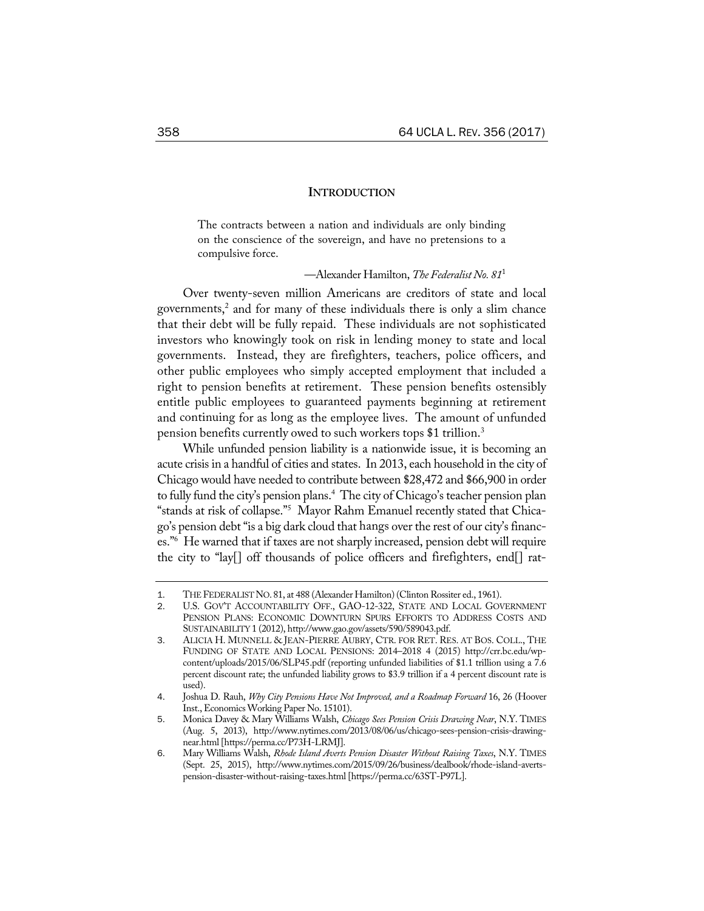## INTRODUCTION

> The contracts between a nation and individuals are only binding on the conscience of the sovereign, and have no pretensions to a compulsive force.
>
> —Alexander Hamilton, *The Federalist No. 81*[1]

Over twenty-seven million Americans are creditors of state and local governments,[2] and for many of these individuals there is only a slim chance that their debt will be fully repaid. These individuals are not sophisticated investors who knowingly took on risk in lending money to state and local governments. Instead, they are firefighters, teachers, police officers, and other public employees who simply accepted employment that included a right to pension benefits at retirement. These pension benefits ostensibly entitle public employees to guaranteed payments beginning at retirement and continuing for as long as the employee lives. The amount of unfunded pension benefits currently owed to such workers tops $1 trillion.[3]

While unfunded pension liability is a nationwide issue, it is becoming an acute crisis in a handful of cities and states. In 2013, each household in the city of Chicago would have needed to contribute between $28,472 and $66,900 in order to fully fund the city's pension plans.[4] The city of Chicago's teacher pension plan "stands at risk of collapse."[5] Mayor Rahm Emanuel recently stated that Chicago's pension debt "is a big dark cloud that hangs over the rest of our city's finances."[6] He warned that if taxes are not sharply increased, pension debt will require the city to "lay[] off thousands of police officers and firefighters, end[] rat-

---

1. THE FEDERALIST NO. 81, at 488 (Alexander Hamilton) (Clinton Rossiter ed., 1961).
2. U.S. GOV'T ACCOUNTABILITY OFF., GAO-12-322, STATE AND LOCAL GOVERNMENT PENSION PLANS: ECONOMIC DOWNTURN SPURS EFFORTS TO ADDRESS COSTS AND SUSTAINABILITY 1 (2012), http://www.gao.gov/assets/590/589043.pdf.
3. ALICIA H. MUNNELL & JEAN-PIERRE AUBRY, CTR. FOR RET. RES. AT BOS. COLL., THE FUNDING OF STATE AND LOCAL PENSIONS: 2014–2018 4 (2015) http://crr.bc.edu/wp-content/uploads/2015/06/SLP45.pdf (reporting unfunded liabilities of $1.1 trillion using a 7.6 percent discount rate; the unfunded liability grows to $3.9 trillion if a 4 percent discount rate is used).
4. Joshua D. Rauh, *Why City Pensions Have Not Improved, and a Roadmap Forward* 16, 26 (Hoover Inst., Economics Working Paper No. 15101).
5. Monica Davey & Mary Williams Walsh, *Chicago Sees Pension Crisis Drawing Near*, N.Y. TIMES (Aug. 5, 2013), http://www.nytimes.com/2013/08/06/us/chicago-sees-pension-crisis-drawing-near.html [https://perma.cc/P73H-LRMJ].
6. Mary Williams Walsh, *Rhode Island Averts Pension Disaster Without Raising Taxes*, N.Y. TIMES (Sept. 25, 2015), http://www.nytimes.com/2015/09/26/business/dealbook/rhode-island-averts-pension-disaster-without-raising-taxes.html [https://perma.cc/63ST-P97L].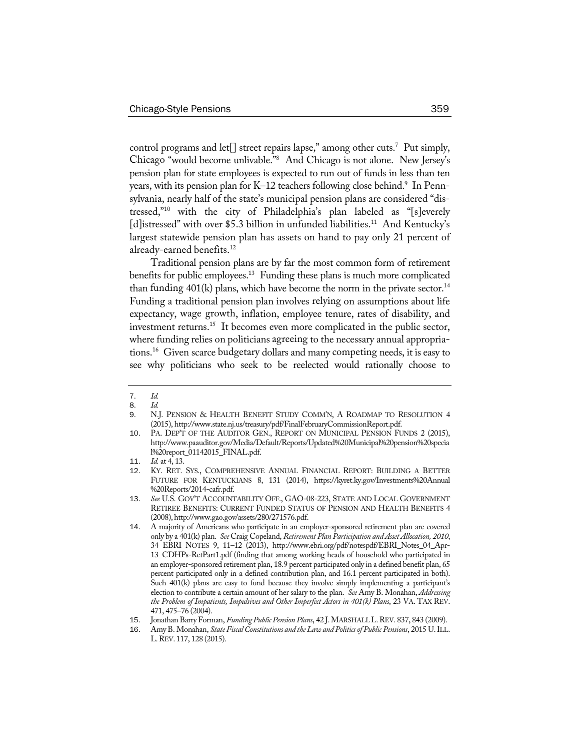control programs and let[] street repairs lapse," among other cuts.[7] Put simply, Chicago "would become unlivable."[8] And Chicago is not alone. New Jersey's pension plan for state employees is expected to run out of funds in less than ten years, with its pension plan for K–12 teachers following close behind.[9] In Pennsylvania, nearly half of the state's municipal pension plans are considered "distressed,"[10] with the city of Philadelphia's plan labeled as "[s]everely [d]istressed" with over $5.3 billion in unfunded liabilities.[11] And Kentucky's largest statewide pension plan has assets on hand to pay only 21 percent of already-earned benefits.[12]

Traditional pension plans are by far the most common form of retirement benefits for public employees.[13] Funding these plans is much more complicated than funding 401(k) plans, which have become the norm in the private sector.[14] Funding a traditional pension plan involves relying on assumptions about life expectancy, wage growth, inflation, employee tenure, rates of disability, and investment returns.[15] It becomes even more complicated in the public sector, where funding relies on politicians agreeing to the necessary annual appropriations.[16] Given scarce budgetary dollars and many competing needs, it is easy to see why politicians who seek to be reelected would rationally choose to

---

7. *Id.*
8. *Id.*
9. N.J. PENSION & HEALTH BENEFIT STUDY COMM'N, A ROADMAP TO RESOLUTION 4 (2015), http://www.state.nj.us/treasury/pdf/FinalFebruaryCommissionReport.pdf.
10. PA. DEP'T OF THE AUDITOR GEN., REPORT ON MUNICIPAL PENSION FUNDS 2 (2015), http://www.paauditor.gov/Media/Default/Reports/Updated%20Municipal%20pension%20special%20report_01142015_FINAL.pdf.
11. *Id.* at 4, 13.
12. KY. RET. SYS., COMPREHENSIVE ANNUAL FINANCIAL REPORT: BUILDING A BETTER FUTURE FOR KENTUCKIANS 8, 131 (2014), https://kyret.ky.gov/Investments%20Annual%20Reports/2014-cafr.pdf.
13. *See* U.S. GOV'T ACCOUNTABILITY OFF., GAO-08-223, STATE AND LOCAL GOVERNMENT RETIREE BENEFITS: CURRENT FUNDED STATUS OF PENSION AND HEALTH BENEFITS 4 (2008), http://www.gao.gov/assets/280/271576.pdf.
14. A majority of Americans who participate in an employer-sponsored retirement plan are covered only by a 401(k) plan. *See* Craig Copeland, *Retirement Plan Participation and Asset Allocation, 2010*, 34 EBRI NOTES 9, 11–12 (2013), http://www.ebri.org/pdf/notespdf/EBRI_Notes_04_Apr-13_CDHPs-RetPart1.pdf (finding that among working heads of household who participated in an employer-sponsored retirement plan, 18.9 percent participated only in a defined benefit plan, 65 percent participated only in a defined contribution plan, and 16.1 percent participated in both). Such 401(k) plans are easy to fund because they involve simply implementing a participant's election to contribute a certain amount of her salary to the plan. *See* Amy B. Monahan, *Addressing the Problem of Impatients, Impulsives and Other Imperfect Actors in 401(k) Plans*, 23 VA. TAX REV. 471, 475–76 (2004).
15. Jonathan Barry Forman, *Funding Public Pension Plans*, 42 J. MARSHALL L. REV. 837, 843 (2009).
16. Amy B. Monahan, *State Fiscal Constitutions and the Law and Politics of Public Pensions*, 2015 U. ILL. L. REV. 117, 128 (2015).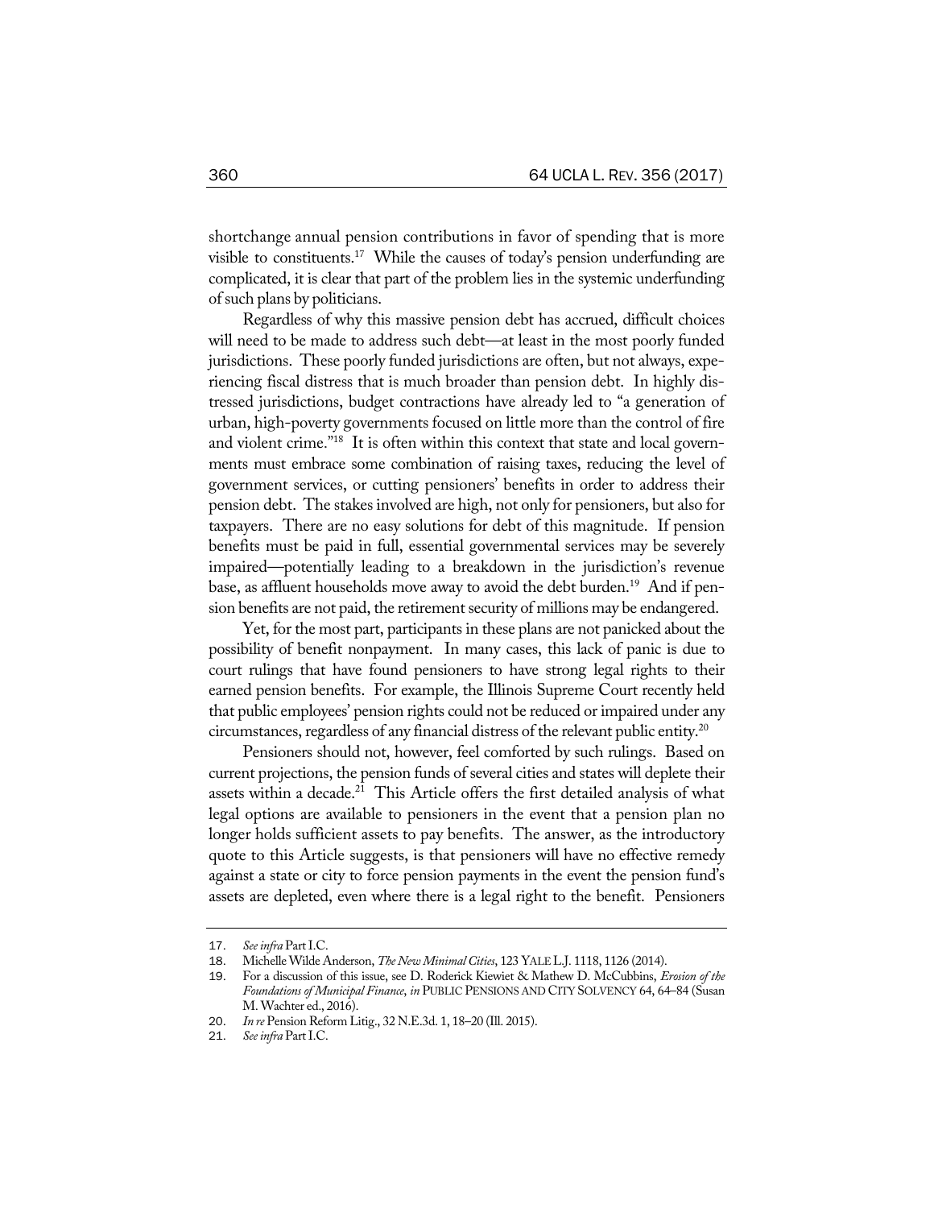shortchange annual pension contributions in favor of spending that is more visible to constituents.[17] While the causes of today's pension underfunding are complicated, it is clear that part of the problem lies in the systemic underfunding of such plans by politicians.

Regardless of why this massive pension debt has accrued, difficult choices will need to be made to address such debt—at least in the most poorly funded jurisdictions. These poorly funded jurisdictions are often, but not always, experiencing fiscal distress that is much broader than pension debt. In highly distressed jurisdictions, budget contractions have already led to "a generation of urban, high-poverty governments focused on little more than the control of fire and violent crime."[18] It is often within this context that state and local governments must embrace some combination of raising taxes, reducing the level of government services, or cutting pensioners' benefits in order to address their pension debt. The stakes involved are high, not only for pensioners, but also for taxpayers. There are no easy solutions for debt of this magnitude. If pension benefits must be paid in full, essential governmental services may be severely impaired—potentially leading to a breakdown in the jurisdiction's revenue base, as affluent households move away to avoid the debt burden.[19] And if pension benefits are not paid, the retirement security of millions may be endangered.

Yet, for the most part, participants in these plans are not panicked about the possibility of benefit nonpayment. In many cases, this lack of panic is due to court rulings that have found pensioners to have strong legal rights to their earned pension benefits. For example, the Illinois Supreme Court recently held that public employees' pension rights could not be reduced or impaired under any circumstances, regardless of any financial distress of the relevant public entity.[20]

Pensioners should not, however, feel comforted by such rulings. Based on current projections, the pension funds of several cities and states will deplete their assets within a decade.[21] This Article offers the first detailed analysis of what legal options are available to pensioners in the event that a pension plan no longer holds sufficient assets to pay benefits. The answer, as the introductory quote to this Article suggests, is that pensioners will have no effective remedy against a state or city to force pension payments in the event the pension fund's assets are depleted, even where there is a legal right to the benefit. Pensioners

---

17. *See infra* Part I.C.
18. Michelle Wilde Anderson, *The New Minimal Cities*, 123 YALE L.J. 1118, 1126 (2014).
19. For a discussion of this issue, see D. Roderick Kiewiet & Mathew D. McCubbins, *Erosion of the Foundations of Municipal Finance*, *in* PUBLIC PENSIONS AND CITY SOLVENCY 64, 64–84 (Susan M. Wachter ed., 2016).
20. *In re* Pension Reform Litig., 32 N.E.3d. 1, 18–20 (Ill. 2015).
21. *See infra* Part I.C.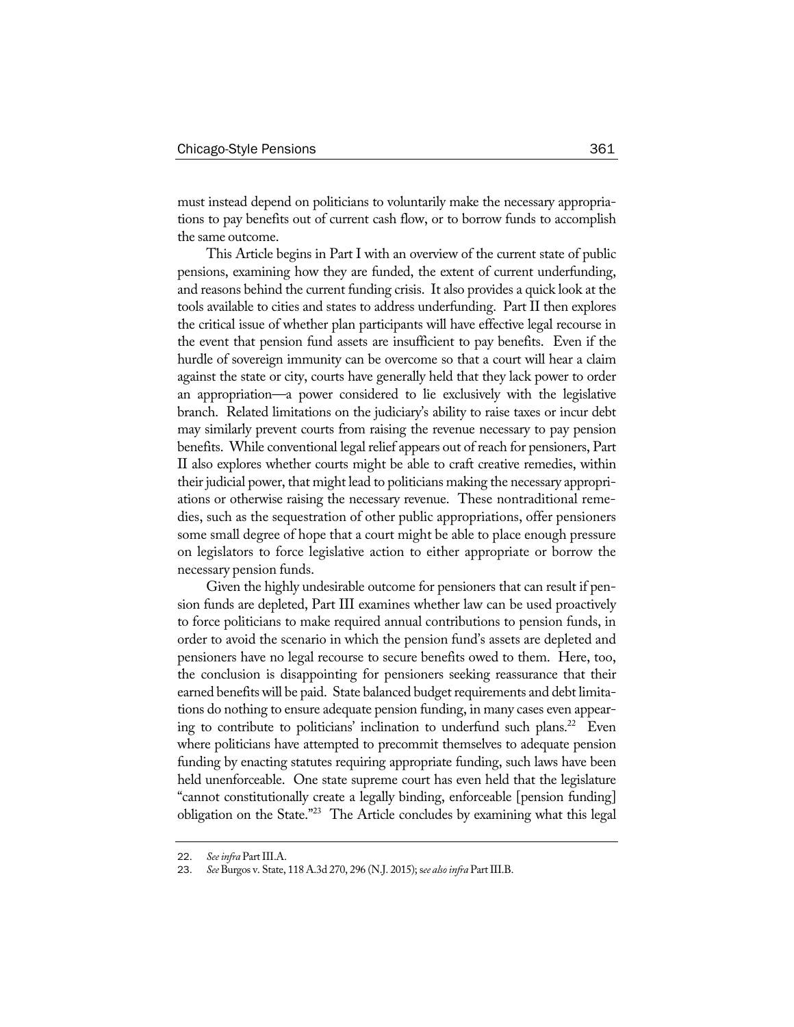must instead depend on politicians to voluntarily make the necessary appropriations to pay benefits out of current cash flow, or to borrow funds to accomplish the same outcome.

This Article begins in Part I with an overview of the current state of public pensions, examining how they are funded, the extent of current underfunding, and reasons behind the current funding crisis. It also provides a quick look at the tools available to cities and states to address underfunding. Part II then explores the critical issue of whether plan participants will have effective legal recourse in the event that pension fund assets are insufficient to pay benefits. Even if the hurdle of sovereign immunity can be overcome so that a court will hear a claim against the state or city, courts have generally held that they lack power to order an appropriation—a power considered to lie exclusively with the legislative branch. Related limitations on the judiciary's ability to raise taxes or incur debt may similarly prevent courts from raising the revenue necessary to pay pension benefits. While conventional legal relief appears out of reach for pensioners, Part II also explores whether courts might be able to craft creative remedies, within their judicial power, that might lead to politicians making the necessary appropriations or otherwise raising the necessary revenue. These nontraditional remedies, such as the sequestration of other public appropriations, offer pensioners some small degree of hope that a court might be able to place enough pressure on legislators to force legislative action to either appropriate or borrow the necessary pension funds.

Given the highly undesirable outcome for pensioners that can result if pension funds are depleted, Part III examines whether law can be used proactively to force politicians to make required annual contributions to pension funds, in order to avoid the scenario in which the pension fund's assets are depleted and pensioners have no legal recourse to secure benefits owed to them. Here, too, the conclusion is disappointing for pensioners seeking reassurance that their earned benefits will be paid. State balanced budget requirements and debt limitations do nothing to ensure adequate pension funding, in many cases even appearing to contribute to politicians' inclination to underfund such plans.[22] Even where politicians have attempted to precommit themselves to adequate pension funding by enacting statutes requiring appropriate funding, such laws have been held unenforceable. One state supreme court has even held that the legislature "cannot constitutionally create a legally binding, enforceable [pension funding] obligation on the State."[23] The Article concludes by examining what this legal

22. *See infra* Part III.A.

23. *See* Burgos v. State, 118 A.3d 270, 296 (N.J. 2015); s*ee also infra* Part III.B.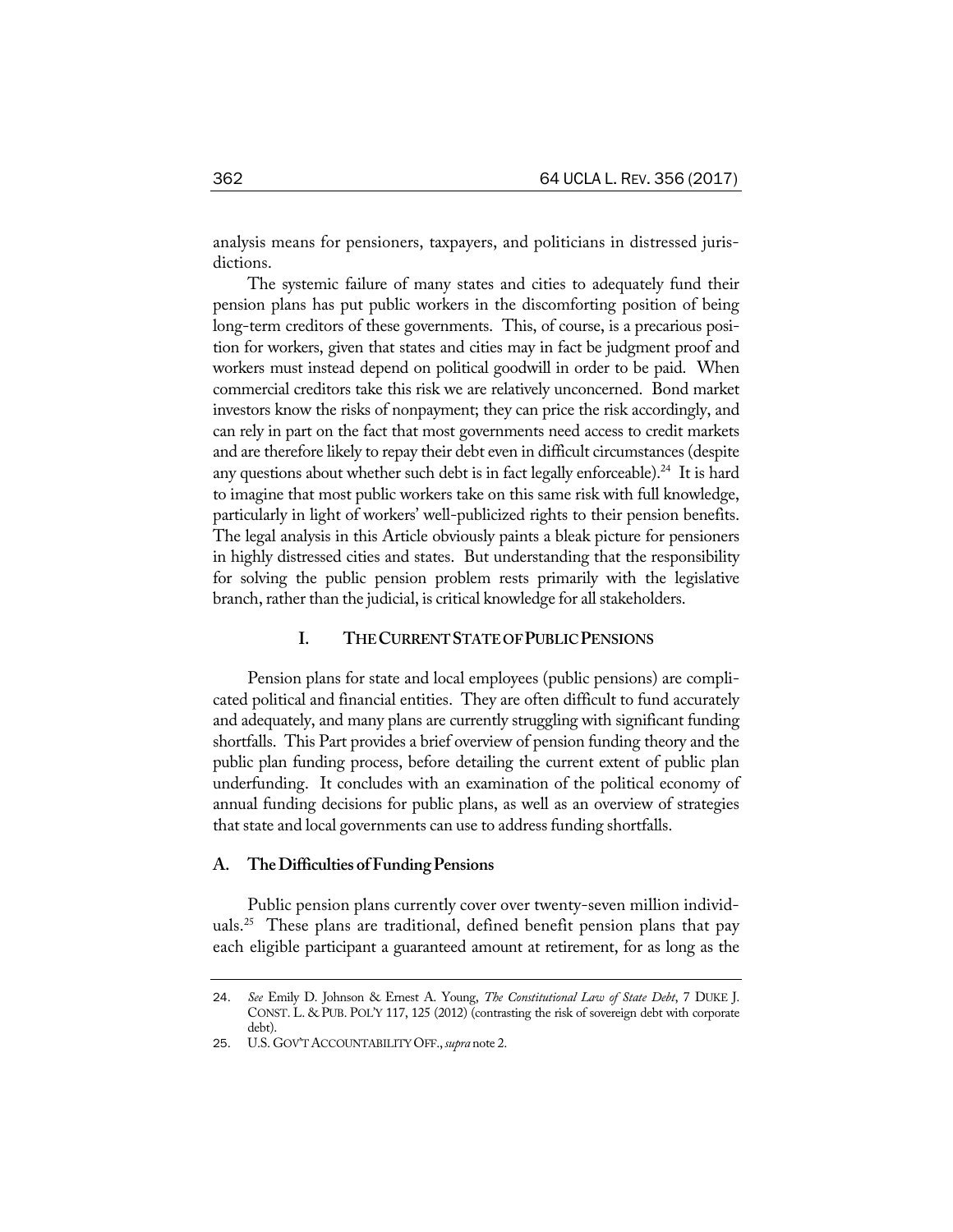analysis means for pensioners, taxpayers, and politicians in distressed jurisdictions.

The systemic failure of many states and cities to adequately fund their pension plans has put public workers in the discomforting position of being long-term creditors of these governments. This, of course, is a precarious position for workers, given that states and cities may in fact be judgment proof and workers must instead depend on political goodwill in order to be paid. When commercial creditors take this risk we are relatively unconcerned. Bond market investors know the risks of nonpayment; they can price the risk accordingly, and can rely in part on the fact that most governments need access to credit markets and are therefore likely to repay their debt even in difficult circumstances (despite any questions about whether such debt is in fact legally enforceable).[24] It is hard to imagine that most public workers take on this same risk with full knowledge, particularly in light of workers' well-publicized rights to their pension benefits. The legal analysis in this Article obviously paints a bleak picture for pensioners in highly distressed cities and states. But understanding that the responsibility for solving the public pension problem rests primarily with the legislative branch, rather than the judicial, is critical knowledge for all stakeholders.

## I. THE CURRENT STATE OF PUBLIC PENSIONS

Pension plans for state and local employees (public pensions) are complicated political and financial entities. They are often difficult to fund accurately and adequately, and many plans are currently struggling with significant funding shortfalls. This Part provides a brief overview of pension funding theory and the public plan funding process, before detailing the current extent of public plan underfunding. It concludes with an examination of the political economy of annual funding decisions for public plans, as well as an overview of strategies that state and local governments can use to address funding shortfalls.

### A. The Difficulties of Funding Pensions

Public pension plans currently cover over twenty-seven million individuals.[25] These plans are traditional, defined benefit pension plans that pay each eligible participant a guaranteed amount at retirement, for as long as the

---

24. *See* Emily D. Johnson & Ernest A. Young, *The Constitutional Law of State Debt*, 7 DUKE J. CONST. L. & PUB. POL'Y 117, 125 (2012) (contrasting the risk of sovereign debt with corporate debt).

25. U.S. GOV'T ACCOUNTABILITY OFF., *supra* note 2.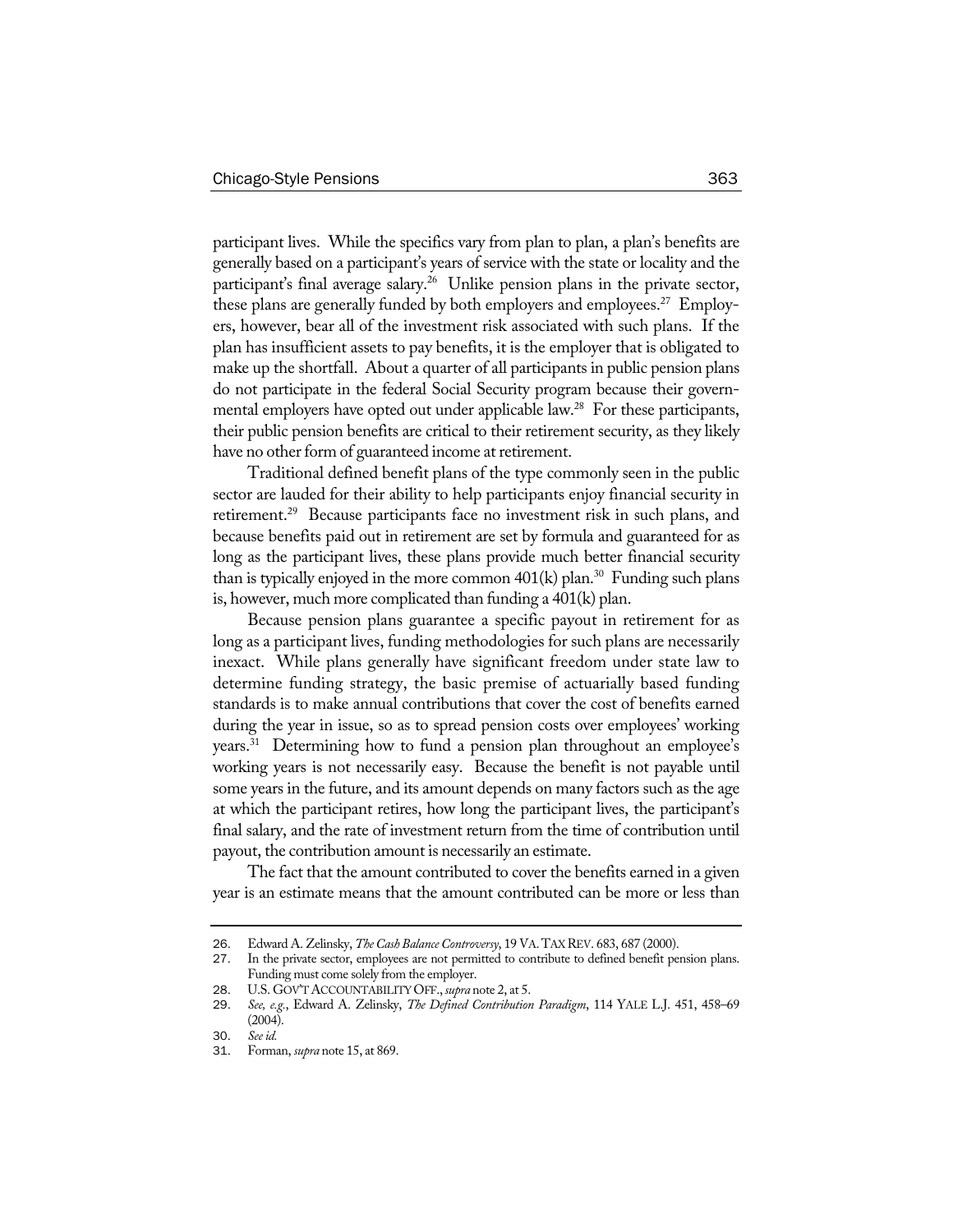participant lives. While the specifics vary from plan to plan, a plan's benefits are generally based on a participant's years of service with the state or locality and the participant's final average salary.[26] Unlike pension plans in the private sector, these plans are generally funded by both employers and employees.[27] Employers, however, bear all of the investment risk associated with such plans. If the plan has insufficient assets to pay benefits, it is the employer that is obligated to make up the shortfall. About a quarter of all participants in public pension plans do not participate in the federal Social Security program because their governmental employers have opted out under applicable law.[28] For these participants, their public pension benefits are critical to their retirement security, as they likely have no other form of guaranteed income at retirement.

Traditional defined benefit plans of the type commonly seen in the public sector are lauded for their ability to help participants enjoy financial security in retirement.[29] Because participants face no investment risk in such plans, and because benefits paid out in retirement are set by formula and guaranteed for as long as the participant lives, these plans provide much better financial security than is typically enjoyed in the more common 401(k) plan.[30] Funding such plans is, however, much more complicated than funding a 401(k) plan.

Because pension plans guarantee a specific payout in retirement for as long as a participant lives, funding methodologies for such plans are necessarily inexact. While plans generally have significant freedom under state law to determine funding strategy, the basic premise of actuarially based funding standards is to make annual contributions that cover the cost of benefits earned during the year in issue, so as to spread pension costs over employees' working years.[31] Determining how to fund a pension plan throughout an employee's working years is not necessarily easy. Because the benefit is not payable until some years in the future, and its amount depends on many factors such as the age at which the participant retires, how long the participant lives, the participant's final salary, and the rate of investment return from the time of contribution until payout, the contribution amount is necessarily an estimate.

The fact that the amount contributed to cover the benefits earned in a given year is an estimate means that the amount contributed can be more or less than

---

26. Edward A. Zelinsky, *The Cash Balance Controversy*, 19 VA. TAX REV. 683, 687 (2000).
27. In the private sector, employees are not permitted to contribute to defined benefit pension plans. Funding must come solely from the employer.
28. U.S. GOV'T ACCOUNTABILITY OFF., *supra* note 2, at 5.
29. *See, e.g.*, Edward A. Zelinsky, *The Defined Contribution Paradigm*, 114 YALE L.J. 451, 458–69 (2004).
30. *See id.*
31. Forman, *supra* note 15, at 869.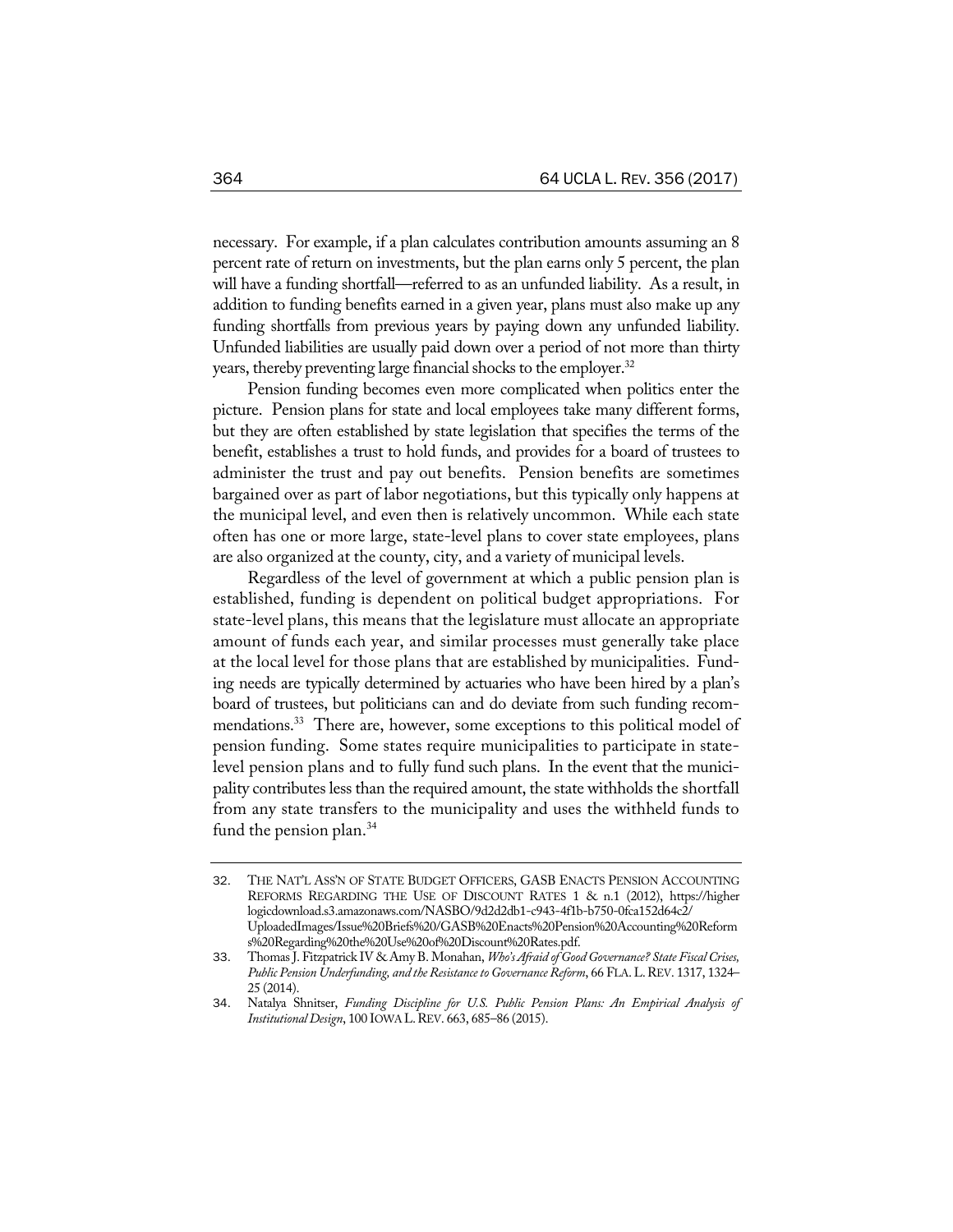necessary. For example, if a plan calculates contribution amounts assuming an 8 percent rate of return on investments, but the plan earns only 5 percent, the plan will have a funding shortfall—referred to as an unfunded liability. As a result, in addition to funding benefits earned in a given year, plans must also make up any funding shortfalls from previous years by paying down any unfunded liability. Unfunded liabilities are usually paid down over a period of not more than thirty years, thereby preventing large financial shocks to the employer.[32]

Pension funding becomes even more complicated when politics enter the picture. Pension plans for state and local employees take many different forms, but they are often established by state legislation that specifies the terms of the benefit, establishes a trust to hold funds, and provides for a board of trustees to administer the trust and pay out benefits. Pension benefits are sometimes bargained over as part of labor negotiations, but this typically only happens at the municipal level, and even then is relatively uncommon. While each state often has one or more large, state-level plans to cover state employees, plans are also organized at the county, city, and a variety of municipal levels.

Regardless of the level of government at which a public pension plan is established, funding is dependent on political budget appropriations. For state-level plans, this means that the legislature must allocate an appropriate amount of funds each year, and similar processes must generally take place at the local level for those plans that are established by municipalities. Funding needs are typically determined by actuaries who have been hired by a plan's board of trustees, but politicians can and do deviate from such funding recommendations.[33] There are, however, some exceptions to this political model of pension funding. Some states require municipalities to participate in state-level pension plans and to fully fund such plans. In the event that the municipality contributes less than the required amount, the state withholds the shortfall from any state transfers to the municipality and uses the withheld funds to fund the pension plan.[34]

---

32. THE NAT'L ASS'N OF STATE BUDGET OFFICERS, GASB ENACTS PENSION ACCOUNTING REFORMS REGARDING THE USE OF DISCOUNT RATES 1 & n.1 (2012), https://higherlogicdownload.s3.amazonaws.com/NASBO/9d2d2db1-c943-4f1b-b750-0fca152d64c2/UploadedImages/Issue%20Briefs%20/GASB%20Enacts%20Pension%20Accounting%20Reforms%20Regarding%20the%20Use%20of%20Discount%20Rates.pdf.

33. Thomas J. Fitzpatrick IV & Amy B. Monahan, *Who's Afraid of Good Governance? State Fiscal Crises, Public Pension Underfunding, and the Resistance to Governance Reform*, 66 FLA. L. REV. 1317, 1324–25 (2014).

34. Natalya Shnitser, *Funding Discipline for U.S. Public Pension Plans: An Empirical Analysis of Institutional Design*, 100 IOWA L. REV. 663, 685–86 (2015).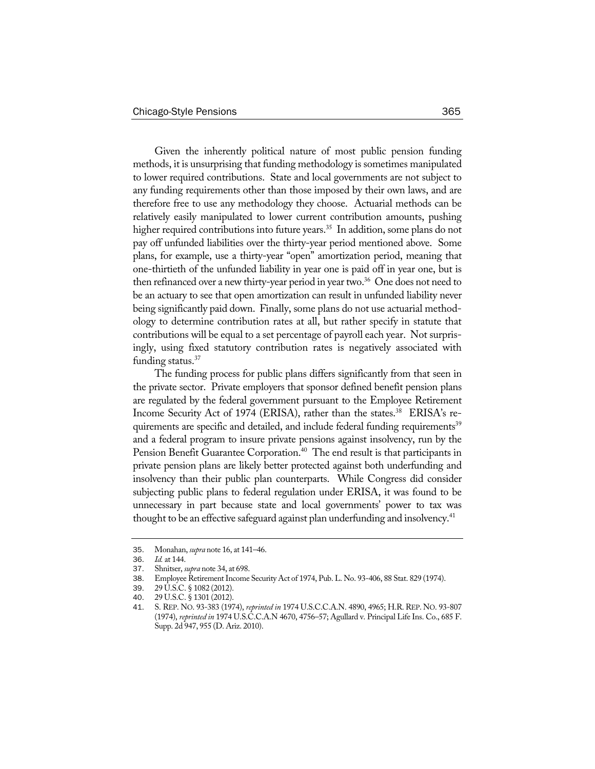Given the inherently political nature of most public pension funding methods, it is unsurprising that funding methodology is sometimes manipulated to lower required contributions. State and local governments are not subject to any funding requirements other than those imposed by their own laws, and are therefore free to use any methodology they choose. Actuarial methods can be relatively easily manipulated to lower current contribution amounts, pushing higher required contributions into future years.[35] In addition, some plans do not pay off unfunded liabilities over the thirty-year period mentioned above. Some plans, for example, use a thirty-year "open" amortization period, meaning that one-thirtieth of the unfunded liability in year one is paid off in year one, but is then refinanced over a new thirty-year period in year two.[36] One does not need to be an actuary to see that open amortization can result in unfunded liability never being significantly paid down. Finally, some plans do not use actuarial methodology to determine contribution rates at all, but rather specify in statute that contributions will be equal to a set percentage of payroll each year. Not surprisingly, using fixed statutory contribution rates is negatively associated with funding status.[37]

The funding process for public plans differs significantly from that seen in the private sector. Private employers that sponsor defined benefit pension plans are regulated by the federal government pursuant to the Employee Retirement Income Security Act of 1974 (ERISA), rather than the states.[38] ERISA's requirements are specific and detailed, and include federal funding requirements[39] and a federal program to insure private pensions against insolvency, run by the Pension Benefit Guarantee Corporation.[40] The end result is that participants in private pension plans are likely better protected against both underfunding and insolvency than their public plan counterparts. While Congress did consider subjecting public plans to federal regulation under ERISA, it was found to be unnecessary in part because state and local governments' power to tax was thought to be an effective safeguard against plan underfunding and insolvency.[41]

---

35. Monahan, *supra* note 16, at 141–46.
36. *Id.* at 144.
37. Shnitser, *supra* note 34, at 698.
38. Employee Retirement Income Security Act of 1974, Pub. L. No. 93-406, 88 Stat. 829 (1974).
39. 29 U.S.C. § 1082 (2012).
40. 29 U.S.C. § 1301 (2012).
41. S. REP. NO. 93-383 (1974), *reprinted in* 1974 U.S.C.C.A.N. 4890, 4965; H.R. REP. NO. 93-807 (1974), *reprinted in* 1974 U.S.C.C.A.N 4670, 4756–57; Agullard v. Principal Life Ins. Co., 685 F. Supp. 2d 947, 955 (D. Ariz. 2010).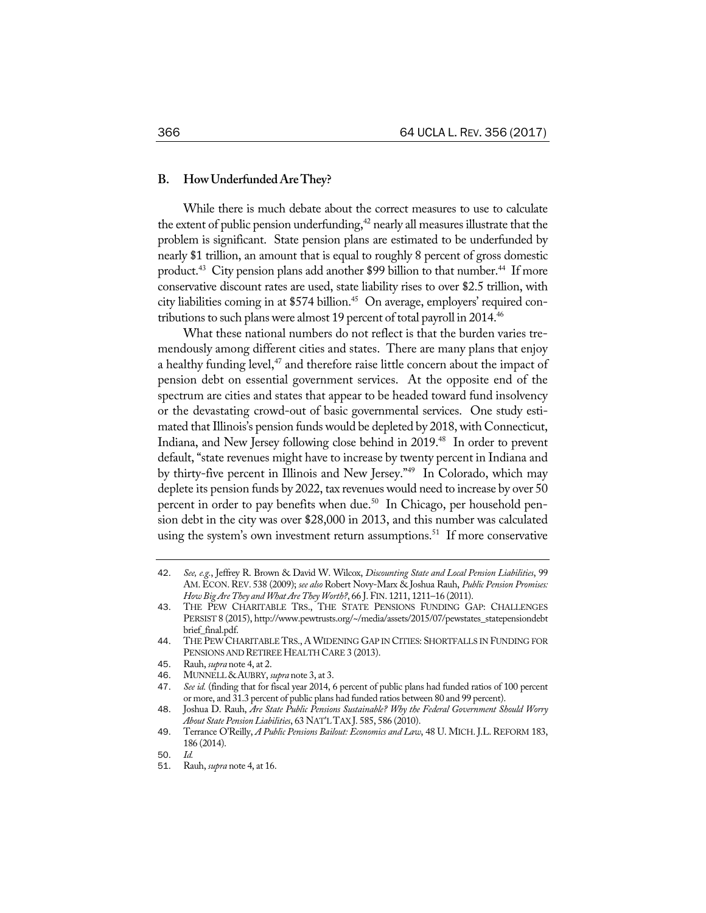### B. How Underfunded Are They?

While there is much debate about the correct measures to use to calculate the extent of public pension underfunding,[42] nearly all measures illustrate that the problem is significant. State pension plans are estimated to be underfunded by nearly $1 trillion, an amount that is equal to roughly 8 percent of gross domestic product.[43] City pension plans add another $99 billion to that number.[44] If more conservative discount rates are used, state liability rises to over $2.5 trillion, with city liabilities coming in at $574 billion.[45] On average, employers' required contributions to such plans were almost 19 percent of total payroll in 2014.[46]

What these national numbers do not reflect is that the burden varies tremendously among different cities and states. There are many plans that enjoy a healthy funding level,[47] and therefore raise little concern about the impact of pension debt on essential government services. At the opposite end of the spectrum are cities and states that appear to be headed toward fund insolvency or the devastating crowd-out of basic governmental services. One study estimated that Illinois's pension funds would be depleted by 2018, with Connecticut, Indiana, and New Jersey following close behind in 2019.[48] In order to prevent default, "state revenues might have to increase by twenty percent in Indiana and by thirty-five percent in Illinois and New Jersey."[49] In Colorado, which may deplete its pension funds by 2022, tax revenues would need to increase by over 50 percent in order to pay benefits when due.[50] In Chicago, per household pension debt in the city was over $28,000 in 2013, and this number was calculated using the system's own investment return assumptions.[51] If more conservative

---

42. *See, e.g.*, Jeffrey R. Brown & David W. Wilcox, *Discounting State and Local Pension Liabilities*, 99 AM. ECON. REV. 538 (2009); *see also* Robert Novy-Marx & Joshua Rauh, *Public Pension Promises: How Big Are They and What Are They Worth?*, 66 J. FIN. 1211, 1211–16 (2011).

43. THE PEW CHARITABLE TRS., THE STATE PENSIONS FUNDING GAP: CHALLENGES PERSIST 8 (2015), http://www.pewtrusts.org/~/media/assets/2015/07/pewstates_statepensiondebtbrief_final.pdf.

44. THE PEW CHARITABLE TRS., A WIDENING GAP IN CITIES: SHORTFALLS IN FUNDING FOR PENSIONS AND RETIREE HEALTH CARE 3 (2013).

45. Rauh, *supra* note 4, at 2.

46. MUNNELL & AUBRY, *supra* note 3, at 3.

47. *See id.* (finding that for fiscal year 2014, 6 percent of public plans had funded ratios of 100 percent or more, and 31.3 percent of public plans had funded ratios between 80 and 99 percent).

48. Joshua D. Rauh, *Are State Public Pensions Sustainable? Why the Federal Government Should Worry About State Pension Liabilities*, 63 NAT'L TAX J. 585, 586 (2010).

49. Terrance O'Reilly, *A Public Pensions Bailout: Economics and Law*, 48 U. MICH. J.L. REFORM 183, 186 (2014).

50. *Id.*

51. Rauh, *supra* note 4, at 16.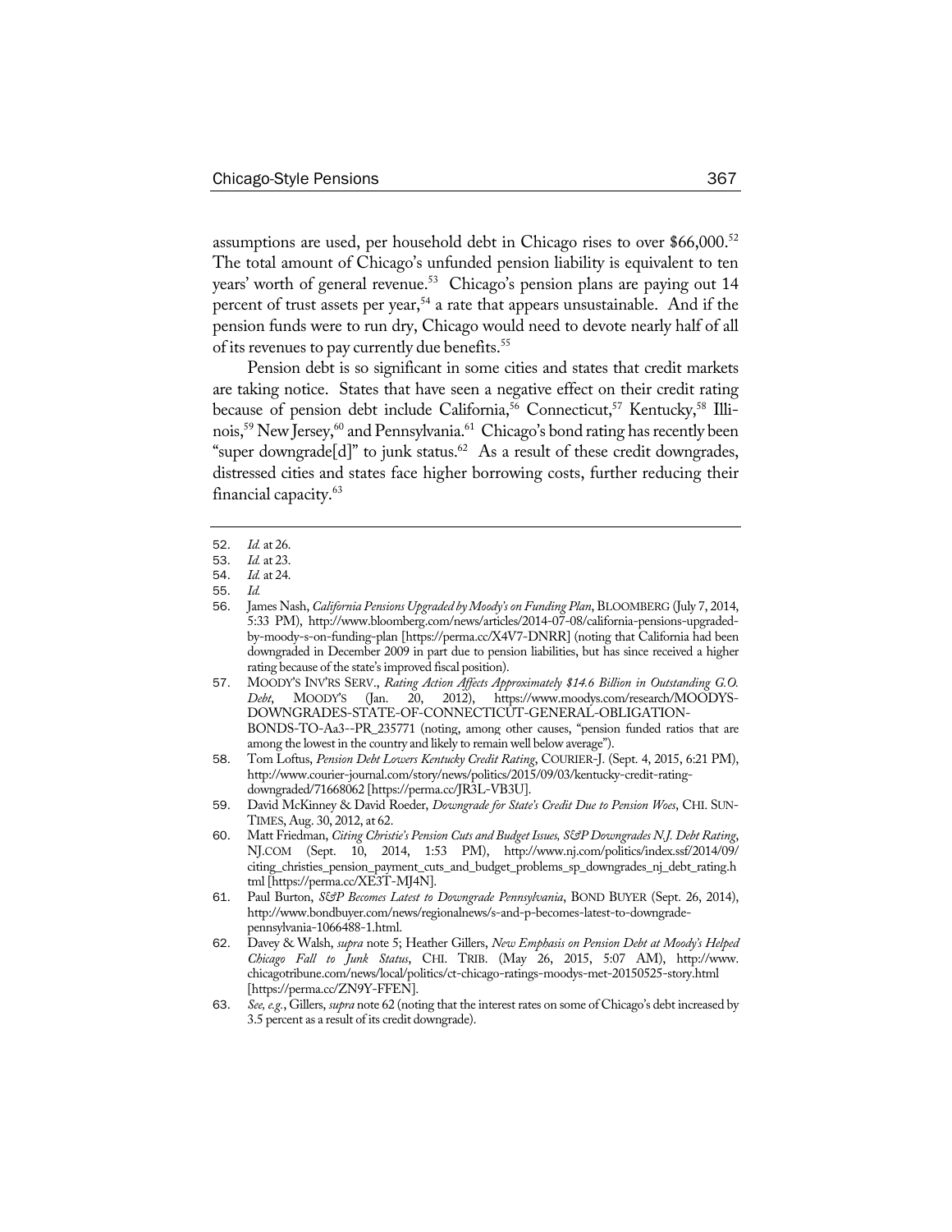assumptions are used, per household debt in Chicago rises to over $66,000.[52] The total amount of Chicago's unfunded pension liability is equivalent to ten years' worth of general revenue.[53] Chicago's pension plans are paying out 14 percent of trust assets per year,[54] a rate that appears unsustainable. And if the pension funds were to run dry, Chicago would need to devote nearly half of all of its revenues to pay currently due benefits.[55]

Pension debt is so significant in some cities and states that credit markets are taking notice. States that have seen a negative effect on their credit rating because of pension debt include California,[56] Connecticut,[57] Kentucky,[58] Illinois,[59] New Jersey,[60] and Pennsylvania.[61] Chicago's bond rating has recently been "super downgrade[d]" to junk status.[62] As a result of these credit downgrades, distressed cities and states face higher borrowing costs, further reducing their financial capacity.[63]

---

52. *Id.* at 26.
53. *Id.* at 23.
54. *Id.* at 24.
55. *Id.*
56. James Nash, *California Pensions Upgraded by Moody's on Funding Plan*, BLOOMBERG (July 7, 2014, 5:33 PM), http://www.bloomberg.com/news/articles/2014-07-08/california-pensions-upgraded-by-moody-s-on-funding-plan [https://perma.cc/X4V7-DNRR] (noting that California had been downgraded in December 2009 in part due to pension liabilities, but has since received a higher rating because of the state's improved fiscal position).
57. MOODY'S INV'RS SERV., *Rating Action Affects Approximately $14.6 Billion in Outstanding G.O. Debt*, MOODY'S (Jan. 20, 2012), https://www.moodys.com/research/MOODYS-DOWNGRADES-STATE-OF-CONNECTICUT-GENERAL-OBLIGATION-BONDS-TO-Aa3--PR_235771 (noting, among other causes, "pension funded ratios that are among the lowest in the country and likely to remain well below average").
58. Tom Loftus, *Pension Debt Lowers Kentucky Credit Rating*, COURIER-J. (Sept. 4, 2015, 6:21 PM), http://www.courier-journal.com/story/news/politics/2015/09/03/kentucky-credit-rating-downgraded/71668062 [https://perma.cc/JR3L-VB3U].
59. David McKinney & David Roeder, *Downgrade for State's Credit Due to Pension Woes*, CHI. SUN-TIMES, Aug. 30, 2012, at 62.
60. Matt Friedman, *Citing Christie's Pension Cuts and Budget Issues, S&P Downgrades N.J. Debt Rating*, NJ.COM (Sept. 10, 2014, 1:53 PM), http://www.nj.com/politics/index.ssf/2014/09/citing_christies_pension_payment_cuts_and_budget_problems_sp_downgrades_nj_debt_rating.html [https://perma.cc/XE3T-MJ4N].
61. Paul Burton, *S&P Becomes Latest to Downgrade Pennsylvania*, BOND BUYER (Sept. 26, 2014), http://www.bondbuyer.com/news/regionalnews/s-and-p-becomes-latest-to-downgrade-pennsylvania-1066488-1.html.
62. Davey & Walsh, *supra* note 5; Heather Gillers, *New Emphasis on Pension Debt at Moody's Helped Chicago Fall to Junk Status*, CHI. TRIB. (May 26, 2015, 5:07 AM), http://www.chicagotribune.com/news/local/politics/ct-chicago-ratings-moodys-met-20150525-story.html [https://perma.cc/ZN9Y-FFEN].
63. *See, e.g.*, Gillers, *supra* note 62 (noting that the interest rates on some of Chicago's debt increased by 3.5 percent as a result of its credit downgrade).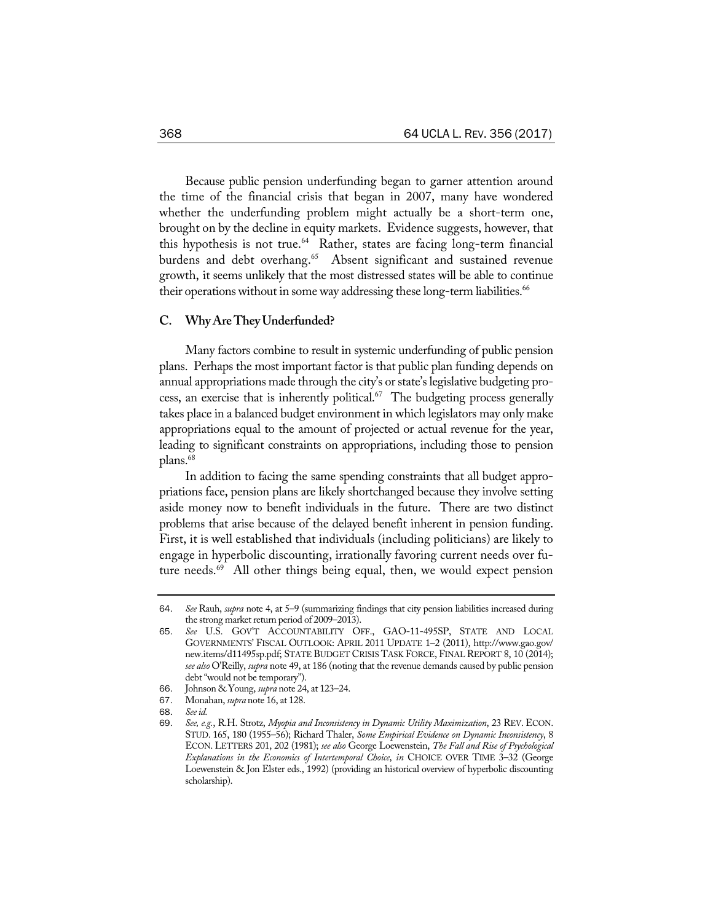Because public pension underfunding began to garner attention around the time of the financial crisis that began in 2007, many have wondered whether the underfunding problem might actually be a short-term one, brought on by the decline in equity markets. Evidence suggests, however, that this hypothesis is not true.[64] Rather, states are facing long-term financial burdens and debt overhang.[65] Absent significant and sustained revenue growth, it seems unlikely that the most distressed states will be able to continue their operations without in some way addressing these long-term liabilities.[66]

### C. Why Are They Underfunded?

Many factors combine to result in systemic underfunding of public pension plans. Perhaps the most important factor is that public plan funding depends on annual appropriations made through the city's or state's legislative budgeting process, an exercise that is inherently political.[67] The budgeting process generally takes place in a balanced budget environment in which legislators may only make appropriations equal to the amount of projected or actual revenue for the year, leading to significant constraints on appropriations, including those to pension plans.[68]

In addition to facing the same spending constraints that all budget appropriations face, pension plans are likely shortchanged because they involve setting aside money now to benefit individuals in the future. There are two distinct problems that arise because of the delayed benefit inherent in pension funding. First, it is well established that individuals (including politicians) are likely to engage in hyperbolic discounting, irrationally favoring current needs over future needs.[69] All other things being equal, then, we would expect pension

---

64. *See* Rauh, *supra* note 4, at 5–9 (summarizing findings that city pension liabilities increased during the strong market return period of 2009–2013).

65. *See* U.S. GOV'T ACCOUNTABILITY OFF., GAO-11-495SP, STATE AND LOCAL GOVERNMENTS' FISCAL OUTLOOK: APRIL 2011 UPDATE 1–2 (2011), http://www.gao.gov/new.items/d11495sp.pdf; STATE BUDGET CRISIS TASK FORCE, FINAL REPORT 8, 10 (2014); *see also* O'Reilly, *supra* note 49, at 186 (noting that the revenue demands caused by public pension debt "would not be temporary").

66. Johnson & Young, *supra* note 24, at 123–24.

67. Monahan, *supra* note 16, at 128.

68. *See id.*

69. *See, e.g.*, R.H. Strotz, *Myopia and Inconsistency in Dynamic Utility Maximization*, 23 REV. ECON. STUD. 165, 180 (1955–56); Richard Thaler, *Some Empirical Evidence on Dynamic Inconsistency*, 8 ECON. LETTERS 201, 202 (1981); *see also* George Loewenstein, *The Fall and Rise of Psychological Explanations in the Economics of Intertemporal Choice*, *in* CHOICE OVER TIME 3–32 (George Loewenstein & Jon Elster eds., 1992) (providing an historical overview of hyperbolic discounting scholarship).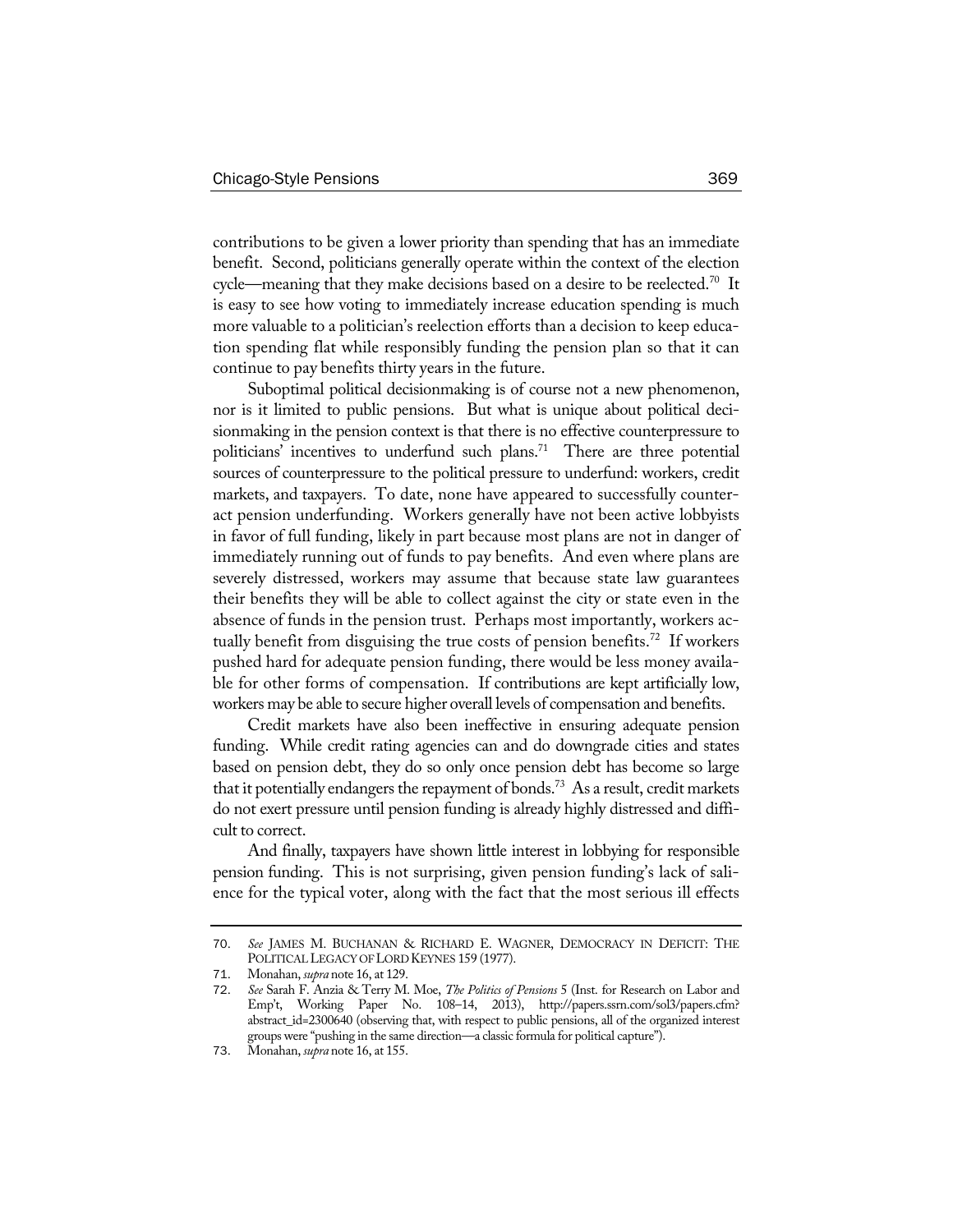contributions to be given a lower priority than spending that has an immediate benefit. Second, politicians generally operate within the context of the election cycle—meaning that they make decisions based on a desire to be reelected.[70] It is easy to see how voting to immediately increase education spending is much more valuable to a politician's reelection efforts than a decision to keep education spending flat while responsibly funding the pension plan so that it can continue to pay benefits thirty years in the future.

Suboptimal political decisionmaking is of course not a new phenomenon, nor is it limited to public pensions. But what is unique about political decisionmaking in the pension context is that there is no effective counterpressure to politicians' incentives to underfund such plans.[71] There are three potential sources of counterpressure to the political pressure to underfund: workers, credit markets, and taxpayers. To date, none have appeared to successfully counteract pension underfunding. Workers generally have not been active lobbyists in favor of full funding, likely in part because most plans are not in danger of immediately running out of funds to pay benefits. And even where plans are severely distressed, workers may assume that because state law guarantees their benefits they will be able to collect against the city or state even in the absence of funds in the pension trust. Perhaps most importantly, workers actually benefit from disguising the true costs of pension benefits.[72] If workers pushed hard for adequate pension funding, there would be less money available for other forms of compensation. If contributions are kept artificially low, workers may be able to secure higher overall levels of compensation and benefits.

Credit markets have also been ineffective in ensuring adequate pension funding. While credit rating agencies can and do downgrade cities and states based on pension debt, they do so only once pension debt has become so large that it potentially endangers the repayment of bonds.[73] As a result, credit markets do not exert pressure until pension funding is already highly distressed and difficult to correct.

And finally, taxpayers have shown little interest in lobbying for responsible pension funding. This is not surprising, given pension funding's lack of salience for the typical voter, along with the fact that the most serious ill effects

---

70. *See* JAMES M. BUCHANAN & RICHARD E. WAGNER, DEMOCRACY IN DEFICIT: THE POLITICAL LEGACY OF LORD KEYNES 159 (1977).

71. Monahan, *supra* note 16, at 129.

72. *See* Sarah F. Anzia & Terry M. Moe, *The Politics of Pensions* 5 (Inst. for Research on Labor and Emp't, Working Paper No. 108–14, 2013), http://papers.ssrn.com/sol3/papers.cfm?abstract_id=2300640 (observing that, with respect to public pensions, all of the organized interest groups were "pushing in the same direction—a classic formula for political capture").

73. Monahan, *supra* note 16, at 155.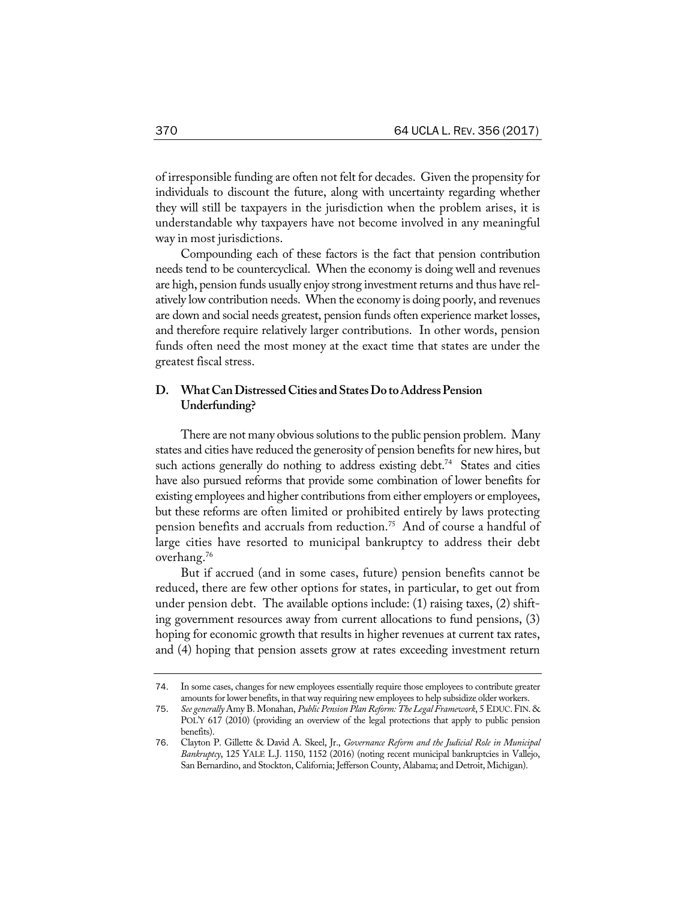of irresponsible funding are often not felt for decades. Given the propensity for individuals to discount the future, along with uncertainty regarding whether they will still be taxpayers in the jurisdiction when the problem arises, it is understandable why taxpayers have not become involved in any meaningful way in most jurisdictions.

Compounding each of these factors is the fact that pension contribution needs tend to be countercyclical. When the economy is doing well and revenues are high, pension funds usually enjoy strong investment returns and thus have relatively low contribution needs. When the economy is doing poorly, and revenues are down and social needs greatest, pension funds often experience market losses, and therefore require relatively larger contributions. In other words, pension funds often need the most money at the exact time that states are under the greatest fiscal stress.

### D. What Can Distressed Cities and States Do to Address Pension Underfunding?

There are not many obvious solutions to the public pension problem. Many states and cities have reduced the generosity of pension benefits for new hires, but such actions generally do nothing to address existing debt.[74] States and cities have also pursued reforms that provide some combination of lower benefits for existing employees and higher contributions from either employers or employees, but these reforms are often limited or prohibited entirely by laws protecting pension benefits and accruals from reduction.[75] And of course a handful of large cities have resorted to municipal bankruptcy to address their debt overhang.[76]

But if accrued (and in some cases, future) pension benefits cannot be reduced, there are few other options for states, in particular, to get out from under pension debt. The available options include: (1) raising taxes, (2) shifting government resources away from current allocations to fund pensions, (3) hoping for economic growth that results in higher revenues at current tax rates, and (4) hoping that pension assets grow at rates exceeding investment return

---

74. In some cases, changes for new employees essentially require those employees to contribute greater amounts for lower benefits, in that way requiring new employees to help subsidize older workers.

75. *See generally* Amy B. Monahan, *Public Pension Plan Reform: The Legal Framework*, 5 EDUC. FIN. & POL'Y 617 (2010) (providing an overview of the legal protections that apply to public pension benefits).

76. Clayton P. Gillette & David A. Skeel, Jr., *Governance Reform and the Judicial Role in Municipal Bankruptcy*, 125 YALE L.J. 1150, 1152 (2016) (noting recent municipal bankruptcies in Vallejo, San Bernardino, and Stockton, California; Jefferson County, Alabama; and Detroit, Michigan).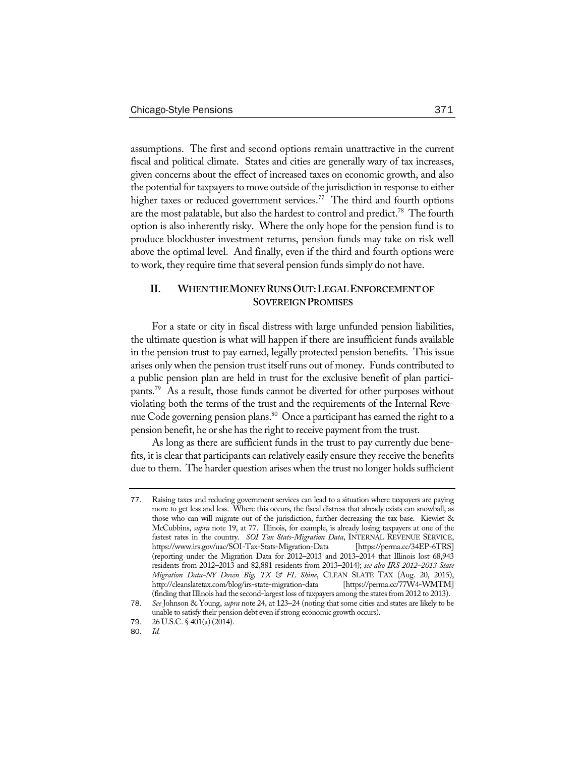assumptions. The first and second options remain unattractive in the current fiscal and political climate. States and cities are generally wary of tax increases, given concerns about the effect of increased taxes on economic growth, and also the potential for taxpayers to move outside of the jurisdiction in response to either higher taxes or reduced government services.[77] The third and fourth options are the most palatable, but also the hardest to control and predict.[78] The fourth option is also inherently risky. Where the only hope for the pension fund is to produce blockbuster investment returns, pension funds may take on risk well above the optimal level. And finally, even if the third and fourth options were to work, they require time that several pension funds simply do not have.

## II. WHEN THE MONEY RUNS OUT: LEGAL ENFORCEMENT OF SOVEREIGN PROMISES

For a state or city in fiscal distress with large unfunded pension liabilities, the ultimate question is what will happen if there are insufficient funds available in the pension trust to pay earned, legally protected pension benefits. This issue arises only when the pension trust itself runs out of money. Funds contributed to a public pension plan are held in trust for the exclusive benefit of plan participants.[79] As a result, those funds cannot be diverted for other purposes without violating both the terms of the trust and the requirements of the Internal Revenue Code governing pension plans.[80] Once a participant has earned the right to a pension benefit, he or she has the right to receive payment from the trust.

As long as there are sufficient funds in the trust to pay currently due benefits, it is clear that participants can relatively easily ensure they receive the benefits due to them. The harder question arises when the trust no longer holds sufficient

---

77. Raising taxes and reducing government services can lead to a situation where taxpayers are paying more to get less and less. Where this occurs, the fiscal distress that already exists can snowball, as those who can will migrate out of the jurisdiction, further decreasing the tax base. Kiewiet & McCubbins, *supra* note 19, at 77. Illinois, for example, is already losing taxpayers at one of the fastest rates in the country. *SOI Tax Stats-Migration Data*, INTERNAL REVENUE SERVICE, https://www.irs.gov/uac/SOI-Tax-Stats-Migration-Data [https://perma.cc/34EP-6TRS] (reporting under the Migration Data for 2012–2013 and 2013–2014 that Illinois lost 68,943 residents from 2012–2013 and 82,881 residents from 2013–2014); *see also IRS 2012–2013 State Migration Data-NY Down Big, TX & FL Shine*, CLEAN SLATE TAX (Aug. 20, 2015), http://cleanslatetax.com/blog/irs-state-migration-data [https://perma.cc/77W4-WMTM] (finding that Illinois had the second-largest loss of taxpayers among the states from 2012 to 2013).

78. *See* Johnson & Young, *supra* note 24, at 123–24 (noting that some cities and states are likely to be unable to satisfy their pension debt even if strong economic growth occurs).

79. 26 U.S.C. § 401(a) (2014).

80. *Id.*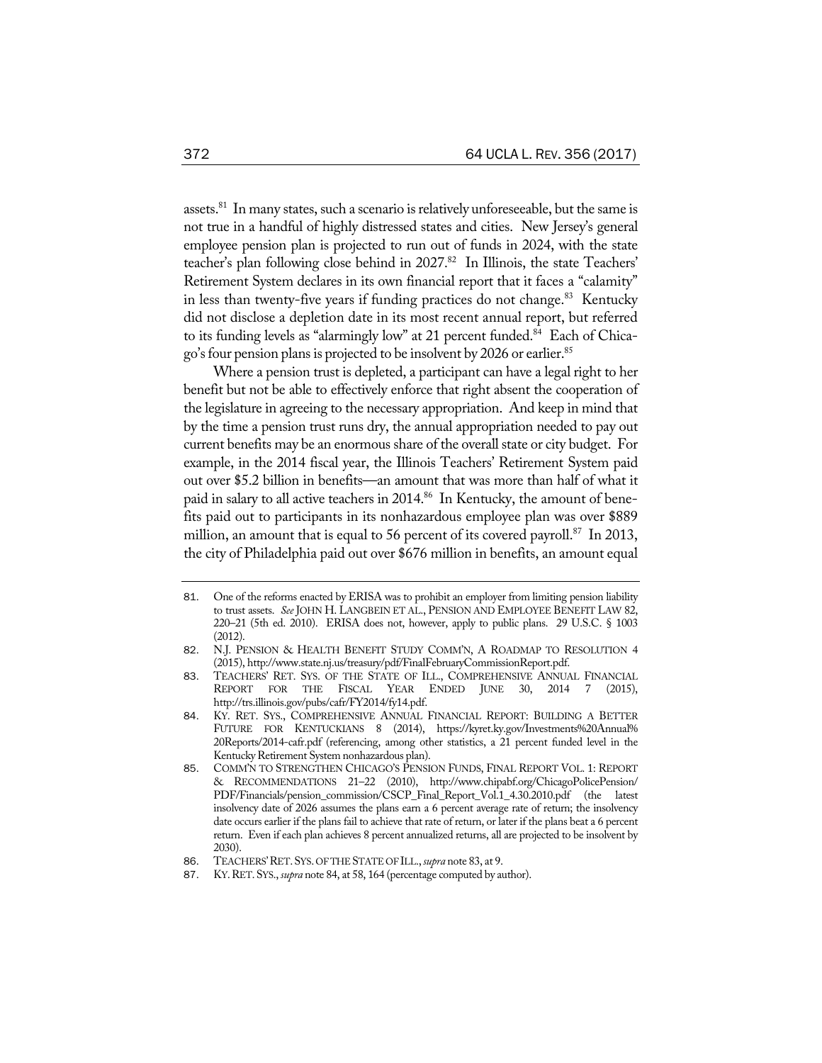assets.[81] In many states, such a scenario is relatively unforeseeable, but the same is not true in a handful of highly distressed states and cities. New Jersey's general employee pension plan is projected to run out of funds in 2024, with the state teacher's plan following close behind in 2027.[82] In Illinois, the state Teachers' Retirement System declares in its own financial report that it faces a "calamity" in less than twenty-five years if funding practices do not change.[83] Kentucky did not disclose a depletion date in its most recent annual report, but referred to its funding levels as "alarmingly low" at 21 percent funded.[84] Each of Chicago's four pension plans is projected to be insolvent by 2026 or earlier.[85]

Where a pension trust is depleted, a participant can have a legal right to her benefit but not be able to effectively enforce that right absent the cooperation of the legislature in agreeing to the necessary appropriation. And keep in mind that by the time a pension trust runs dry, the annual appropriation needed to pay out current benefits may be an enormous share of the overall state or city budget. For example, in the 2014 fiscal year, the Illinois Teachers' Retirement System paid out over $5.2 billion in benefits—an amount that was more than half of what it paid in salary to all active teachers in 2014.[86] In Kentucky, the amount of benefits paid out to participants in its nonhazardous employee plan was over $889 million, an amount that is equal to 56 percent of its covered payroll.[87] In 2013, the city of Philadelphia paid out over $676 million in benefits, an amount equal

---

81. One of the reforms enacted by ERISA was to prohibit an employer from limiting pension liability to trust assets. *See* JOHN H. LANGBEIN ET AL., PENSION AND EMPLOYEE BENEFIT LAW 82, 220–21 (5th ed. 2010). ERISA does not, however, apply to public plans. 29 U.S.C. § 1003 (2012).

82. N.J. PENSION & HEALTH BENEFIT STUDY COMM'N, A ROADMAP TO RESOLUTION 4 (2015), http://www.state.nj.us/treasury/pdf/FinalFebruaryCommissionReport.pdf.

83. TEACHERS' RET. SYS. OF THE STATE OF ILL., COMPREHENSIVE ANNUAL FINANCIAL REPORT FOR THE FISCAL YEAR ENDED JUNE 30, 2014 7 (2015), http://trs.illinois.gov/pubs/cafr/FY2014/fy14.pdf.

84. KY. RET. SYS., COMPREHENSIVE ANNUAL FINANCIAL REPORT: BUILDING A BETTER FUTURE FOR KENTUCKIANS 8 (2014), https://kyret.ky.gov/Investments%20Annual%20Reports/2014-cafr.pdf (referencing, among other statistics, a 21 percent funded level in the Kentucky Retirement System nonhazardous plan).

85. COMM'N TO STRENGTHEN CHICAGO'S PENSION FUNDS, FINAL REPORT VOL. 1: REPORT & RECOMMENDATIONS 21–22 (2010), http://www.chipabf.org/ChicagoPolicePension/PDF/Financials/pension_commission/CSCP_Final_Report_Vol.1_4.30.2010.pdf (the latest insolvency date of 2026 assumes the plans earn a 6 percent average rate of return; the insolvency date occurs earlier if the plans fail to achieve that rate of return, or later if the plans beat a 6 percent return. Even if each plan achieves 8 percent annualized returns, all are projected to be insolvent by 2030).

86. TEACHERS' RET. SYS. OF THE STATE OF ILL., *supra* note 83, at 9.

87. KY. RET. SYS., *supra* note 84, at 58, 164 (percentage computed by author).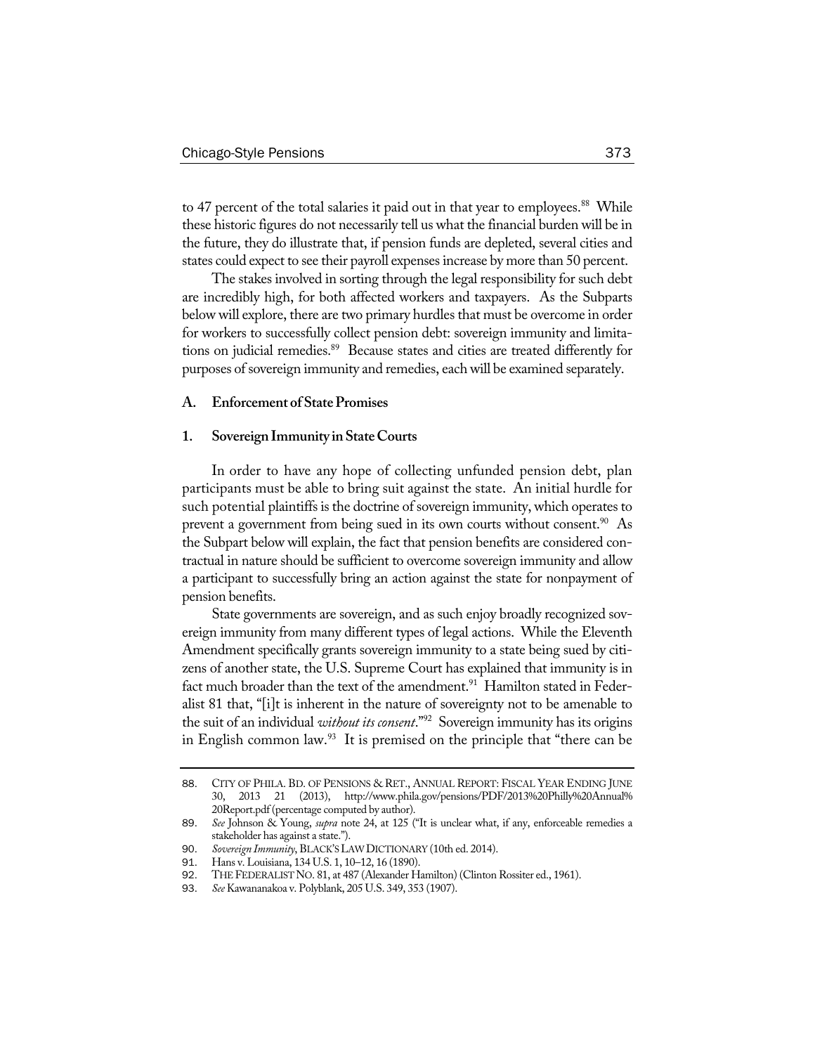to 47 percent of the total salaries it paid out in that year to employees.[88] While these historic figures do not necessarily tell us what the financial burden will be in the future, they do illustrate that, if pension funds are depleted, several cities and states could expect to see their payroll expenses increase by more than 50 percent.

The stakes involved in sorting through the legal responsibility for such debt are incredibly high, for both affected workers and taxpayers. As the Subparts below will explore, there are two primary hurdles that must be overcome in order for workers to successfully collect pension debt: sovereign immunity and limitations on judicial remedies.[89] Because states and cities are treated differently for purposes of sovereign immunity and remedies, each will be examined separately.

### A. Enforcement of State Promises

#### 1. Sovereign Immunity in State Courts

In order to have any hope of collecting unfunded pension debt, plan participants must be able to bring suit against the state. An initial hurdle for such potential plaintiffs is the doctrine of sovereign immunity, which operates to prevent a government from being sued in its own courts without consent.[90] As the Subpart below will explain, the fact that pension benefits are considered contractual in nature should be sufficient to overcome sovereign immunity and allow a participant to successfully bring an action against the state for nonpayment of pension benefits.

State governments are sovereign, and as such enjoy broadly recognized sovereign immunity from many different types of legal actions. While the Eleventh Amendment specifically grants sovereign immunity to a state being sued by citizens of another state, the U.S. Supreme Court has explained that immunity is in fact much broader than the text of the amendment.[91] Hamilton stated in Federalist 81 that, "[i]t is inherent in the nature of sovereignty not to be amenable to the suit of an individual *without its consent*."[92] Sovereign immunity has its origins in English common law.[93] It is premised on the principle that "there can be

---

88. CITY OF PHILA. BD. OF PENSIONS & RET., ANNUAL REPORT: FISCAL YEAR ENDING JUNE 30, 2013 21 (2013), http://www.phila.gov/pensions/PDF/2013%20Philly%20Annual%20Report.pdf (percentage computed by author).

89. *See* Johnson & Young, *supra* note 24, at 125 ("It is unclear what, if any, enforceable remedies a stakeholder has against a state.").

90. *Sovereign Immunity*, BLACK'S LAW DICTIONARY (10th ed. 2014).

91. Hans v. Louisiana, 134 U.S. 1, 10–12, 16 (1890).

92. THE FEDERALIST NO. 81, at 487 (Alexander Hamilton) (Clinton Rossiter ed., 1961).

93. *See* Kawananakoa v. Polyblank, 205 U.S. 349, 353 (1907).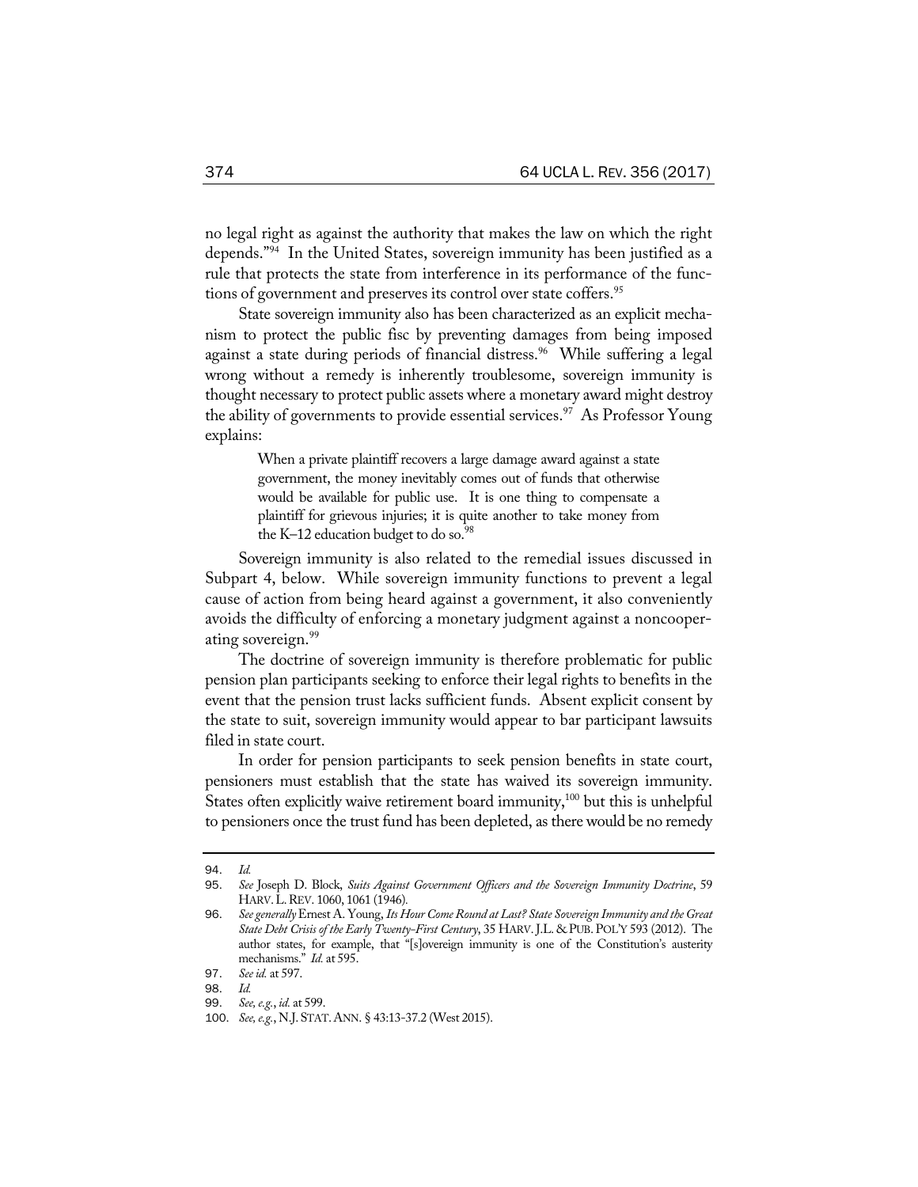no legal right as against the authority that makes the law on which the right depends."[94] In the United States, sovereign immunity has been justified as a rule that protects the state from interference in its performance of the functions of government and preserves its control over state coffers.[95]

State sovereign immunity also has been characterized as an explicit mechanism to protect the public fisc by preventing damages from being imposed against a state during periods of financial distress.[96] While suffering a legal wrong without a remedy is inherently troublesome, sovereign immunity is thought necessary to protect public assets where a monetary award might destroy the ability of governments to provide essential services.[97] As Professor Young explains:

> When a private plaintiff recovers a large damage award against a state government, the money inevitably comes out of funds that otherwise would be available for public use. It is one thing to compensate a plaintiff for grievous injuries; it is quite another to take money from the K–12 education budget to do so.[98]

Sovereign immunity is also related to the remedial issues discussed in Subpart 4, below. While sovereign immunity functions to prevent a legal cause of action from being heard against a government, it also conveniently avoids the difficulty of enforcing a monetary judgment against a noncooperating sovereign.[99]

The doctrine of sovereign immunity is therefore problematic for public pension plan participants seeking to enforce their legal rights to benefits in the event that the pension trust lacks sufficient funds. Absent explicit consent by the state to suit, sovereign immunity would appear to bar participant lawsuits filed in state court.

In order for pension participants to seek pension benefits in state court, pensioners must establish that the state has waived its sovereign immunity. States often explicitly waive retirement board immunity,[100] but this is unhelpful to pensioners once the trust fund has been depleted, as there would be no remedy

---

94. *Id.*

95. *See* Joseph D. Block, *Suits Against Government Officers and the Sovereign Immunity Doctrine*, 59 HARV. L. REV. 1060, 1061 (1946).

96. *See generally* Ernest A. Young, *Its Hour Come Round at Last? State Sovereign Immunity and the Great State Debt Crisis of the Early Twenty-First Century*, 35 HARV. J.L. & PUB. POL'Y 593 (2012). The author states, for example, that "[s]overeign immunity is one of the Constitution's austerity mechanisms." *Id.* at 595.

97. *See id.* at 597.

98. *Id.*

99. *See, e.g.*, *id.* at 599.

100. *See, e.g.*, N.J. STAT. ANN. § 43:13-37.2 (West 2015).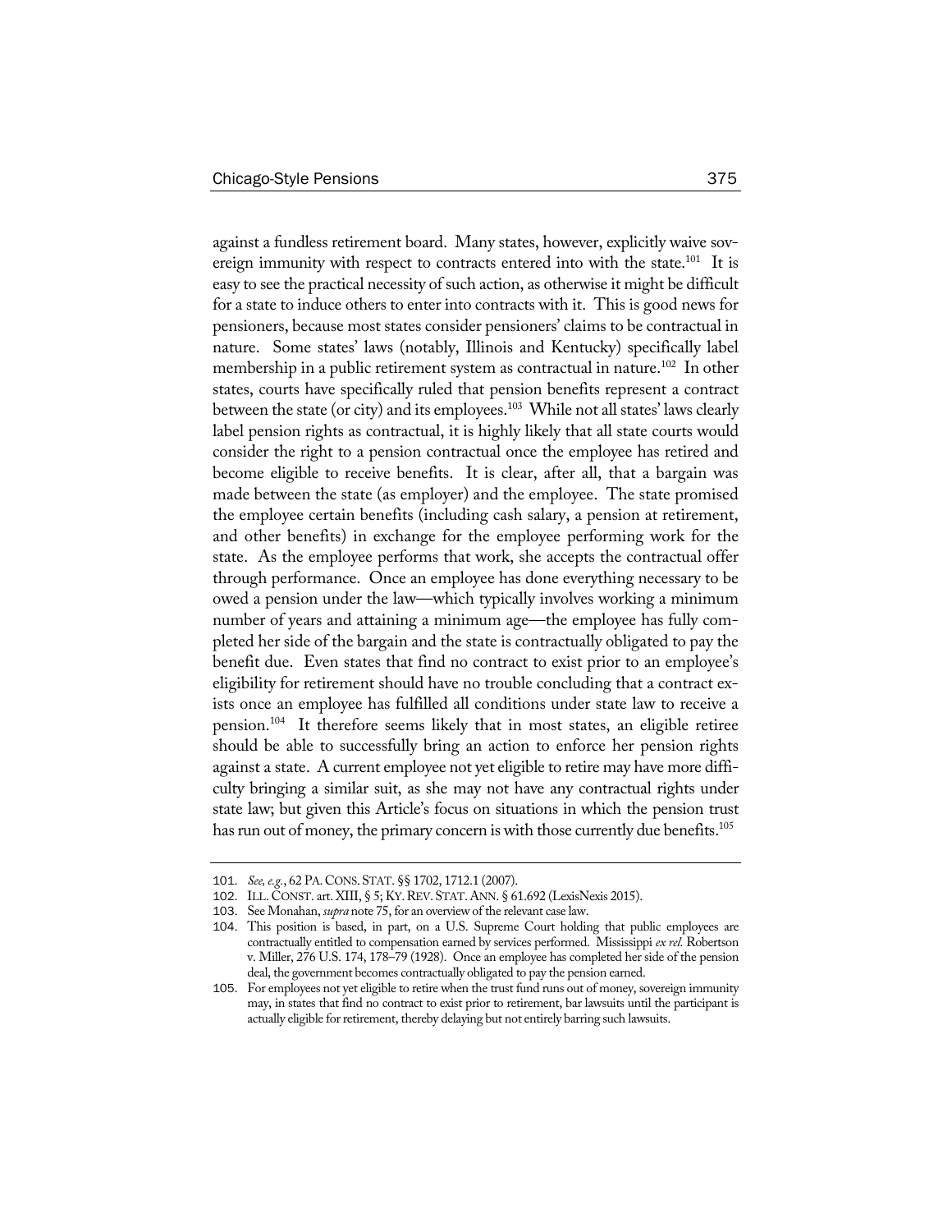against a fundless retirement board. Many states, however, explicitly waive sovereign immunity with respect to contracts entered into with the state.[101] It is easy to see the practical necessity of such action, as otherwise it might be difficult for a state to induce others to enter into contracts with it. This is good news for pensioners, because most states consider pensioners' claims to be contractual in nature. Some states' laws (notably, Illinois and Kentucky) specifically label membership in a public retirement system as contractual in nature.[102] In other states, courts have specifically ruled that pension benefits represent a contract between the state (or city) and its employees.[103] While not all states' laws clearly label pension rights as contractual, it is highly likely that all state courts would consider the right to a pension contractual once the employee has retired and become eligible to receive benefits. It is clear, after all, that a bargain was made between the state (as employer) and the employee. The state promised the employee certain benefits (including cash salary, a pension at retirement, and other benefits) in exchange for the employee performing work for the state. As the employee performs that work, she accepts the contractual offer through performance. Once an employee has done everything necessary to be owed a pension under the law—which typically involves working a minimum number of years and attaining a minimum age—the employee has fully completed her side of the bargain and the state is contractually obligated to pay the benefit due. Even states that find no contract to exist prior to an employee's eligibility for retirement should have no trouble concluding that a contract exists once an employee has fulfilled all conditions under state law to receive a pension.[104] It therefore seems likely that in most states, an eligible retiree should be able to successfully bring an action to enforce her pension rights against a state. A current employee not yet eligible to retire may have more difficulty bringing a similar suit, as she may not have any contractual rights under state law; but given this Article's focus on situations in which the pension trust has run out of money, the primary concern is with those currently due benefits.[105]

---

101. *See, e.g.*, 62 PA. CONS. STAT. §§ 1702, 1712.1 (2007).
102. ILL. CONST. art. XIII, § 5; KY. REV. STAT. ANN. § 61.692 (LexisNexis 2015).
103. See Monahan, *supra* note 75, for an overview of the relevant case law.
104. This position is based, in part, on a U.S. Supreme Court holding that public employees are contractually entitled to compensation earned by services performed. Mississippi *ex rel.* Robertson v. Miller, 276 U.S. 174, 178–79 (1928). Once an employee has completed her side of the pension deal, the government becomes contractually obligated to pay the pension earned.
105. For employees not yet eligible to retire when the trust fund runs out of money, sovereign immunity may, in states that find no contract to exist prior to retirement, bar lawsuits until the participant is actually eligible for retirement, thereby delaying but not entirely barring such lawsuits.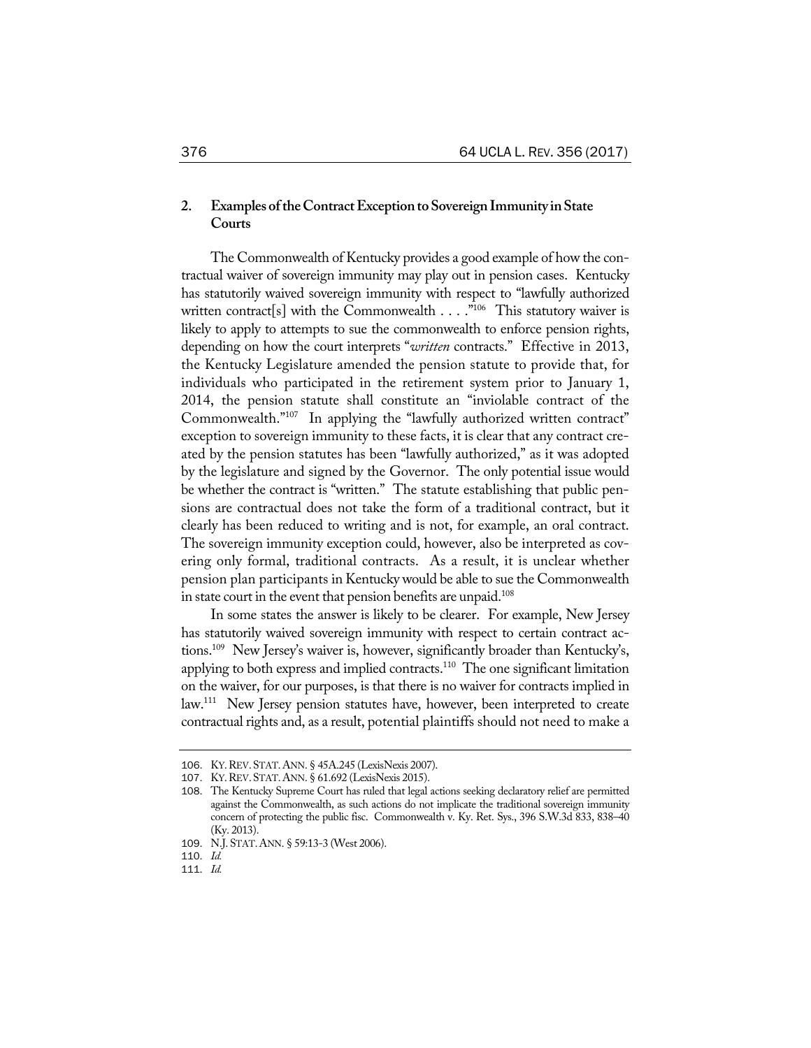### 2. Examples of the Contract Exception to Sovereign Immunity in State Courts

The Commonwealth of Kentucky provides a good example of how the contractual waiver of sovereign immunity may play out in pension cases. Kentucky has statutorily waived sovereign immunity with respect to "lawfully authorized written contract[s] with the Commonwealth . . . ."[106] This statutory waiver is likely to apply to attempts to sue the commonwealth to enforce pension rights, depending on how the court interprets "*written* contracts." Effective in 2013, the Kentucky Legislature amended the pension statute to provide that, for individuals who participated in the retirement system prior to January 1, 2014, the pension statute shall constitute an "inviolable contract of the Commonwealth."[107] In applying the "lawfully authorized written contract" exception to sovereign immunity to these facts, it is clear that any contract created by the pension statutes has been "lawfully authorized," as it was adopted by the legislature and signed by the Governor. The only potential issue would be whether the contract is "written." The statute establishing that public pensions are contractual does not take the form of a traditional contract, but it clearly has been reduced to writing and is not, for example, an oral contract. The sovereign immunity exception could, however, also be interpreted as covering only formal, traditional contracts. As a result, it is unclear whether pension plan participants in Kentucky would be able to sue the Commonwealth in state court in the event that pension benefits are unpaid.[108]

In some states the answer is likely to be clearer. For example, New Jersey has statutorily waived sovereign immunity with respect to certain contract actions.[109] New Jersey's waiver is, however, significantly broader than Kentucky's, applying to both express and implied contracts.[110] The one significant limitation on the waiver, for our purposes, is that there is no waiver for contracts implied in law.[111] New Jersey pension statutes have, however, been interpreted to create contractual rights and, as a result, potential plaintiffs should not need to make a

---

106. KY. REV. STAT. ANN. § 45A.245 (LexisNexis 2007).

107. KY. REV. STAT. ANN. § 61.692 (LexisNexis 2015).

108. The Kentucky Supreme Court has ruled that legal actions seeking declaratory relief are permitted against the Commonwealth, as such actions do not implicate the traditional sovereign immunity concern of protecting the public fisc. Commonwealth v. Ky. Ret. Sys., 396 S.W.3d 833, 838–40 (Ky. 2013).

109. N.J. STAT. ANN. § 59:13-3 (West 2006).

110. *Id.*

111. *Id.*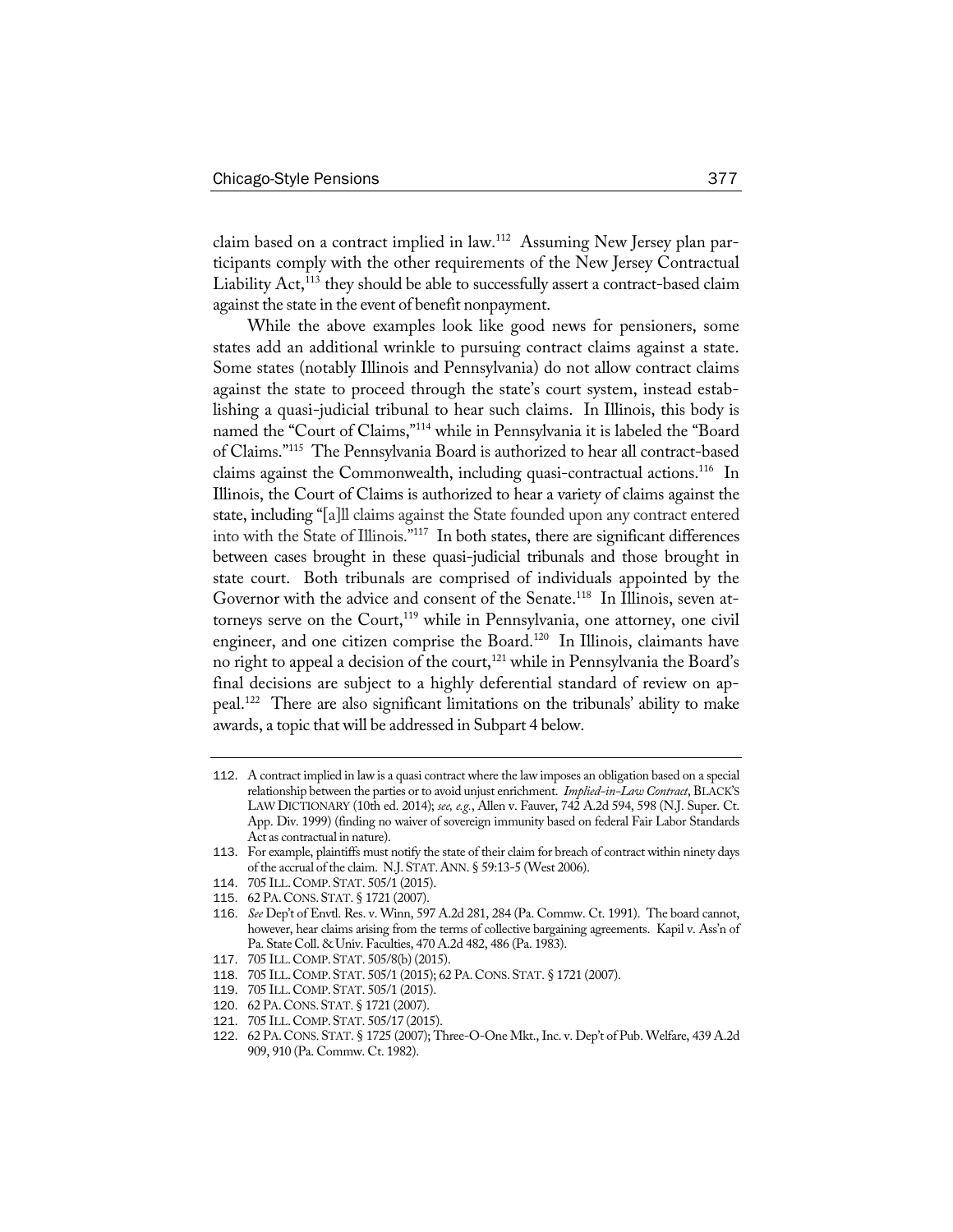claim based on a contract implied in law.[112] Assuming New Jersey plan participants comply with the other requirements of the New Jersey Contractual Liability Act,[113] they should be able to successfully assert a contract-based claim against the state in the event of benefit nonpayment.

While the above examples look like good news for pensioners, some states add an additional wrinkle to pursuing contract claims against a state. Some states (notably Illinois and Pennsylvania) do not allow contract claims against the state to proceed through the state's court system, instead establishing a quasi-judicial tribunal to hear such claims. In Illinois, this body is named the "Court of Claims,"[114] while in Pennsylvania it is labeled the "Board of Claims."[115] The Pennsylvania Board is authorized to hear all contract-based claims against the Commonwealth, including quasi-contractual actions.[116] In Illinois, the Court of Claims is authorized to hear a variety of claims against the state, including "[a]ll claims against the State founded upon any contract entered into with the State of Illinois."[117] In both states, there are significant differences between cases brought in these quasi-judicial tribunals and those brought in state court. Both tribunals are comprised of individuals appointed by the Governor with the advice and consent of the Senate.[118] In Illinois, seven attorneys serve on the Court,[119] while in Pennsylvania, one attorney, one civil engineer, and one citizen comprise the Board.[120] In Illinois, claimants have no right to appeal a decision of the court,[121] while in Pennsylvania the Board's final decisions are subject to a highly deferential standard of review on appeal.[122] There are also significant limitations on the tribunals' ability to make awards, a topic that will be addressed in Subpart 4 below.

---

112. A contract implied in law is a quasi contract where the law imposes an obligation based on a special relationship between the parties or to avoid unjust enrichment. *Implied-in-Law Contract*, BLACK'S LAW DICTIONARY (10th ed. 2014); *see, e.g.*, Allen v. Fauver, 742 A.2d 594, 598 (N.J. Super. Ct. App. Div. 1999) (finding no waiver of sovereign immunity based on federal Fair Labor Standards Act as contractual in nature).
113. For example, plaintiffs must notify the state of their claim for breach of contract within ninety days of the accrual of the claim. N.J. STAT. ANN. § 59:13-5 (West 2006).
114. 705 ILL. COMP. STAT. 505/1 (2015).
115. 62 PA. CONS. STAT. § 1721 (2007).
116. *See* Dep't of Envtl. Res. v. Winn, 597 A.2d 281, 284 (Pa. Commw. Ct. 1991). The board cannot, however, hear claims arising from the terms of collective bargaining agreements. Kapil v. Ass'n of Pa. State Coll. & Univ. Faculties, 470 A.2d 482, 486 (Pa. 1983).
117. 705 ILL. COMP. STAT. 505/8(b) (2015).
118. 705 ILL. COMP. STAT. 505/1 (2015); 62 PA. CONS. STAT. § 1721 (2007).
119. 705 ILL. COMP. STAT. 505/1 (2015).
120. 62 PA. CONS. STAT. § 1721 (2007).
121. 705 ILL. COMP. STAT. 505/17 (2015).
122. 62 PA. CONS. STAT. § 1725 (2007); Three-O-One Mkt., Inc. v. Dep't of Pub. Welfare, 439 A.2d 909, 910 (Pa. Commw. Ct. 1982).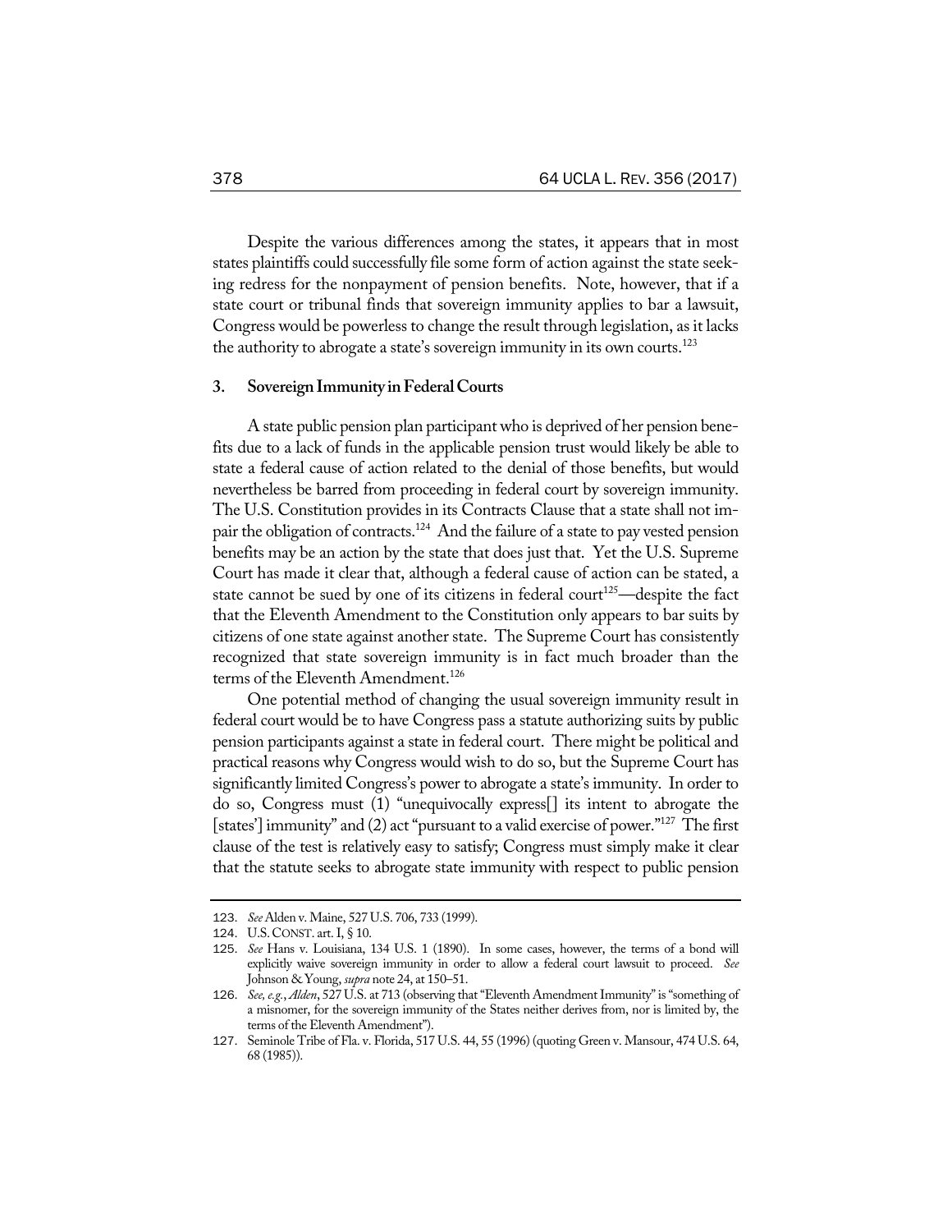Despite the various differences among the states, it appears that in most states plaintiffs could successfully file some form of action against the state seeking redress for the nonpayment of pension benefits. Note, however, that if a state court or tribunal finds that sovereign immunity applies to bar a lawsuit, Congress would be powerless to change the result through legislation, as it lacks the authority to abrogate a state's sovereign immunity in its own courts.[123]

### 3. Sovereign Immunity in Federal Courts

A state public pension plan participant who is deprived of her pension benefits due to a lack of funds in the applicable pension trust would likely be able to state a federal cause of action related to the denial of those benefits, but would nevertheless be barred from proceeding in federal court by sovereign immunity. The U.S. Constitution provides in its Contracts Clause that a state shall not impair the obligation of contracts.[124] And the failure of a state to pay vested pension benefits may be an action by the state that does just that. Yet the U.S. Supreme Court has made it clear that, although a federal cause of action can be stated, a state cannot be sued by one of its citizens in federal court[125]—despite the fact that the Eleventh Amendment to the Constitution only appears to bar suits by citizens of one state against another state. The Supreme Court has consistently recognized that state sovereign immunity is in fact much broader than the terms of the Eleventh Amendment.[126]

One potential method of changing the usual sovereign immunity result in federal court would be to have Congress pass a statute authorizing suits by public pension participants against a state in federal court. There might be political and practical reasons why Congress would wish to do so, but the Supreme Court has significantly limited Congress's power to abrogate a state's immunity. In order to do so, Congress must (1) "unequivocally express[] its intent to abrogate the [states'] immunity" and (2) act "pursuant to a valid exercise of power."[127] The first clause of the test is relatively easy to satisfy; Congress must simply make it clear that the statute seeks to abrogate state immunity with respect to public pension

---

123. *See* Alden v. Maine, 527 U.S. 706, 733 (1999).

124. U.S. CONST. art. I, § 10.

125. *See* Hans v. Louisiana, 134 U.S. 1 (1890). In some cases, however, the terms of a bond will explicitly waive sovereign immunity in order to allow a federal court lawsuit to proceed. *See* Johnson & Young, *supra* note 24, at 150–51.

126. *See, e.g.*, *Alden*, 527 U.S. at 713 (observing that "Eleventh Amendment Immunity" is "something of a misnomer, for the sovereign immunity of the States neither derives from, nor is limited by, the terms of the Eleventh Amendment").

127. Seminole Tribe of Fla. v. Florida, 517 U.S. 44, 55 (1996) (quoting Green v. Mansour, 474 U.S. 64, 68 (1985)).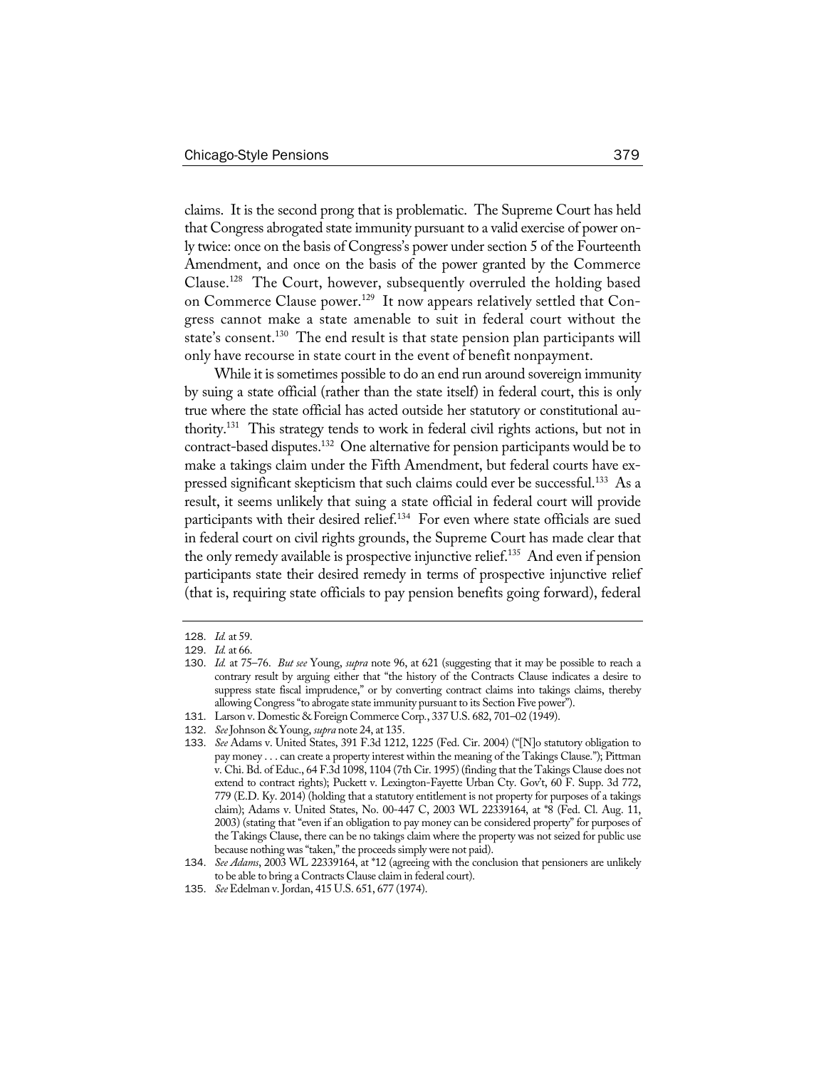claims. It is the second prong that is problematic. The Supreme Court has held that Congress abrogated state immunity pursuant to a valid exercise of power only twice: once on the basis of Congress's power under section 5 of the Fourteenth Amendment, and once on the basis of the power granted by the Commerce Clause.[128] The Court, however, subsequently overruled the holding based on Commerce Clause power.[129] It now appears relatively settled that Congress cannot make a state amenable to suit in federal court without the state's consent.[130] The end result is that state pension plan participants will only have recourse in state court in the event of benefit nonpayment.

While it is sometimes possible to do an end run around sovereign immunity by suing a state official (rather than the state itself) in federal court, this is only true where the state official has acted outside her statutory or constitutional authority.[131] This strategy tends to work in federal civil rights actions, but not in contract-based disputes.[132] One alternative for pension participants would be to make a takings claim under the Fifth Amendment, but federal courts have expressed significant skepticism that such claims could ever be successful.[133] As a result, it seems unlikely that suing a state official in federal court will provide participants with their desired relief.[134] For even where state officials are sued in federal court on civil rights grounds, the Supreme Court has made clear that the only remedy available is prospective injunctive relief.[135] And even if pension participants state their desired remedy in terms of prospective injunctive relief (that is, requiring state officials to pay pension benefits going forward), federal

---

128. *Id.* at 59.

129. *Id.* at 66.

130. *Id.* at 75–76. *But see* Young, *supra* note 96, at 621 (suggesting that it may be possible to reach a contrary result by arguing either that "the history of the Contracts Clause indicates a desire to suppress state fiscal imprudence," or by converting contract claims into takings claims, thereby allowing Congress "to abrogate state immunity pursuant to its Section Five power").

131. Larson v. Domestic & Foreign Commerce Corp., 337 U.S. 682, 701–02 (1949).

132. *See* Johnson & Young, *supra* note 24, at 135.

133. *See* Adams v. United States, 391 F.3d 1212, 1225 (Fed. Cir. 2004) ("[N]o statutory obligation to pay money . . . can create a property interest within the meaning of the Takings Clause."); Pittman v. Chi. Bd. of Educ., 64 F.3d 1098, 1104 (7th Cir. 1995) (finding that the Takings Clause does not extend to contract rights); Puckett v. Lexington-Fayette Urban Cty. Gov't, 60 F. Supp. 3d 772, 779 (E.D. Ky. 2014) (holding that a statutory entitlement is not property for purposes of a takings claim); Adams v. United States, No. 00-447 C, 2003 WL 22339164, at *8 (Fed. Cl. Aug. 11, 2003) (stating that "even if an obligation to pay money can be considered property" for purposes of the Takings Clause, there can be no takings claim where the property was not seized for public use because nothing was "taken," the proceeds simply were not paid).

134. *See Adams*, 2003 WL 22339164, at *12 (agreeing with the conclusion that pensioners are unlikely to be able to bring a Contracts Clause claim in federal court).

135. *See* Edelman v. Jordan, 415 U.S. 651, 677 (1974).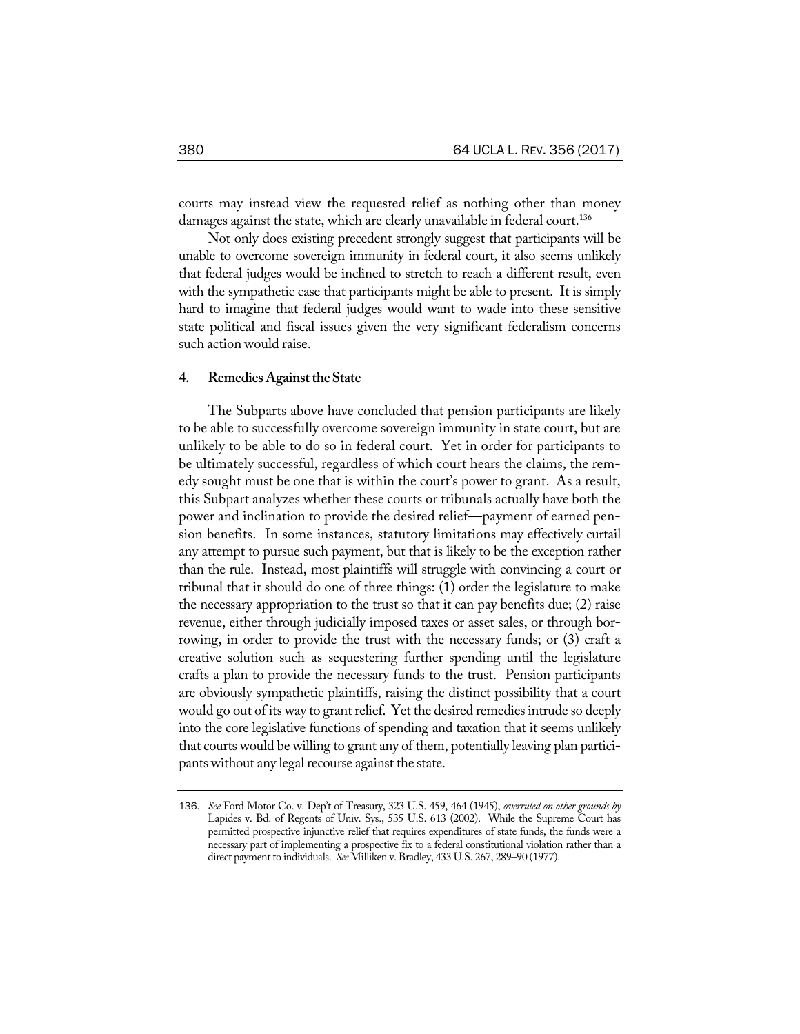courts may instead view the requested relief as nothing other than money damages against the state, which are clearly unavailable in federal court.[136]

Not only does existing precedent strongly suggest that participants will be unable to overcome sovereign immunity in federal court, it also seems unlikely that federal judges would be inclined to stretch to reach a different result, even with the sympathetic case that participants might be able to present. It is simply hard to imagine that federal judges would want to wade into these sensitive state political and fiscal issues given the very significant federalism concerns such action would raise.

#### 4. Remedies Against the State

The Subparts above have concluded that pension participants are likely to be able to successfully overcome sovereign immunity in state court, but are unlikely to be able to do so in federal court. Yet in order for participants to be ultimately successful, regardless of which court hears the claims, the remedy sought must be one that is within the court's power to grant. As a result, this Subpart analyzes whether these courts or tribunals actually have both the power and inclination to provide the desired relief—payment of earned pension benefits. In some instances, statutory limitations may effectively curtail any attempt to pursue such payment, but that is likely to be the exception rather than the rule. Instead, most plaintiffs will struggle with convincing a court or tribunal that it should do one of three things: (1) order the legislature to make the necessary appropriation to the trust so that it can pay benefits due; (2) raise revenue, either through judicially imposed taxes or asset sales, or through borrowing, in order to provide the trust with the necessary funds; or (3) craft a creative solution such as sequestering further spending until the legislature crafts a plan to provide the necessary funds to the trust. Pension participants are obviously sympathetic plaintiffs, raising the distinct possibility that a court would go out of its way to grant relief. Yet the desired remedies intrude so deeply into the core legislative functions of spending and taxation that it seems unlikely that courts would be willing to grant any of them, potentially leaving plan participants without any legal recourse against the state.

---

136. *See* Ford Motor Co. v. Dep't of Treasury, 323 U.S. 459, 464 (1945), *overruled on other grounds by* Lapides v. Bd. of Regents of Univ. Sys., 535 U.S. 613 (2002). While the Supreme Court has permitted prospective injunctive relief that requires expenditures of state funds, the funds were a necessary part of implementing a prospective fix to a federal constitutional violation rather than a direct payment to individuals. *See* Milliken v. Bradley, 433 U.S. 267, 289–90 (1977).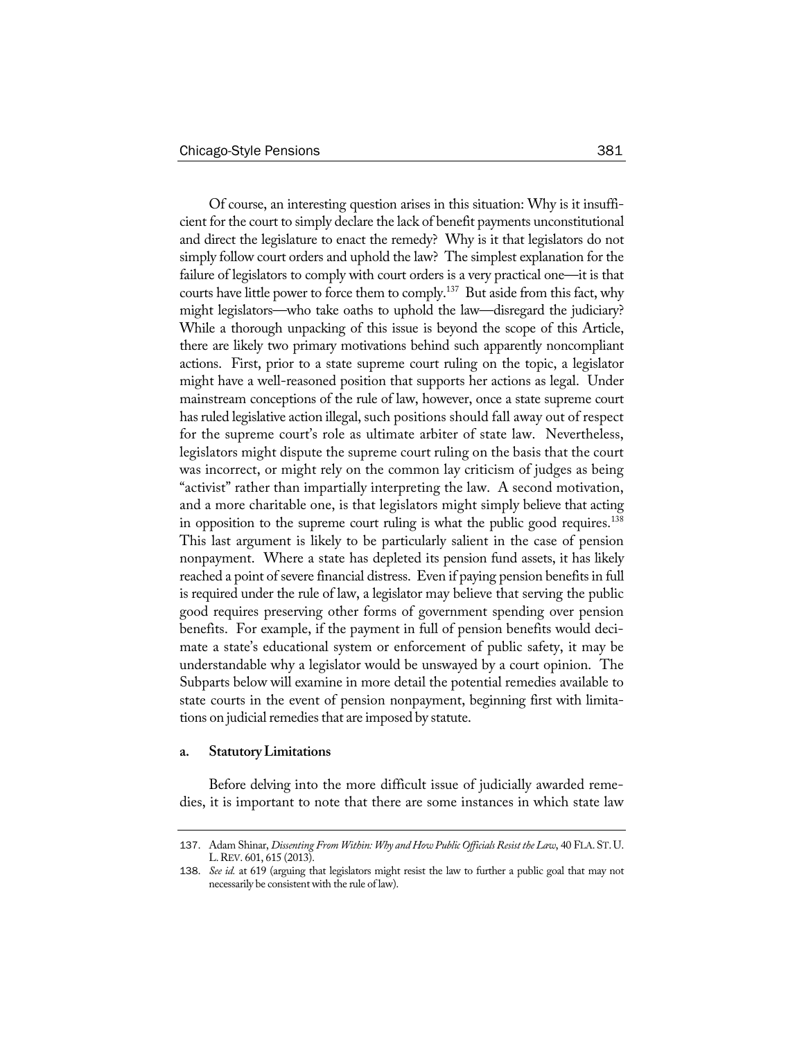Of course, an interesting question arises in this situation: Why is it insufficient for the court to simply declare the lack of benefit payments unconstitutional and direct the legislature to enact the remedy? Why is it that legislators do not simply follow court orders and uphold the law? The simplest explanation for the failure of legislators to comply with court orders is a very practical one—it is that courts have little power to force them to comply.[137] But aside from this fact, why might legislators—who take oaths to uphold the law—disregard the judiciary? While a thorough unpacking of this issue is beyond the scope of this Article, there are likely two primary motivations behind such apparently noncompliant actions. First, prior to a state supreme court ruling on the topic, a legislator might have a well-reasoned position that supports her actions as legal. Under mainstream conceptions of the rule of law, however, once a state supreme court has ruled legislative action illegal, such positions should fall away out of respect for the supreme court's role as ultimate arbiter of state law. Nevertheless, legislators might dispute the supreme court ruling on the basis that the court was incorrect, or might rely on the common lay criticism of judges as being "activist" rather than impartially interpreting the law. A second motivation, and a more charitable one, is that legislators might simply believe that acting in opposition to the supreme court ruling is what the public good requires.[138] This last argument is likely to be particularly salient in the case of pension nonpayment. Where a state has depleted its pension fund assets, it has likely reached a point of severe financial distress. Even if paying pension benefits in full is required under the rule of law, a legislator may believe that serving the public good requires preserving other forms of government spending over pension benefits. For example, if the payment in full of pension benefits would decimate a state's educational system or enforcement of public safety, it may be understandable why a legislator would be unswayed by a court opinion. The Subparts below will examine in more detail the potential remedies available to state courts in the event of pension nonpayment, beginning first with limitations on judicial remedies that are imposed by statute.

#### a. Statutory Limitations

Before delving into the more difficult issue of judicially awarded remedies, it is important to note that there are some instances in which state law

---

137. Adam Shinar, *Dissenting From Within: Why and How Public Officials Resist the Law*, 40 FLA. ST. U. L. REV. 601, 615 (2013).

138. *See id.* at 619 (arguing that legislators might resist the law to further a public goal that may not necessarily be consistent with the rule of law).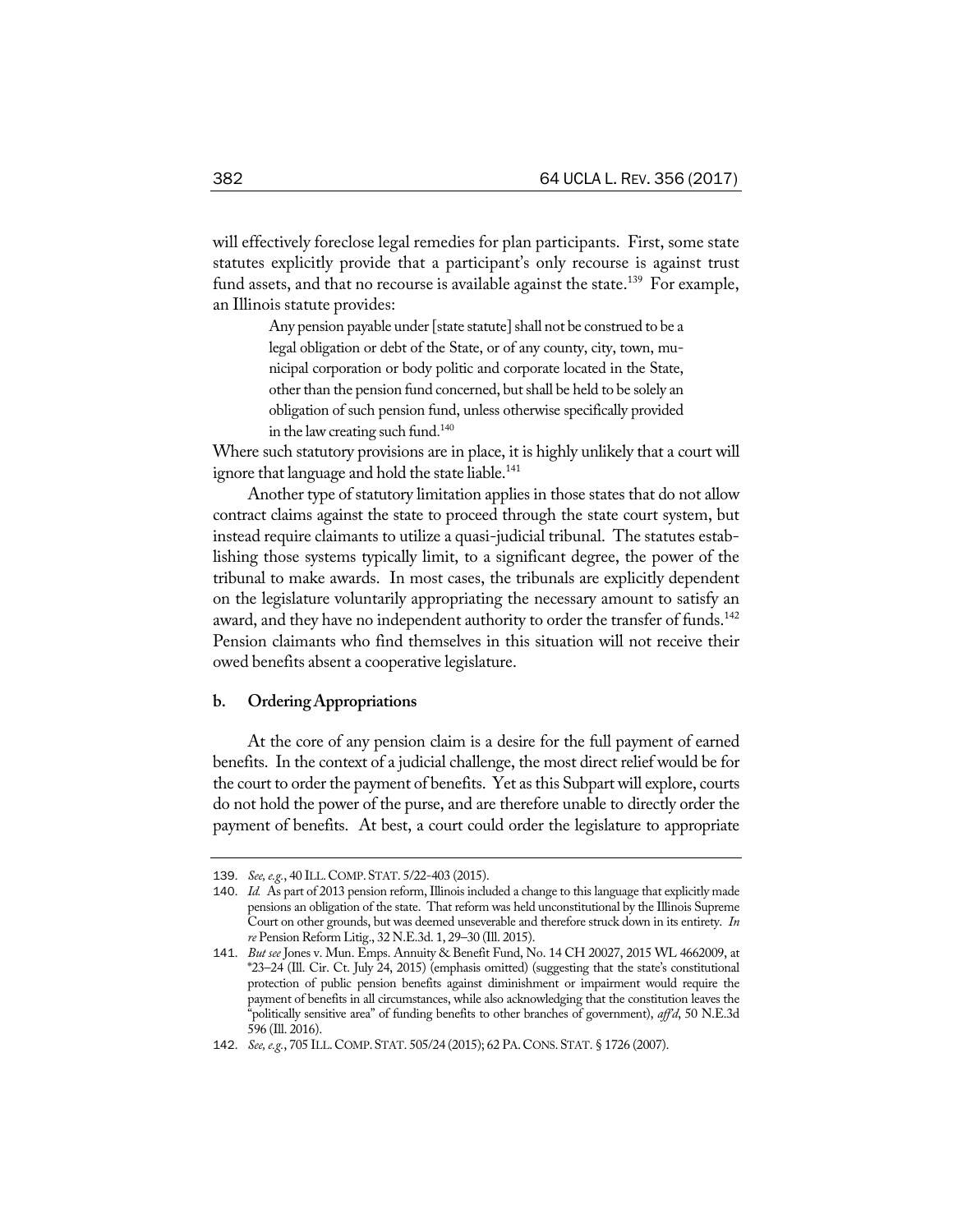will effectively foreclose legal remedies for plan participants. First, some state statutes explicitly provide that a participant's only recourse is against trust fund assets, and that no recourse is available against the state.[139] For example, an Illinois statute provides:

> Any pension payable under [state statute] shall not be construed to be a legal obligation or debt of the State, or of any county, city, town, municipal corporation or body politic and corporate located in the State, other than the pension fund concerned, but shall be held to be solely an obligation of such pension fund, unless otherwise specifically provided in the law creating such fund.[140]

Where such statutory provisions are in place, it is highly unlikely that a court will ignore that language and hold the state liable.[141]

Another type of statutory limitation applies in those states that do not allow contract claims against the state to proceed through the state court system, but instead require claimants to utilize a quasi-judicial tribunal. The statutes establishing those systems typically limit, to a significant degree, the power of the tribunal to make awards. In most cases, the tribunals are explicitly dependent on the legislature voluntarily appropriating the necessary amount to satisfy an award, and they have no independent authority to order the transfer of funds.[142] Pension claimants who find themselves in this situation will not receive their owed benefits absent a cooperative legislature.

#### b. Ordering Appropriations

At the core of any pension claim is a desire for the full payment of earned benefits. In the context of a judicial challenge, the most direct relief would be for the court to order the payment of benefits. Yet as this Subpart will explore, courts do not hold the power of the purse, and are therefore unable to directly order the payment of benefits. At best, a court could order the legislature to appropriate

---

139. *See, e.g.*, 40 ILL. COMP. STAT. 5/22-403 (2015).

140. *Id.* As part of 2013 pension reform, Illinois included a change to this language that explicitly made pensions an obligation of the state. That reform was held unconstitutional by the Illinois Supreme Court on other grounds, but was deemed unseverable and therefore struck down in its entirety. *In re* Pension Reform Litig., 32 N.E.3d. 1, 29–30 (Ill. 2015).

141. *But see* Jones v. Mun. Emps. Annuity & Benefit Fund, No. 14 CH 20027, 2015 WL 4662009, at *23–24 (Ill. Cir. Ct. July 24, 2015) (emphasis omitted) (suggesting that the state's constitutional protection of public pension benefits against diminishment or impairment would require the payment of benefits in all circumstances, while also acknowledging that the constitution leaves the "politically sensitive area" of funding benefits to other branches of government), *aff'd*, 50 N.E.3d 596 (Ill. 2016).

142. *See, e.g.*, 705 ILL. COMP. STAT. 505/24 (2015); 62 PA. CONS. STAT. § 1726 (2007).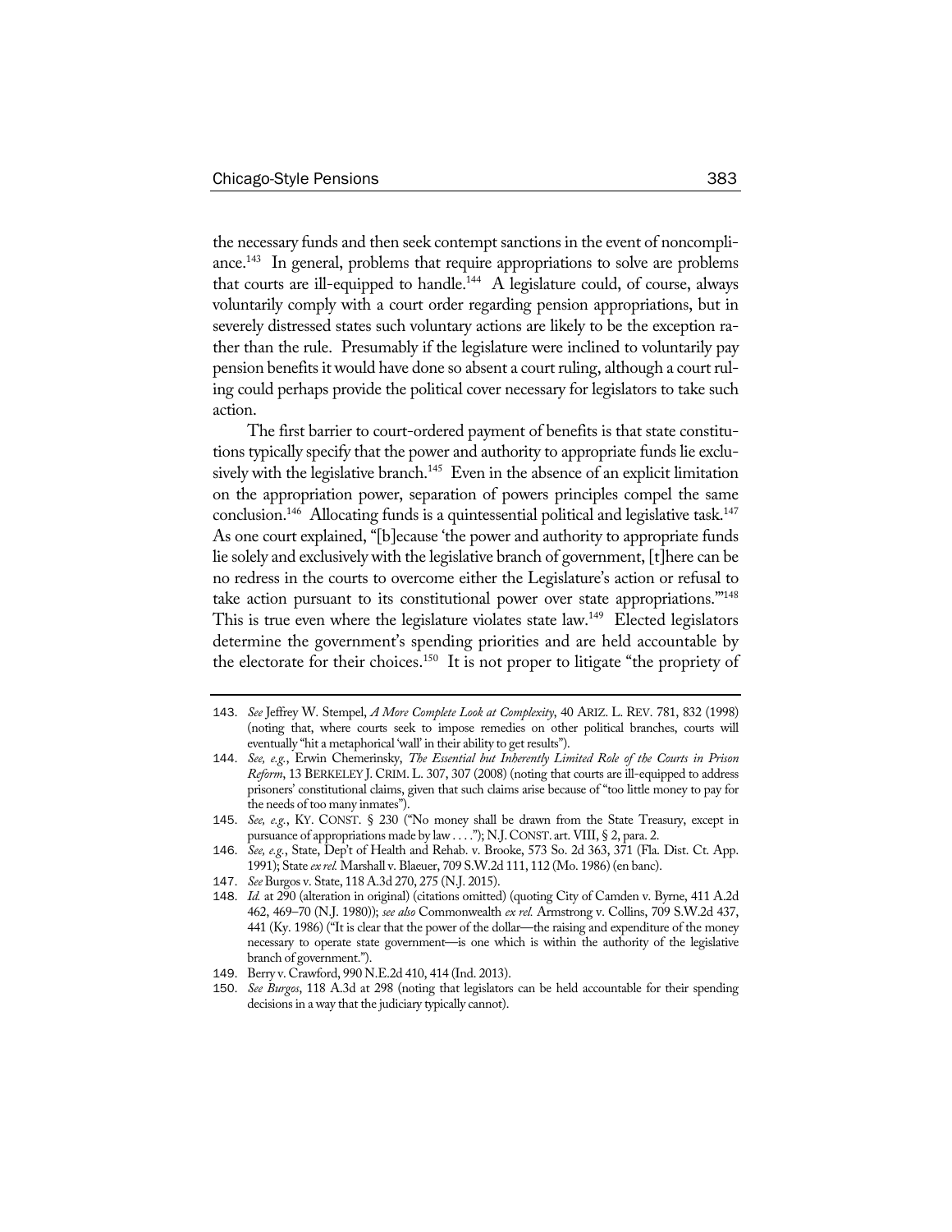the necessary funds and then seek contempt sanctions in the event of noncompliance.[143] In general, problems that require appropriations to solve are problems that courts are ill-equipped to handle.[144] A legislature could, of course, always voluntarily comply with a court order regarding pension appropriations, but in severely distressed states such voluntary actions are likely to be the exception rather than the rule. Presumably if the legislature were inclined to voluntarily pay pension benefits it would have done so absent a court ruling, although a court ruling could perhaps provide the political cover necessary for legislators to take such action.

The first barrier to court-ordered payment of benefits is that state constitutions typically specify that the power and authority to appropriate funds lie exclusively with the legislative branch.[145] Even in the absence of an explicit limitation on the appropriation power, separation of powers principles compel the same conclusion.[146] Allocating funds is a quintessential political and legislative task.[147] As one court explained, "[b]ecause 'the power and authority to appropriate funds lie solely and exclusively with the legislative branch of government, [t]here can be no redress in the courts to overcome either the Legislature's action or refusal to take action pursuant to its constitutional power over state appropriations.'"[148] This is true even where the legislature violates state law.[149] Elected legislators determine the government's spending priorities and are held accountable by the electorate for their choices.[150] It is not proper to litigate "the propriety of

---

143. *See* Jeffrey W. Stempel, *A More Complete Look at Complexity*, 40 ARIZ. L. REV. 781, 832 (1998) (noting that, where courts seek to impose remedies on other political branches, courts will eventually "hit a metaphorical 'wall' in their ability to get results").

144. *See, e.g.*, Erwin Chemerinsky, *The Essential but Inherently Limited Role of the Courts in Prison Reform*, 13 BERKELEY J. CRIM. L. 307, 307 (2008) (noting that courts are ill-equipped to address prisoners' constitutional claims, given that such claims arise because of "too little money to pay for the needs of too many inmates").

145. *See, e.g.*, KY. CONST. § 230 ("No money shall be drawn from the State Treasury, except in pursuance of appropriations made by law . . . ."); N.J. CONST. art. VIII, § 2, para. 2.

146. *See, e.g.*, State, Dep't of Health and Rehab. v. Brooke, 573 So. 2d 363, 371 (Fla. Dist. Ct. App. 1991); State *ex rel.* Marshall v. Blaeuer, 709 S.W.2d 111, 112 (Mo. 1986) (en banc).

147. *See* Burgos v. State, 118 A.3d 270, 275 (N.J. 2015).

148. *Id.* at 290 (alteration in original) (citations omitted) (quoting City of Camden v. Byrne, 411 A.2d 462, 469–70 (N.J. 1980)); *see also* Commonwealth *ex rel.* Armstrong v. Collins, 709 S.W.2d 437, 441 (Ky. 1986) ("It is clear that the power of the dollar—the raising and expenditure of the money necessary to operate state government—is one which is within the authority of the legislative branch of government.").

149. Berry v. Crawford, 990 N.E.2d 410, 414 (Ind. 2013).

150. *See Burgos*, 118 A.3d at 298 (noting that legislators can be held accountable for their spending decisions in a way that the judiciary typically cannot).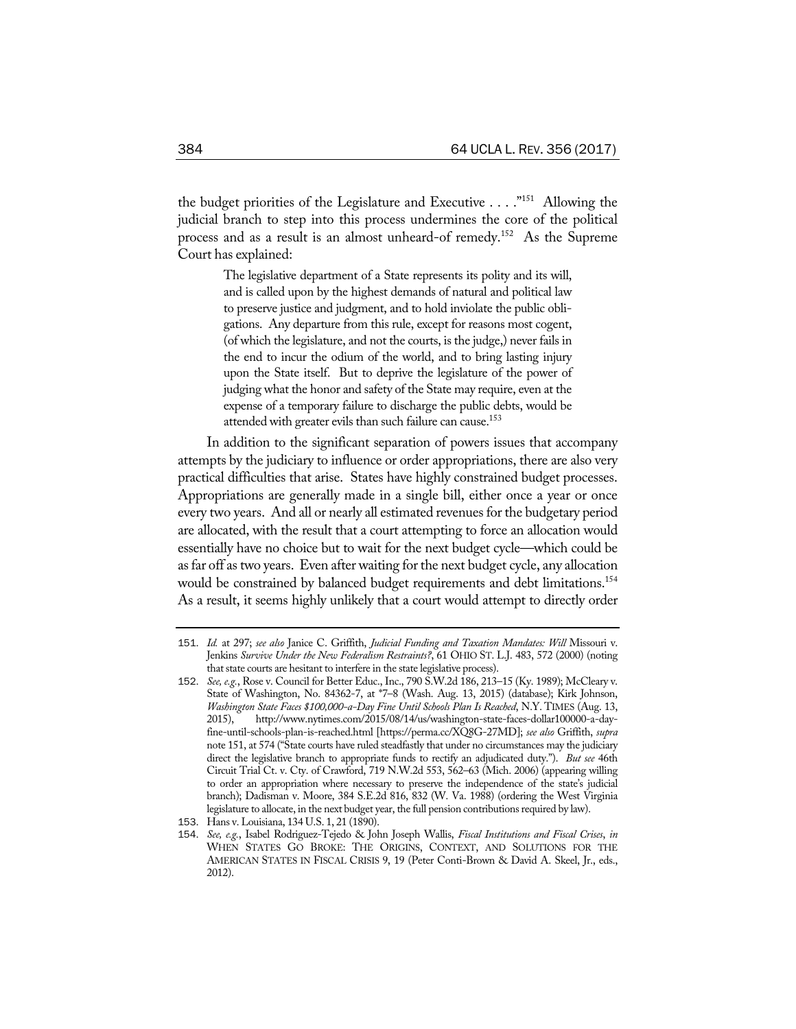the budget priorities of the Legislature and Executive . . . ."[151] Allowing the judicial branch to step into this process undermines the core of the political process and as a result is an almost unheard-of remedy.[152] As the Supreme Court has explained:

> The legislative department of a State represents its polity and its will, and is called upon by the highest demands of natural and political law to preserve justice and judgment, and to hold inviolate the public obligations. Any departure from this rule, except for reasons most cogent, (of which the legislature, and not the courts, is the judge,) never fails in the end to incur the odium of the world, and to bring lasting injury upon the State itself. But to deprive the legislature of the power of judging what the honor and safety of the State may require, even at the expense of a temporary failure to discharge the public debts, would be attended with greater evils than such failure can cause.[153]

In addition to the significant separation of powers issues that accompany attempts by the judiciary to influence or order appropriations, there are also very practical difficulties that arise. States have highly constrained budget processes. Appropriations are generally made in a single bill, either once a year or once every two years. And all or nearly all estimated revenues for the budgetary period are allocated, with the result that a court attempting to force an allocation would essentially have no choice but to wait for the next budget cycle—which could be as far off as two years. Even after waiting for the next budget cycle, any allocation would be constrained by balanced budget requirements and debt limitations.[154] As a result, it seems highly unlikely that a court would attempt to directly order

---

151. *Id.* at 297; *see also* Janice C. Griffith, *Judicial Funding and Taxation Mandates: Will* Missouri v. Jenkins *Survive Under the New Federalism Restraints?*, 61 OHIO ST. L.J. 483, 572 (2000) (noting that state courts are hesitant to interfere in the state legislative process).

152. *See, e.g.*, Rose v. Council for Better Educ., Inc., 790 S.W.2d 186, 213–15 (Ky. 1989); McCleary v. State of Washington, No. 84362-7, at *7–8 (Wash. Aug. 13, 2015) (database); Kirk Johnson, *Washington State Faces $100,000-a-Day Fine Until Schools Plan Is Reached*, N.Y. TIMES (Aug. 13, 2015), http://www.nytimes.com/2015/08/14/us/washington-state-faces-dollar100000-a-day-fine-until-schools-plan-is-reached.html [https://perma.cc/XQ8G-27MD]; *see also* Griffith, *supra* note 151, at 574 ("State courts have ruled steadfastly that under no circumstances may the judiciary direct the legislative branch to appropriate funds to rectify an adjudicated duty."). *But see* 46th Circuit Trial Ct. v. Cty. of Crawford, 719 N.W.2d 553, 562–63 (Mich. 2006) (appearing willing to order an appropriation where necessary to preserve the independence of the state's judicial branch); Dadisman v. Moore, 384 S.E.2d 816, 832 (W. Va. 1988) (ordering the West Virginia legislature to allocate, in the next budget year, the full pension contributions required by law).

153. Hans v. Louisiana, 134 U.S. 1, 21 (1890).

154. *See, e.g.*, Isabel Rodriguez-Tejedo & John Joseph Wallis, *Fiscal Institutions and Fiscal Crises*, *in* WHEN STATES GO BROKE: THE ORIGINS, CONTEXT, AND SOLUTIONS FOR THE AMERICAN STATES IN FISCAL CRISIS 9, 19 (Peter Conti-Brown & David A. Skeel, Jr., eds., 2012).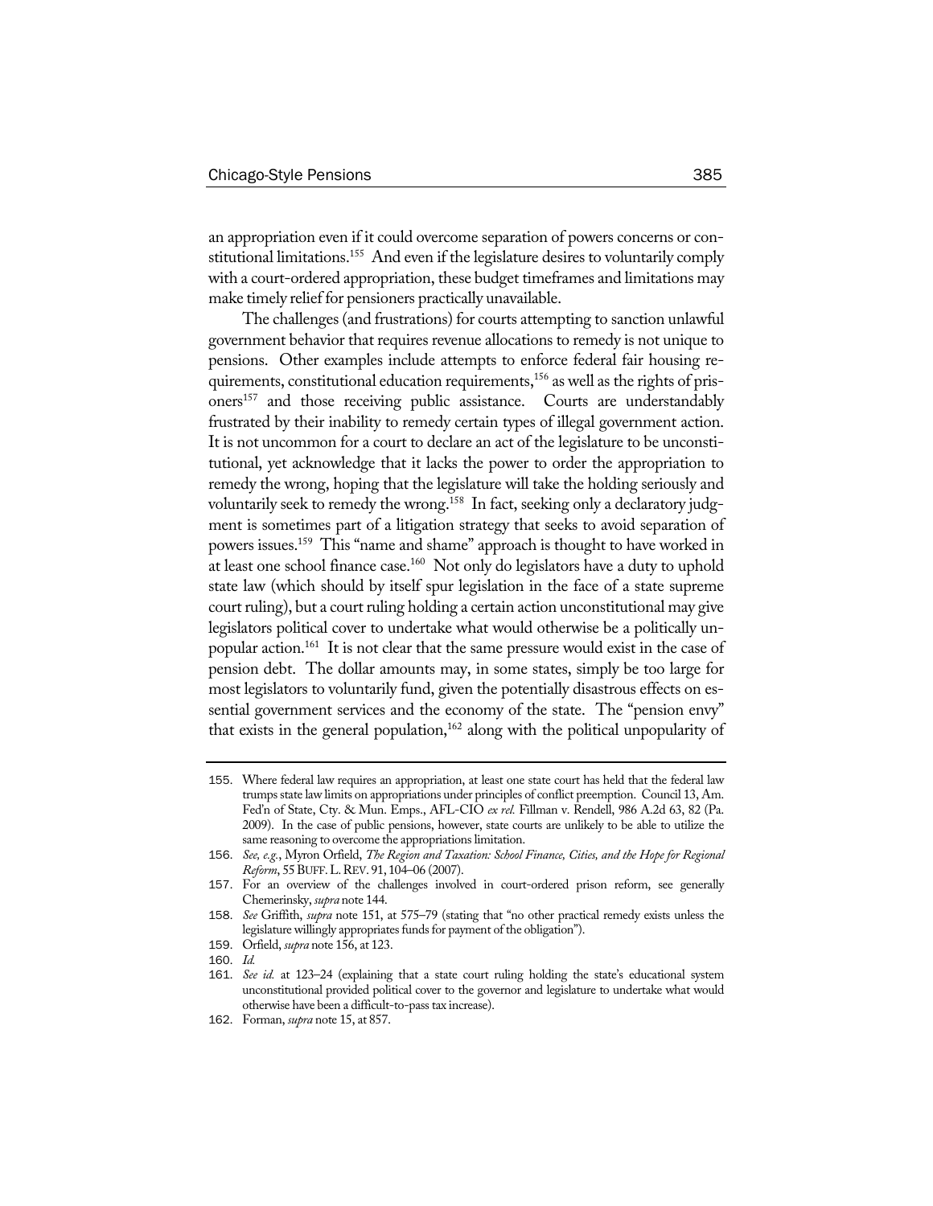an appropriation even if it could overcome separation of powers concerns or constitutional limitations.[155] And even if the legislature desires to voluntarily comply with a court-ordered appropriation, these budget timeframes and limitations may make timely relief for pensioners practically unavailable.

The challenges (and frustrations) for courts attempting to sanction unlawful government behavior that requires revenue allocations to remedy is not unique to pensions. Other examples include attempts to enforce federal fair housing requirements, constitutional education requirements,[156] as well as the rights of prisoners[157] and those receiving public assistance. Courts are understandably frustrated by their inability to remedy certain types of illegal government action. It is not uncommon for a court to declare an act of the legislature to be unconstitutional, yet acknowledge that it lacks the power to order the appropriation to remedy the wrong, hoping that the legislature will take the holding seriously and voluntarily seek to remedy the wrong.[158] In fact, seeking only a declaratory judgment is sometimes part of a litigation strategy that seeks to avoid separation of powers issues.[159] This "name and shame" approach is thought to have worked in at least one school finance case.[160] Not only do legislators have a duty to uphold state law (which should by itself spur legislation in the face of a state supreme court ruling), but a court ruling holding a certain action unconstitutional may give legislators political cover to undertake what would otherwise be a politically unpopular action.[161] It is not clear that the same pressure would exist in the case of pension debt. The dollar amounts may, in some states, simply be too large for most legislators to voluntarily fund, given the potentially disastrous effects on essential government services and the economy of the state. The "pension envy" that exists in the general population,[162] along with the political unpopularity of

---

155. Where federal law requires an appropriation, at least one state court has held that the federal law trumps state law limits on appropriations under principles of conflict preemption. Council 13, Am. Fed'n of State, Cty. & Mun. Emps., AFL-CIO *ex rel.* Fillman v. Rendell, 986 A.2d 63, 82 (Pa. 2009). In the case of public pensions, however, state courts are unlikely to be able to utilize the same reasoning to overcome the appropriations limitation.

156. *See, e.g.*, Myron Orfield, *The Region and Taxation: School Finance, Cities, and the Hope for Regional Reform*, 55 BUFF. L. REV. 91, 104–06 (2007).

157. For an overview of the challenges involved in court-ordered prison reform, see generally Chemerinsky, *supra* note 144.

158. *See* Griffith, *supra* note 151, at 575–79 (stating that "no other practical remedy exists unless the legislature willingly appropriates funds for payment of the obligation").

159. Orfield, *supra* note 156, at 123.

160. *Id.*

161. *See id.* at 123–24 (explaining that a state court ruling holding the state's educational system unconstitutional provided political cover to the governor and legislature to undertake what would otherwise have been a difficult-to-pass tax increase).

162. Forman, *supra* note 15, at 857.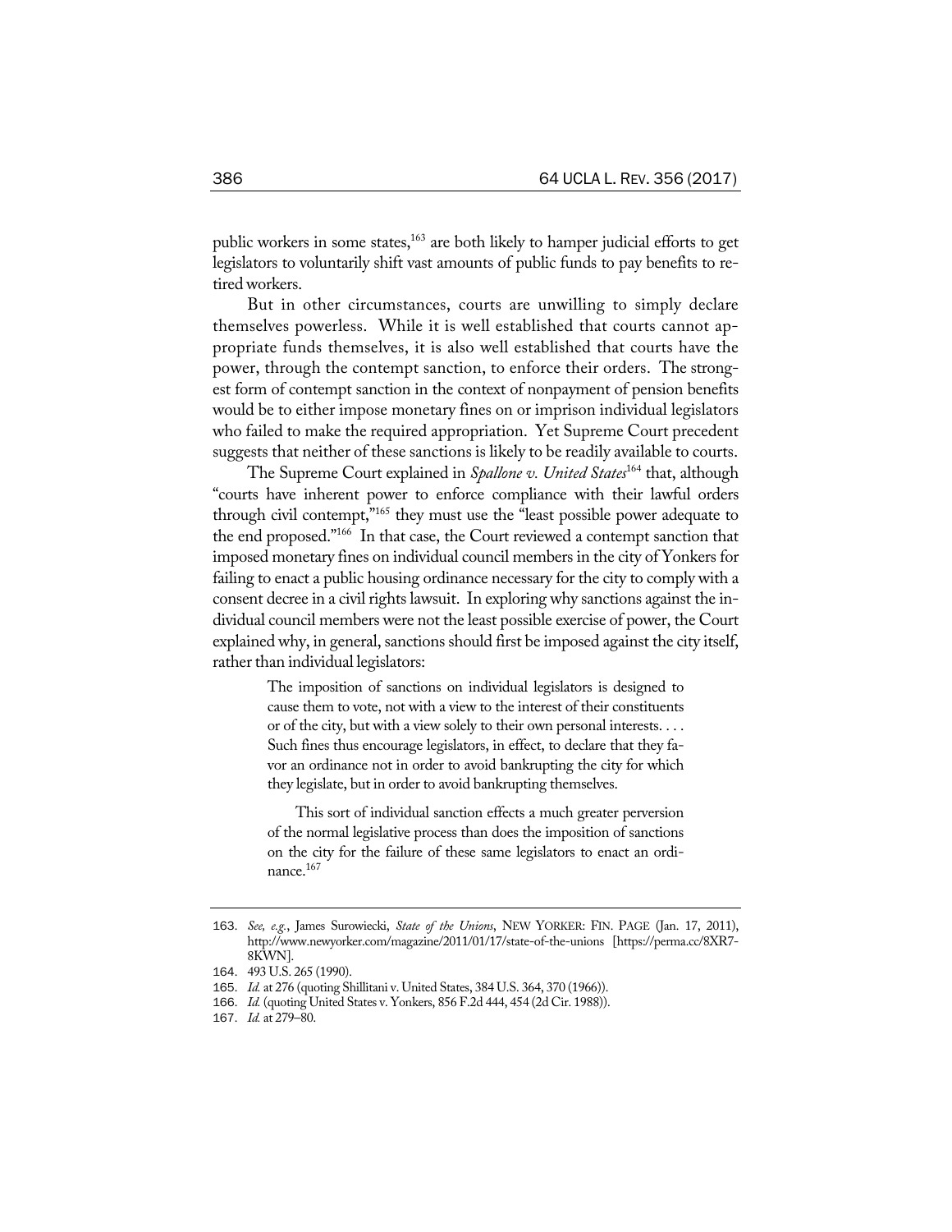public workers in some states,[163] are both likely to hamper judicial efforts to get legislators to voluntarily shift vast amounts of public funds to pay benefits to retired workers.

But in other circumstances, courts are unwilling to simply declare themselves powerless. While it is well established that courts cannot appropriate funds themselves, it is also well established that courts have the power, through the contempt sanction, to enforce their orders. The strongest form of contempt sanction in the context of nonpayment of pension benefits would be to either impose monetary fines on or imprison individual legislators who failed to make the required appropriation. Yet Supreme Court precedent suggests that neither of these sanctions is likely to be readily available to courts.

The Supreme Court explained in *Spallone v. United States*[164] that, although "courts have inherent power to enforce compliance with their lawful orders through civil contempt,"[165] they must use the "least possible power adequate to the end proposed."[166] In that case, the Court reviewed a contempt sanction that imposed monetary fines on individual council members in the city of Yonkers for failing to enact a public housing ordinance necessary for the city to comply with a consent decree in a civil rights lawsuit. In exploring why sanctions against the individual council members were not the least possible exercise of power, the Court explained why, in general, sanctions should first be imposed against the city itself, rather than individual legislators:

> The imposition of sanctions on individual legislators is designed to cause them to vote, not with a view to the interest of their constituents or of the city, but with a view solely to their own personal interests. . . . Such fines thus encourage legislators, in effect, to declare that they favor an ordinance not in order to avoid bankrupting the city for which they legislate, but in order to avoid bankrupting themselves.
>
> This sort of individual sanction effects a much greater perversion of the normal legislative process than does the imposition of sanctions on the city for the failure of these same legislators to enact an ordinance.[167]

---

163. *See, e.g.*, James Surowiecki, *State of the Unions*, NEW YORKER: FIN. PAGE (Jan. 17, 2011), http://www.newyorker.com/magazine/2011/01/17/state-of-the-unions [https://perma.cc/8XR7-8KWN].
164. 493 U.S. 265 (1990).
165. *Id.* at 276 (quoting Shillitani v. United States, 384 U.S. 364, 370 (1966)).
166. *Id.* (quoting United States v. Yonkers, 856 F.2d 444, 454 (2d Cir. 1988)).
167. *Id.* at 279–80.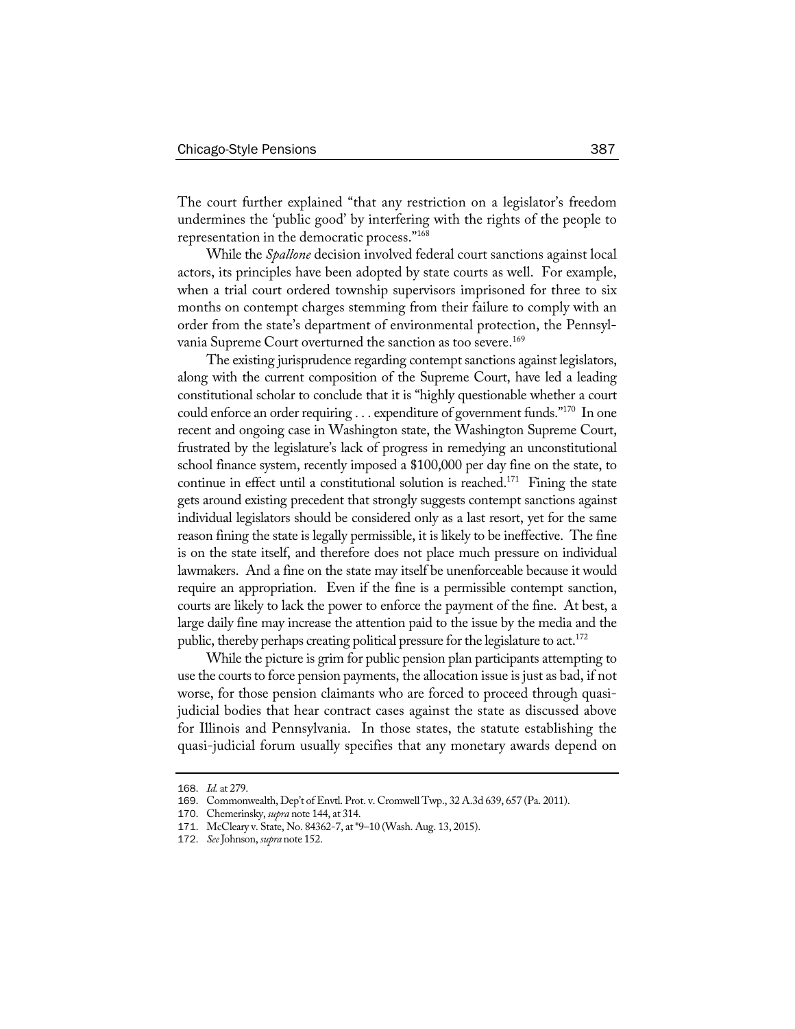The court further explained "that any restriction on a legislator's freedom undermines the 'public good' by interfering with the rights of the people to representation in the democratic process."[168]

While the *Spallone* decision involved federal court sanctions against local actors, its principles have been adopted by state courts as well. For example, when a trial court ordered township supervisors imprisoned for three to six months on contempt charges stemming from their failure to comply with an order from the state's department of environmental protection, the Pennsylvania Supreme Court overturned the sanction as too severe.[169]

The existing jurisprudence regarding contempt sanctions against legislators, along with the current composition of the Supreme Court, have led a leading constitutional scholar to conclude that it is "highly questionable whether a court could enforce an order requiring . . . expenditure of government funds."[170] In one recent and ongoing case in Washington state, the Washington Supreme Court, frustrated by the legislature's lack of progress in remedying an unconstitutional school finance system, recently imposed a $100,000 per day fine on the state, to continue in effect until a constitutional solution is reached.[171] Fining the state gets around existing precedent that strongly suggests contempt sanctions against individual legislators should be considered only as a last resort, yet for the same reason fining the state is legally permissible, it is likely to be ineffective. The fine is on the state itself, and therefore does not place much pressure on individual lawmakers. And a fine on the state may itself be unenforceable because it would require an appropriation. Even if the fine is a permissible contempt sanction, courts are likely to lack the power to enforce the payment of the fine. At best, a large daily fine may increase the attention paid to the issue by the media and the public, thereby perhaps creating political pressure for the legislature to act.[172]

While the picture is grim for public pension plan participants attempting to use the courts to force pension payments, the allocation issue is just as bad, if not worse, for those pension claimants who are forced to proceed through quasi-judicial bodies that hear contract cases against the state as discussed above for Illinois and Pennsylvania. In those states, the statute establishing the quasi-judicial forum usually specifies that any monetary awards depend on

---

168. *Id.* at 279.
169. Commonwealth, Dep't of Envtl. Prot. v. Cromwell Twp., 32 A.3d 639, 657 (Pa. 2011).
170. Chemerinsky, *supra* note 144, at 314.
171. McCleary v. State, No. 84362-7, at *9–10 (Wash. Aug. 13, 2015).
172. *See* Johnson, *supra* note 152.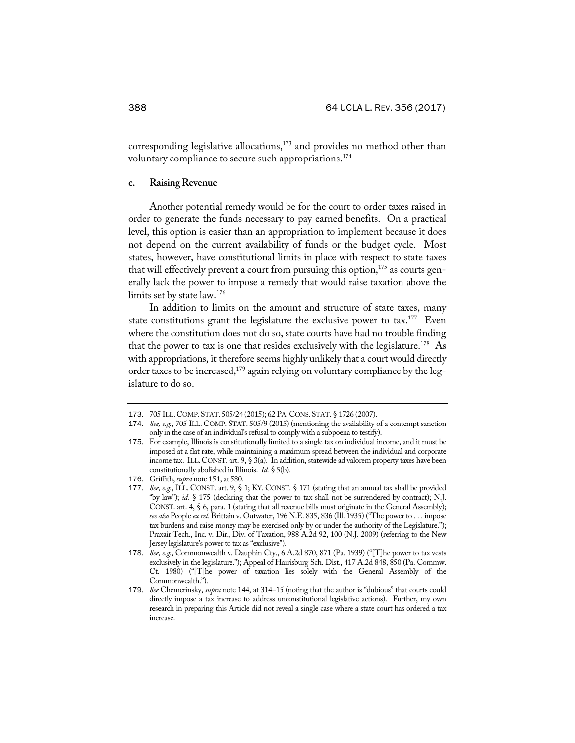corresponding legislative allocations,[173] and provides no method other than voluntary compliance to secure such appropriations.[174]

#### c. Raising Revenue

Another potential remedy would be for the court to order taxes raised in order to generate the funds necessary to pay earned benefits. On a practical level, this option is easier than an appropriation to implement because it does not depend on the current availability of funds or the budget cycle. Most states, however, have constitutional limits in place with respect to state taxes that will effectively prevent a court from pursuing this option,[175] as courts generally lack the power to impose a remedy that would raise taxation above the limits set by state law.[176]

In addition to limits on the amount and structure of state taxes, many state constitutions grant the legislature the exclusive power to tax.[177] Even where the constitution does not do so, state courts have had no trouble finding that the power to tax is one that resides exclusively with the legislature.[178] As with appropriations, it therefore seems highly unlikely that a court would directly order taxes to be increased,[179] again relying on voluntary compliance by the legislature to do so.

---

173. 705 ILL. COMP. STAT. 505/24 (2015); 62 PA. CONS. STAT. § 1726 (2007).

174. *See, e.g.*, 705 ILL. COMP. STAT. 505/9 (2015) (mentioning the availability of a contempt sanction only in the case of an individual's refusal to comply with a subpoena to testify).

175. For example, Illinois is constitutionally limited to a single tax on individual income, and it must be imposed at a flat rate, while maintaining a maximum spread between the individual and corporate income tax. ILL. CONST. art. 9, § 3(a). In addition, statewide ad valorem property taxes have been constitutionally abolished in Illinois. *Id.* § 5(b).

176. Griffith, *supra* note 151, at 580.

177. *See, e.g.*, ILL. CONST. art. 9, § 1; KY. CONST. § 171 (stating that an annual tax shall be provided "by law"); *id.* § 175 (declaring that the power to tax shall not be surrendered by contract); N.J. CONST. art. 4, § 6, para. 1 (stating that all revenue bills must originate in the General Assembly); *see also* People *ex rel.* Brittain v. Outwater, 196 N.E. 835, 836 (Ill. 1935) ("The power to . . . impose tax burdens and raise money may be exercised only by or under the authority of the Legislature."); Praxair Tech., Inc. v. Dir., Div. of Taxation, 988 A.2d 92, 100 (N.J. 2009) (referring to the New Jersey legislature's power to tax as "exclusive").

178. *See, e.g.*, Commonwealth v. Dauphin Cty., 6 A.2d 870, 871 (Pa. 1939) ("[T]he power to tax vests exclusively in the legislature."); Appeal of Harrisburg Sch. Dist., 417 A.2d 848, 850 (Pa. Commw. Ct. 1980) ("[T]he power of taxation lies solely with the General Assembly of the Commonwealth.").

179. *See* Chemerinsky, *supra* note 144, at 314–15 (noting that the author is "dubious" that courts could directly impose a tax increase to address unconstitutional legislative actions). Further, my own research in preparing this Article did not reveal a single case where a state court has ordered a tax increase.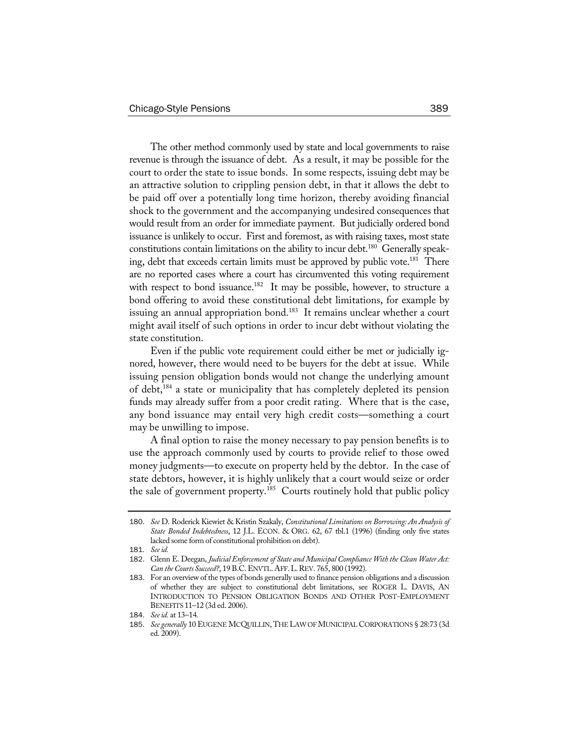The other method commonly used by state and local governments to raise revenue is through the issuance of debt. As a result, it may be possible for the court to order the state to issue bonds. In some respects, issuing debt may be an attractive solution to crippling pension debt, in that it allows the debt to be paid off over a potentially long time horizon, thereby avoiding financial shock to the government and the accompanying undesired consequences that would result from an order for immediate payment. But judicially ordered bond issuance is unlikely to occur. First and foremost, as with raising taxes, most state constitutions contain limitations on the ability to incur debt.[180] Generally speaking, debt that exceeds certain limits must be approved by public vote.[181] There are no reported cases where a court has circumvented this voting requirement with respect to bond issuance.[182] It may be possible, however, to structure a bond offering to avoid these constitutional debt limitations, for example by issuing an annual appropriation bond.[183] It remains unclear whether a court might avail itself of such options in order to incur debt without violating the state constitution.

Even if the public vote requirement could either be met or judicially ignored, however, there would need to be buyers for the debt at issue. While issuing pension obligation bonds would not change the underlying amount of debt,[184] a state or municipality that has completely depleted its pension funds may already suffer from a poor credit rating. Where that is the case, any bond issuance may entail very high credit costs—something a court may be unwilling to impose.

A final option to raise the money necessary to pay pension benefits is to use the approach commonly used by courts to provide relief to those owed money judgments—to execute on property held by the debtor. In the case of state debtors, however, it is highly unlikely that a court would seize or order the sale of government property.[185] Courts routinely hold that public policy

---

180. *See* D. Roderick Kiewiet & Kristin Szakaly, *Constitutional Limitations on Borrowing: An Analysis of State Bonded Indebtedness*, 12 J.L. ECON. & ORG. 62, 67 tbl.1 (1996) (finding only five states lacked some form of constitutional prohibition on debt).

181. *See id.*

182. Glenn E. Deegan, *Judicial Enforcement of State and Municipal Compliance With the Clean Water Act: Can the Courts Succeed?*, 19 B.C. ENVTL. AFF. L. REV. 765, 800 (1992).

183. For an overview of the types of bonds generally used to finance pension obligations and a discussion of whether they are subject to constitutional debt limitations, see ROGER L. DAVIS, AN INTRODUCTION TO PENSION OBLIGATION BONDS AND OTHER POST-EMPLOYMENT BENEFITS 11–12 (3d ed. 2006).

184. *See id.* at 13–14.

185. *See generally* 10 EUGENE MCQUILLIN, THE LAW OF MUNICIPAL CORPORATIONS § 28:73 (3d ed. 2009).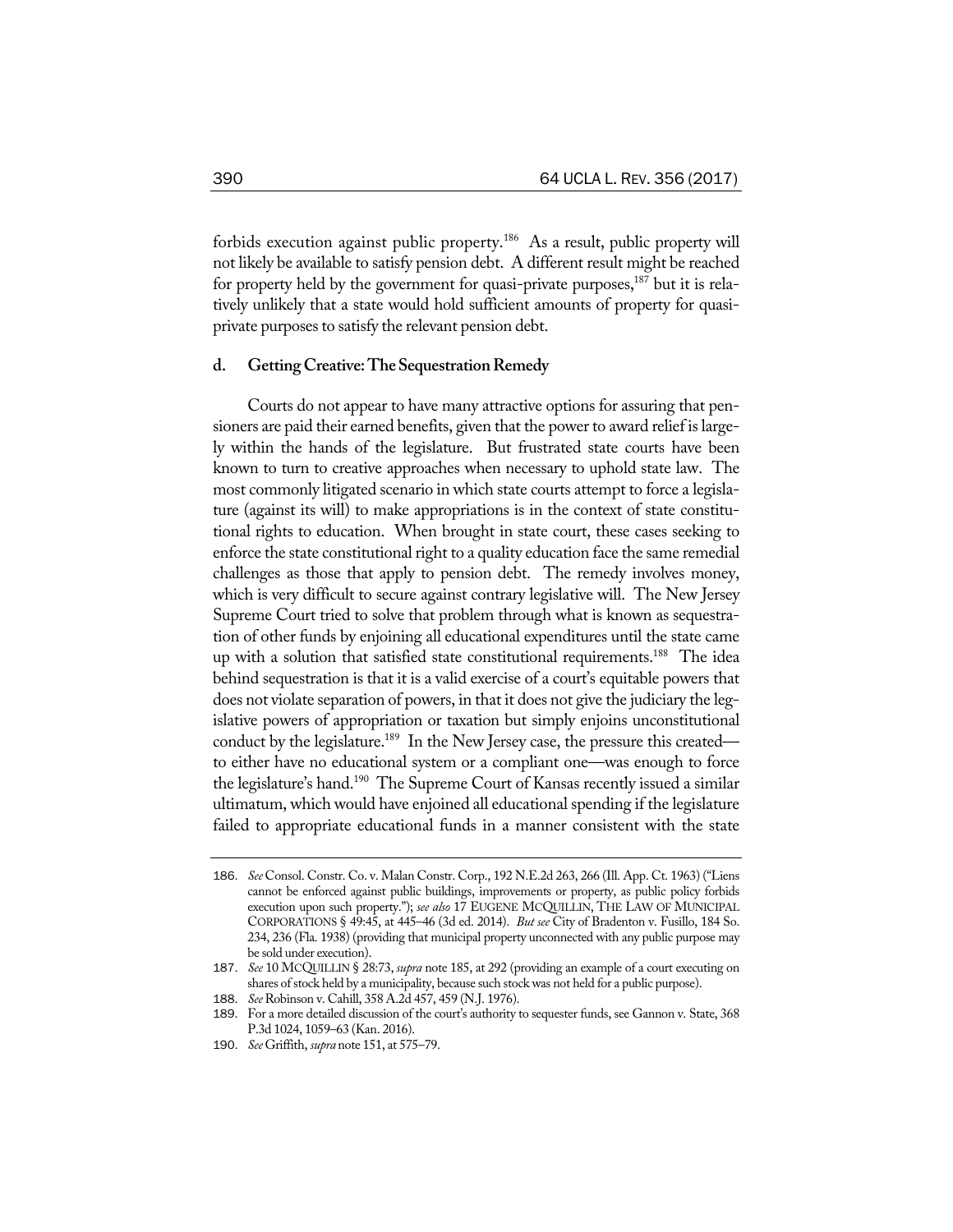forbids execution against public property.[186] As a result, public property will not likely be available to satisfy pension debt. A different result might be reached for property held by the government for quasi-private purposes,[187] but it is relatively unlikely that a state would hold sufficient amounts of property for quasi-private purposes to satisfy the relevant pension debt.

#### d. Getting Creative: The Sequestration Remedy

Courts do not appear to have many attractive options for assuring that pensioners are paid their earned benefits, given that the power to award relief is largely within the hands of the legislature. But frustrated state courts have been known to turn to creative approaches when necessary to uphold state law. The most commonly litigated scenario in which state courts attempt to force a legislature (against its will) to make appropriations is in the context of state constitutional rights to education. When brought in state court, these cases seeking to enforce the state constitutional right to a quality education face the same remedial challenges as those that apply to pension debt. The remedy involves money, which is very difficult to secure against contrary legislative will. The New Jersey Supreme Court tried to solve that problem through what is known as sequestration of other funds by enjoining all educational expenditures until the state came up with a solution that satisfied state constitutional requirements.[188] The idea behind sequestration is that it is a valid exercise of a court's equitable powers that does not violate separation of powers, in that it does not give the judiciary the legislative powers of appropriation or taxation but simply enjoins unconstitutional conduct by the legislature.[189] In the New Jersey case, the pressure this created—to either have no educational system or a compliant one—was enough to force the legislature's hand.[190] The Supreme Court of Kansas recently issued a similar ultimatum, which would have enjoined all educational spending if the legislature failed to appropriate educational funds in a manner consistent with the state

---

186. *See* Consol. Constr. Co. v. Malan Constr. Corp., 192 N.E.2d 263, 266 (Ill. App. Ct. 1963) ("Liens cannot be enforced against public buildings, improvements or property, as public policy forbids execution upon such property."); *see also* 17 EUGENE MCQUILLIN, THE LAW OF MUNICIPAL CORPORATIONS § 49:45, at 445–46 (3d ed. 2014). *But see* City of Bradenton v. Fusillo, 184 So. 234, 236 (Fla. 1938) (providing that municipal property unconnected with any public purpose may be sold under execution).

187. *See* 10 MCQUILLIN § 28:73, *supra* note 185, at 292 (providing an example of a court executing on shares of stock held by a municipality, because such stock was not held for a public purpose).

188. *See* Robinson v. Cahill, 358 A.2d 457, 459 (N.J. 1976).

189. For a more detailed discussion of the court's authority to sequester funds, see Gannon v. State, 368 P.3d 1024, 1059–63 (Kan. 2016).

190. *See* Griffith, *supra* note 151, at 575–79.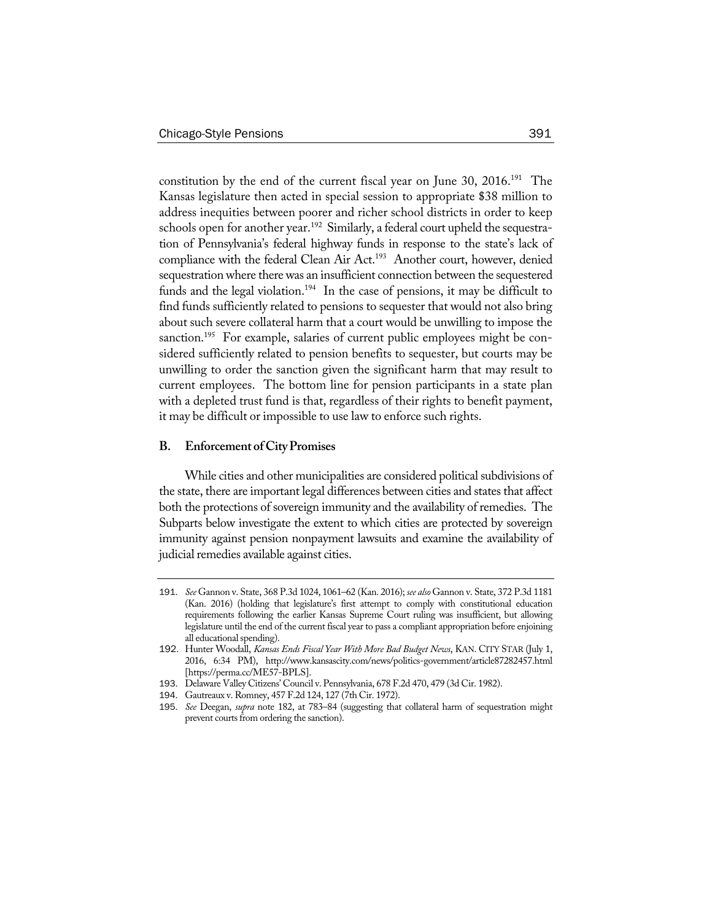constitution by the end of the current fiscal year on June 30, 2016.[191] The Kansas legislature then acted in special session to appropriate $38 million to address inequities between poorer and richer school districts in order to keep schools open for another year.[192] Similarly, a federal court upheld the sequestration of Pennsylvania's federal highway funds in response to the state's lack of compliance with the federal Clean Air Act.[193] Another court, however, denied sequestration where there was an insufficient connection between the sequestered funds and the legal violation.[194] In the case of pensions, it may be difficult to find funds sufficiently related to pensions to sequester that would not also bring about such severe collateral harm that a court would be unwilling to impose the sanction.[195] For example, salaries of current public employees might be considered sufficiently related to pension benefits to sequester, but courts may be unwilling to order the sanction given the significant harm that may result to current employees. The bottom line for pension participants in a state plan with a depleted trust fund is that, regardless of their rights to benefit payment, it may be difficult or impossible to use law to enforce such rights.

### B. Enforcement of City Promises

While cities and other municipalities are considered political subdivisions of the state, there are important legal differences between cities and states that affect both the protections of sovereign immunity and the availability of remedies. The Subparts below investigate the extent to which cities are protected by sovereign immunity against pension nonpayment lawsuits and examine the availability of judicial remedies available against cities.

---

191. *See* Gannon v. State, 368 P.3d 1024, 1061–62 (Kan. 2016); *see also* Gannon v. State, 372 P.3d 1181 (Kan. 2016) (holding that legislature's first attempt to comply with constitutional education requirements following the earlier Kansas Supreme Court ruling was insufficient, but allowing legislature until the end of the current fiscal year to pass a compliant appropriation before enjoining all educational spending).

192. Hunter Woodall, *Kansas Ends Fiscal Year With More Bad Budget News*, KAN. CITY STAR (July 1, 2016, 6:34 PM), http://www.kansascity.com/news/politics-government/article87282457.html [https://perma.cc/ME57-BPLS].

193. Delaware Valley Citizens' Council v. Pennsylvania, 678 F.2d 470, 479 (3d Cir. 1982).

194. Gautreaux v. Romney, 457 F.2d 124, 127 (7th Cir. 1972).

195. *See* Deegan, *supra* note 182, at 783–84 (suggesting that collateral harm of sequestration might prevent courts from ordering the sanction).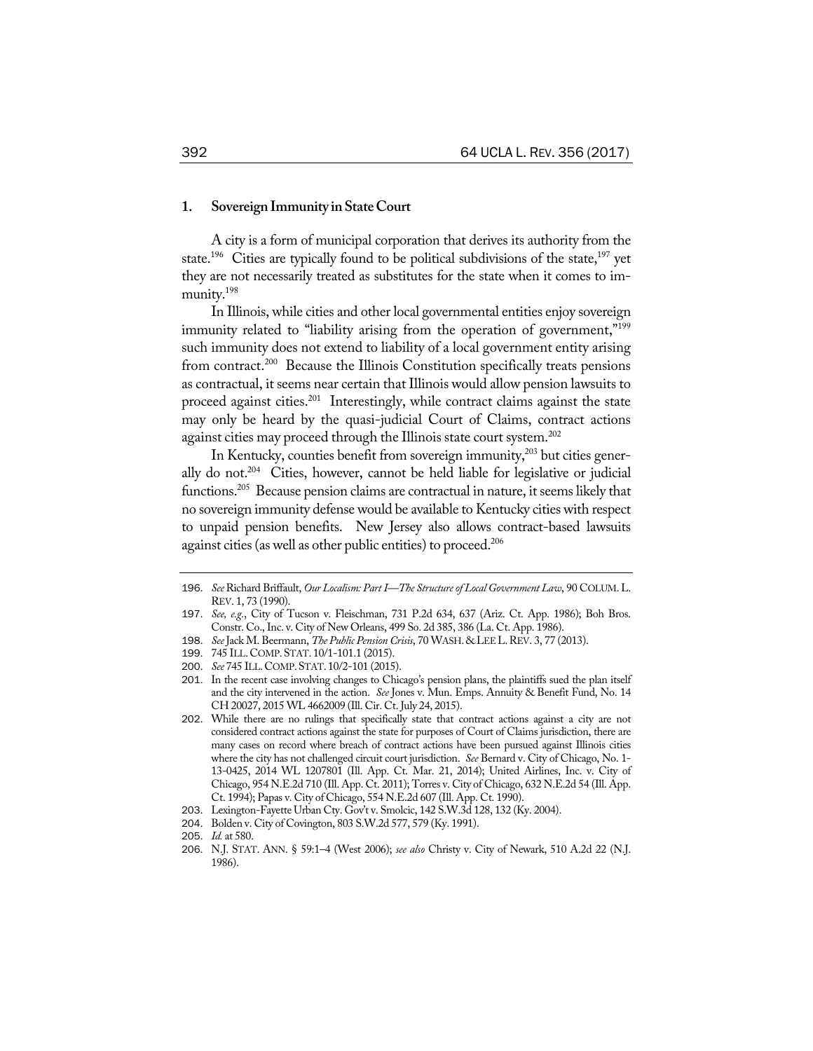### 1. Sovereign Immunity in State Court

A city is a form of municipal corporation that derives its authority from the state.[196] Cities are typically found to be political subdivisions of the state,[197] yet they are not necessarily treated as substitutes for the state when it comes to immunity.[198]

In Illinois, while cities and other local governmental entities enjoy sovereign immunity related to "liability arising from the operation of government,"[199] such immunity does not extend to liability of a local government entity arising from contract.[200] Because the Illinois Constitution specifically treats pensions as contractual, it seems near certain that Illinois would allow pension lawsuits to proceed against cities.[201] Interestingly, while contract claims against the state may only be heard by the quasi-judicial Court of Claims, contract actions against cities may proceed through the Illinois state court system.[202]

In Kentucky, counties benefit from sovereign immunity,[203] but cities generally do not.[204] Cities, however, cannot be held liable for legislative or judicial functions.[205] Because pension claims are contractual in nature, it seems likely that no sovereign immunity defense would be available to Kentucky cities with respect to unpaid pension benefits. New Jersey also allows contract-based lawsuits against cities (as well as other public entities) to proceed.[206]

---

196. *See* Richard Briffault, *Our Localism: Part I—The Structure of Local Government Law*, 90 COLUM. L. REV. 1, 73 (1990).
197. *See, e.g.*, City of Tucson v. Fleischman, 731 P.2d 634, 637 (Ariz. Ct. App. 1986); Boh Bros. Constr. Co., Inc. v. City of New Orleans, 499 So. 2d 385, 386 (La. Ct. App. 1986).
198. *See* Jack M. Beermann, *The Public Pension Crisis*, 70 WASH. & LEE L. REV. 3, 77 (2013).
199. 745 ILL. COMP. STAT. 10/1-101.1 (2015).
200. *See* 745 ILL. COMP. STAT. 10/2-101 (2015).
201. In the recent case involving changes to Chicago's pension plans, the plaintiffs sued the plan itself and the city intervened in the action. *See* Jones v. Mun. Emps. Annuity & Benefit Fund, No. 14 CH 20027, 2015 WL 4662009 (Ill. Cir. Ct. July 24, 2015).
202. While there are no rulings that specifically state that contract actions against a city are not considered contract actions against the state for purposes of Court of Claims jurisdiction, there are many cases on record where breach of contract actions have been pursued against Illinois cities where the city has not challenged circuit court jurisdiction. *See* Bernard v. City of Chicago, No. 1-13-0425, 2014 WL 1207801 (Ill. App. Ct. Mar. 21, 2014); United Airlines, Inc. v. City of Chicago, 954 N.E.2d 710 (Ill. App. Ct. 2011); Torres v. City of Chicago, 632 N.E.2d 54 (Ill. App. Ct. 1994); Papas v. City of Chicago, 554 N.E.2d 607 (Ill. App. Ct. 1990).
203. Lexington-Fayette Urban Cty. Gov't v. Smolcic, 142 S.W.3d 128, 132 (Ky. 2004).
204. Bolden v. City of Covington, 803 S.W.2d 577, 579 (Ky. 1991).
205. *Id.* at 580.
206. N.J. STAT. ANN. § 59:1–4 (West 2006); *see also* Christy v. City of Newark, 510 A.2d 22 (N.J. 1986).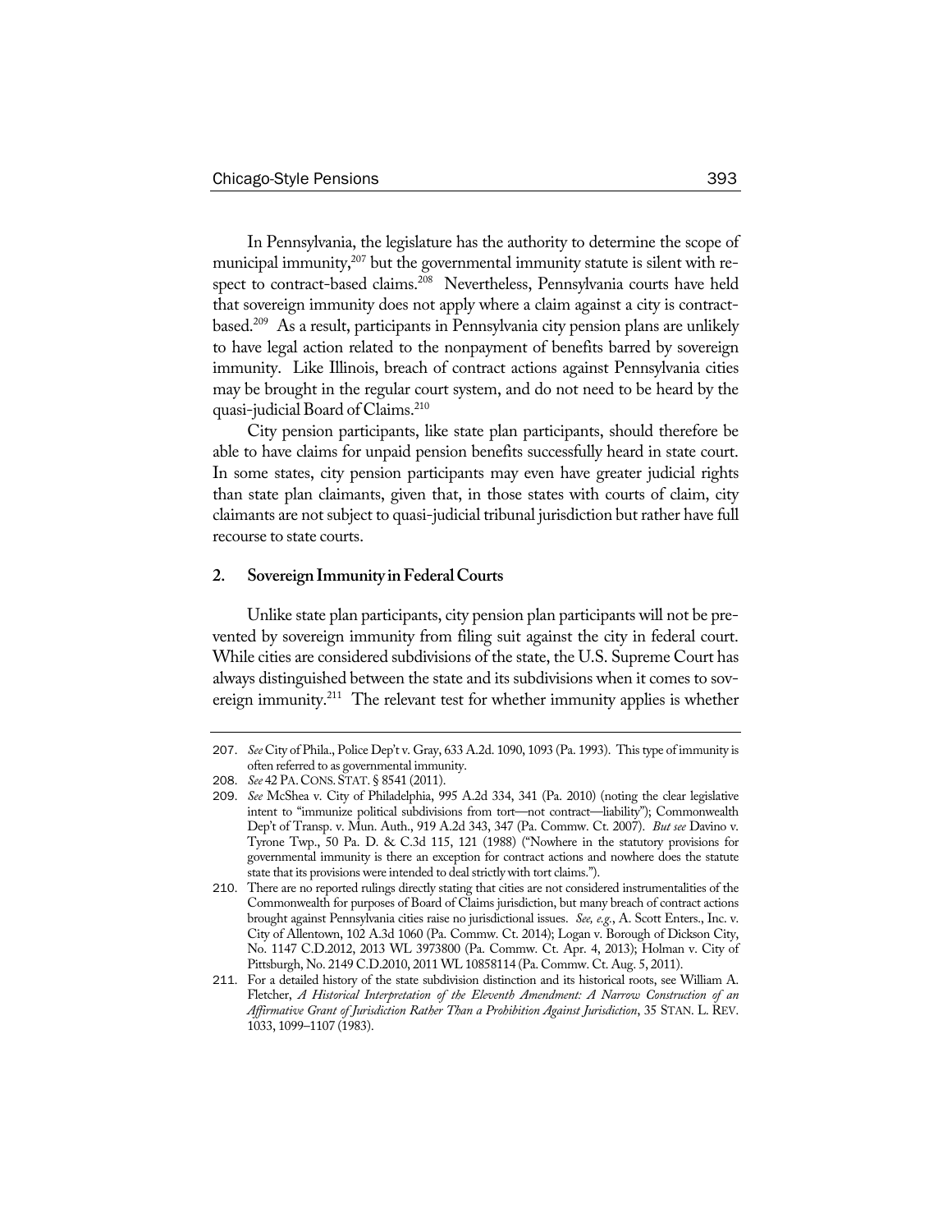In Pennsylvania, the legislature has the authority to determine the scope of municipal immunity,[207] but the governmental immunity statute is silent with respect to contract-based claims.[208] Nevertheless, Pennsylvania courts have held that sovereign immunity does not apply where a claim against a city is contract-based.[209] As a result, participants in Pennsylvania city pension plans are unlikely to have legal action related to the nonpayment of benefits barred by sovereign immunity. Like Illinois, breach of contract actions against Pennsylvania cities may be brought in the regular court system, and do not need to be heard by the quasi-judicial Board of Claims.[210]

City pension participants, like state plan participants, should therefore be able to have claims for unpaid pension benefits successfully heard in state court. In some states, city pension participants may even have greater judicial rights than state plan claimants, given that, in those states with courts of claim, city claimants are not subject to quasi-judicial tribunal jurisdiction but rather have full recourse to state courts.

### 2. Sovereign Immunity in Federal Courts

Unlike state plan participants, city pension plan participants will not be prevented by sovereign immunity from filing suit against the city in federal court. While cities are considered subdivisions of the state, the U.S. Supreme Court has always distinguished between the state and its subdivisions when it comes to sovereign immunity.[211] The relevant test for whether immunity applies is whether

---

207. *See* City of Phila., Police Dep't v. Gray, 633 A.2d. 1090, 1093 (Pa. 1993). This type of immunity is often referred to as governmental immunity.

208. *See* 42 PA. CONS. STAT. § 8541 (2011).

209. *See* McShea v. City of Philadelphia, 995 A.2d 334, 341 (Pa. 2010) (noting the clear legislative intent to "immunize political subdivisions from tort—not contract—liability"); Commonwealth Dep't of Transp. v. Mun. Auth., 919 A.2d 343, 347 (Pa. Commw. Ct. 2007). *But see* Davino v. Tyrone Twp., 50 Pa. D. & C.3d 115, 121 (1988) ("Nowhere in the statutory provisions for governmental immunity is there an exception for contract actions and nowhere does the statute state that its provisions were intended to deal strictly with tort claims.").

210. There are no reported rulings directly stating that cities are not considered instrumentalities of the Commonwealth for purposes of Board of Claims jurisdiction, but many breach of contract actions brought against Pennsylvania cities raise no jurisdictional issues. *See, e.g.*, A. Scott Enters., Inc. v. City of Allentown, 102 A.3d 1060 (Pa. Commw. Ct. 2014); Logan v. Borough of Dickson City, No. 1147 C.D.2012, 2013 WL 3973800 (Pa. Commw. Ct. Apr. 4, 2013); Holman v. City of Pittsburgh, No. 2149 C.D.2010, 2011 WL 10858114 (Pa. Commw. Ct. Aug. 5, 2011).

211. For a detailed history of the state subdivision distinction and its historical roots, see William A. Fletcher, *A Historical Interpretation of the Eleventh Amendment: A Narrow Construction of an Affirmative Grant of Jurisdiction Rather Than a Prohibition Against Jurisdiction*, 35 STAN. L. REV. 1033, 1099–1107 (1983).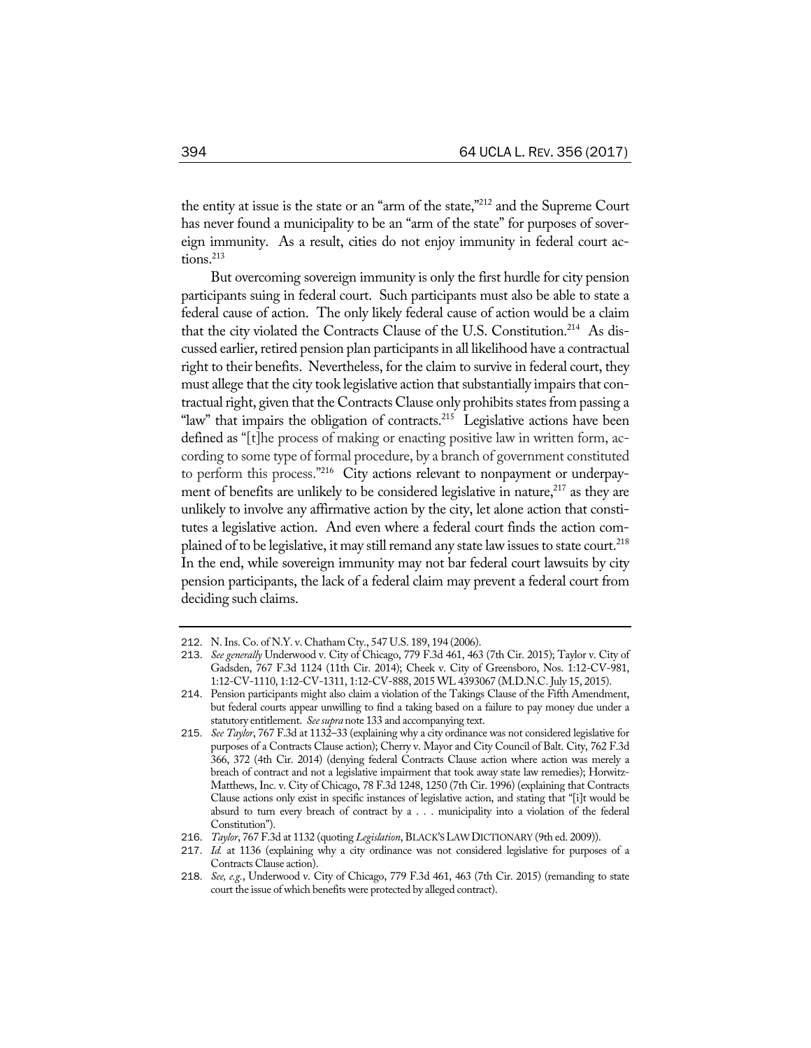the entity at issue is the state or an "arm of the state,"[212] and the Supreme Court has never found a municipality to be an "arm of the state" for purposes of sovereign immunity. As a result, cities do not enjoy immunity in federal court actions.[213]

But overcoming sovereign immunity is only the first hurdle for city pension participants suing in federal court. Such participants must also be able to state a federal cause of action. The only likely federal cause of action would be a claim that the city violated the Contracts Clause of the U.S. Constitution.[214] As discussed earlier, retired pension plan participants in all likelihood have a contractual right to their benefits. Nevertheless, for the claim to survive in federal court, they must allege that the city took legislative action that substantially impairs that contractual right, given that the Contracts Clause only prohibits states from passing a "law" that impairs the obligation of contracts.[215] Legislative actions have been defined as "[t]he process of making or enacting positive law in written form, according to some type of formal procedure, by a branch of government constituted to perform this process."[216] City actions relevant to nonpayment or underpayment of benefits are unlikely to be considered legislative in nature,[217] as they are unlikely to involve any affirmative action by the city, let alone action that constitutes a legislative action. And even where a federal court finds the action complained of to be legislative, it may still remand any state law issues to state court.[218] In the end, while sovereign immunity may not bar federal court lawsuits by city pension participants, the lack of a federal claim may prevent a federal court from deciding such claims.

---

212. N. Ins. Co. of N.Y. v. Chatham Cty., 547 U.S. 189, 194 (2006).

213. *See generally* Underwood v. City of Chicago, 779 F.3d 461, 463 (7th Cir. 2015); Taylor v. City of Gadsden, 767 F.3d 1124 (11th Cir. 2014); Cheek v. City of Greensboro, Nos. 1:12-CV-981, 1:12-CV-1110, 1:12-CV-1311, 1:12-CV-888, 2015 WL 4393067 (M.D.N.C. July 15, 2015).

214. Pension participants might also claim a violation of the Takings Clause of the Fifth Amendment, but federal courts appear unwilling to find a taking based on a failure to pay money due under a statutory entitlement. *See supra* note 133 and accompanying text.

215. *See Taylor*, 767 F.3d at 1132–33 (explaining why a city ordinance was not considered legislative for purposes of a Contracts Clause action); Cherry v. Mayor and City Council of Balt. City, 762 F.3d 366, 372 (4th Cir. 2014) (denying federal Contracts Clause action where action was merely a breach of contract and not a legislative impairment that took away state law remedies); Horwitz-Matthews, Inc. v. City of Chicago, 78 F.3d 1248, 1250 (7th Cir. 1996) (explaining that Contracts Clause actions only exist in specific instances of legislative action, and stating that "[i]t would be absurd to turn every breach of contract by a . . . municipality into a violation of the federal Constitution").

216. *Taylor*, 767 F.3d at 1132 (quoting *Legislation*, BLACK'S LAW DICTIONARY (9th ed. 2009)).

217. *Id.* at 1136 (explaining why a city ordinance was not considered legislative for purposes of a Contracts Clause action).

218. *See, e.g.*, Underwood v. City of Chicago, 779 F.3d 461, 463 (7th Cir. 2015) (remanding to state court the issue of which benefits were protected by alleged contract).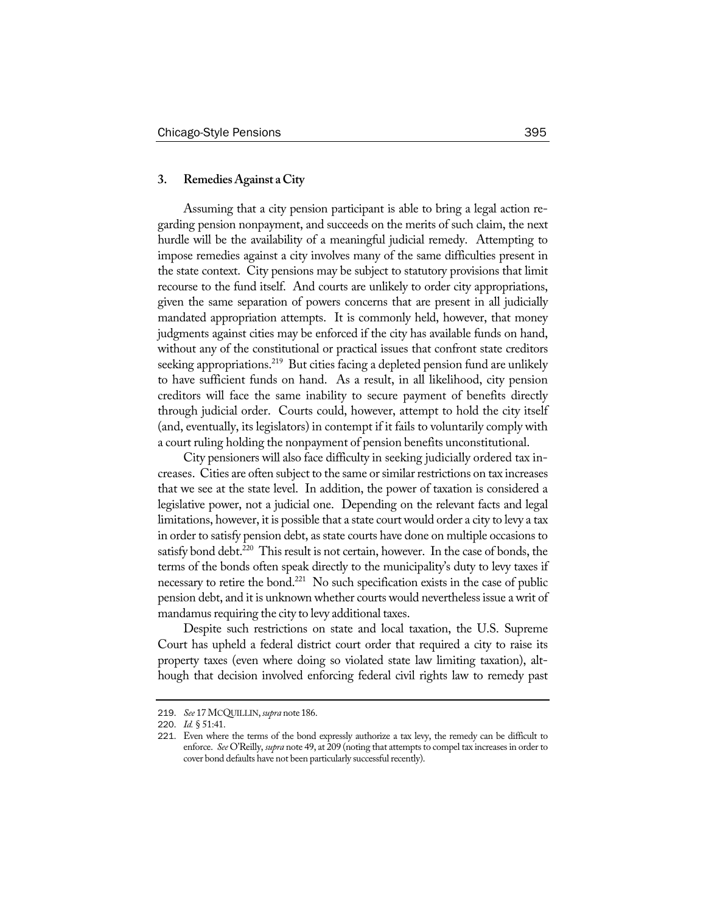### 3. Remedies Against a City

Assuming that a city pension participant is able to bring a legal action regarding pension nonpayment, and succeeds on the merits of such claim, the next hurdle will be the availability of a meaningful judicial remedy. Attempting to impose remedies against a city involves many of the same difficulties present in the state context. City pensions may be subject to statutory provisions that limit recourse to the fund itself. And courts are unlikely to order city appropriations, given the same separation of powers concerns that are present in all judicially mandated appropriation attempts. It is commonly held, however, that money judgments against cities may be enforced if the city has available funds on hand, without any of the constitutional or practical issues that confront state creditors seeking appropriations.[219] But cities facing a depleted pension fund are unlikely to have sufficient funds on hand. As a result, in all likelihood, city pension creditors will face the same inability to secure payment of benefits directly through judicial order. Courts could, however, attempt to hold the city itself (and, eventually, its legislators) in contempt if it fails to voluntarily comply with a court ruling holding the nonpayment of pension benefits unconstitutional.

City pensioners will also face difficulty in seeking judicially ordered tax increases. Cities are often subject to the same or similar restrictions on tax increases that we see at the state level. In addition, the power of taxation is considered a legislative power, not a judicial one. Depending on the relevant facts and legal limitations, however, it is possible that a state court would order a city to levy a tax in order to satisfy pension debt, as state courts have done on multiple occasions to satisfy bond debt.[220] This result is not certain, however. In the case of bonds, the terms of the bonds often speak directly to the municipality's duty to levy taxes if necessary to retire the bond.[221] No such specification exists in the case of public pension debt, and it is unknown whether courts would nevertheless issue a writ of mandamus requiring the city to levy additional taxes.

Despite such restrictions on state and local taxation, the U.S. Supreme Court has upheld a federal district court order that required a city to raise its property taxes (even where doing so violated state law limiting taxation), although that decision involved enforcing federal civil rights law to remedy past

---

219. *See* 17 MCQUILLIN, *supra* note 186.

220. *Id.* § 51:41.

221. Even where the terms of the bond expressly authorize a tax levy, the remedy can be difficult to enforce. *See* O'Reilly, *supra* note 49, at 209 (noting that attempts to compel tax increases in order to cover bond defaults have not been particularly successful recently).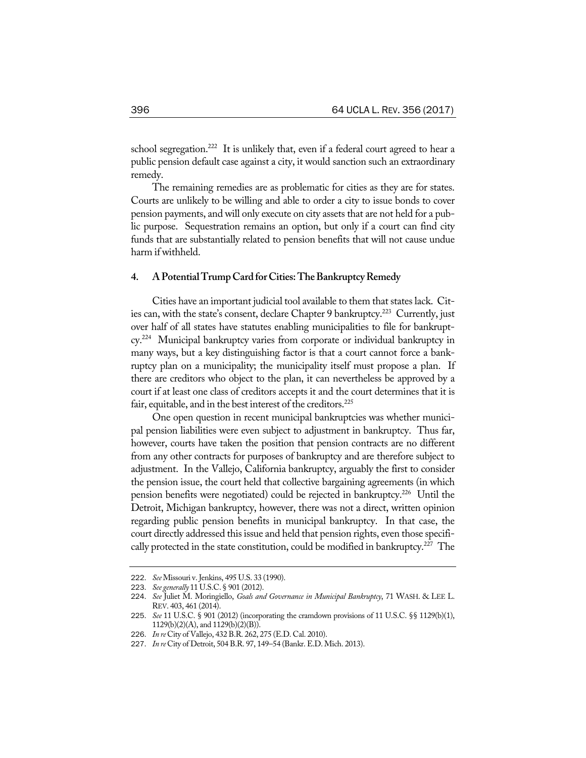school segregation.[222] It is unlikely that, even if a federal court agreed to hear a public pension default case against a city, it would sanction such an extraordinary remedy.

The remaining remedies are as problematic for cities as they are for states. Courts are unlikely to be willing and able to order a city to issue bonds to cover pension payments, and will only execute on city assets that are not held for a public purpose. Sequestration remains an option, but only if a court can find city funds that are substantially related to pension benefits that will not cause undue harm if withheld.

### 4. A Potential Trump Card for Cities: The Bankruptcy Remedy

Cities have an important judicial tool available to them that states lack. Cities can, with the state's consent, declare Chapter 9 bankruptcy.[223] Currently, just over half of all states have statutes enabling municipalities to file for bankruptcy.[224] Municipal bankruptcy varies from corporate or individual bankruptcy in many ways, but a key distinguishing factor is that a court cannot force a bankruptcy plan on a municipality; the municipality itself must propose a plan. If there are creditors who object to the plan, it can nevertheless be approved by a court if at least one class of creditors accepts it and the court determines that it is fair, equitable, and in the best interest of the creditors.[225]

One open question in recent municipal bankruptcies was whether municipal pension liabilities were even subject to adjustment in bankruptcy. Thus far, however, courts have taken the position that pension contracts are no different from any other contracts for purposes of bankruptcy and are therefore subject to adjustment. In the Vallejo, California bankruptcy, arguably the first to consider the pension issue, the court held that collective bargaining agreements (in which pension benefits were negotiated) could be rejected in bankruptcy.[226] Until the Detroit, Michigan bankruptcy, however, there was not a direct, written opinion regarding public pension benefits in municipal bankruptcy. In that case, the court directly addressed this issue and held that pension rights, even those specifically protected in the state constitution, could be modified in bankruptcy.[227] The

---

222. *See* Missouri v. Jenkins, 495 U.S. 33 (1990).

223. *See generally* 11 U.S.C. § 901 (2012).

224. *See* Juliet M. Moringiello, *Goals and Governance in Municipal Bankruptcy*, 71 WASH. & LEE L. REV. 403, 461 (2014).

225. *See* 11 U.S.C. § 901 (2012) (incorporating the cramdown provisions of 11 U.S.C. §§ 1129(b)(1), 1129(b)(2)(A), and 1129(b)(2)(B)).

226. *In re* City of Vallejo, 432 B.R. 262, 275 (E.D. Cal. 2010).

227. *In re* City of Detroit, 504 B.R. 97, 149–54 (Bankr. E.D. Mich. 2013).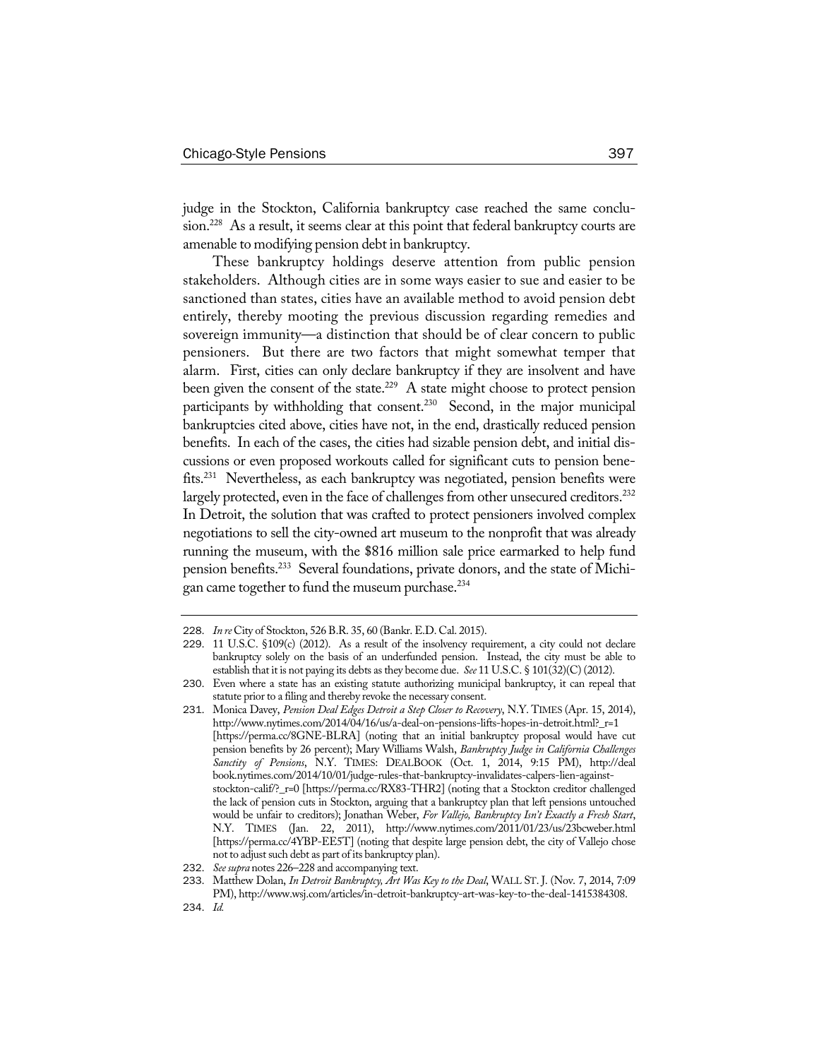judge in the Stockton, California bankruptcy case reached the same conclusion.[228] As a result, it seems clear at this point that federal bankruptcy courts are amenable to modifying pension debt in bankruptcy.

These bankruptcy holdings deserve attention from public pension stakeholders. Although cities are in some ways easier to sue and easier to be sanctioned than states, cities have an available method to avoid pension debt entirely, thereby mooting the previous discussion regarding remedies and sovereign immunity—a distinction that should be of clear concern to public pensioners. But there are two factors that might somewhat temper that alarm. First, cities can only declare bankruptcy if they are insolvent and have been given the consent of the state.[229] A state might choose to protect pension participants by withholding that consent.[230] Second, in the major municipal bankruptcies cited above, cities have not, in the end, drastically reduced pension benefits. In each of the cases, the cities had sizable pension debt, and initial discussions or even proposed workouts called for significant cuts to pension benefits.[231] Nevertheless, as each bankruptcy was negotiated, pension benefits were largely protected, even in the face of challenges from other unsecured creditors.[232] In Detroit, the solution that was crafted to protect pensioners involved complex negotiations to sell the city-owned art museum to the nonprofit that was already running the museum, with the $816 million sale price earmarked to help fund pension benefits.[233] Several foundations, private donors, and the state of Michigan came together to fund the museum purchase.[234]

---

228. *In re* City of Stockton, 526 B.R. 35, 60 (Bankr. E.D. Cal. 2015).

229. 11 U.S.C. §109(c) (2012). As a result of the insolvency requirement, a city could not declare bankruptcy solely on the basis of an underfunded pension. Instead, the city must be able to establish that it is not paying its debts as they become due. *See* 11 U.S.C. § 101(32)(C) (2012).

230. Even where a state has an existing statute authorizing municipal bankruptcy, it can repeal that statute prior to a filing and thereby revoke the necessary consent.

231. Monica Davey, *Pension Deal Edges Detroit a Step Closer to Recovery*, N.Y. TIMES (Apr. 15, 2014), http://www.nytimes.com/2014/04/16/us/a-deal-on-pensions-lifts-hopes-in-detroit.html?_r=1 [https://perma.cc/8GNE-BLRA] (noting that an initial bankruptcy proposal would have cut pension benefits by 26 percent); Mary Williams Walsh, *Bankruptcy Judge in California Challenges Sanctity of Pensions*, N.Y. TIMES: DEALBOOK (Oct. 1, 2014, 9:15 PM), http://dealbook.nytimes.com/2014/10/01/judge-rules-that-bankruptcy-invalidates-calpers-lien-against-stockton-calif/?_r=0 [https://perma.cc/RX83-THR2] (noting that a Stockton creditor challenged the lack of pension cuts in Stockton, arguing that a bankruptcy plan that left pensions untouched would be unfair to creditors); Jonathan Weber, *For Vallejo, Bankruptcy Isn't Exactly a Fresh Start*, N.Y. TIMES (Jan. 22, 2011), http://www.nytimes.com/2011/01/23/us/23bcweber.html [https://perma.cc/4YBP-EE5T] (noting that despite large pension debt, the city of Vallejo chose not to adjust such debt as part of its bankruptcy plan).

232. *See supra* notes 226–228 and accompanying text.

233. Matthew Dolan, *In Detroit Bankruptcy, Art Was Key to the Deal*, WALL ST. J. (Nov. 7, 2014, 7:09 PM), http://www.wsj.com/articles/in-detroit-bankruptcy-art-was-key-to-the-deal-1415384308.

234. *Id.*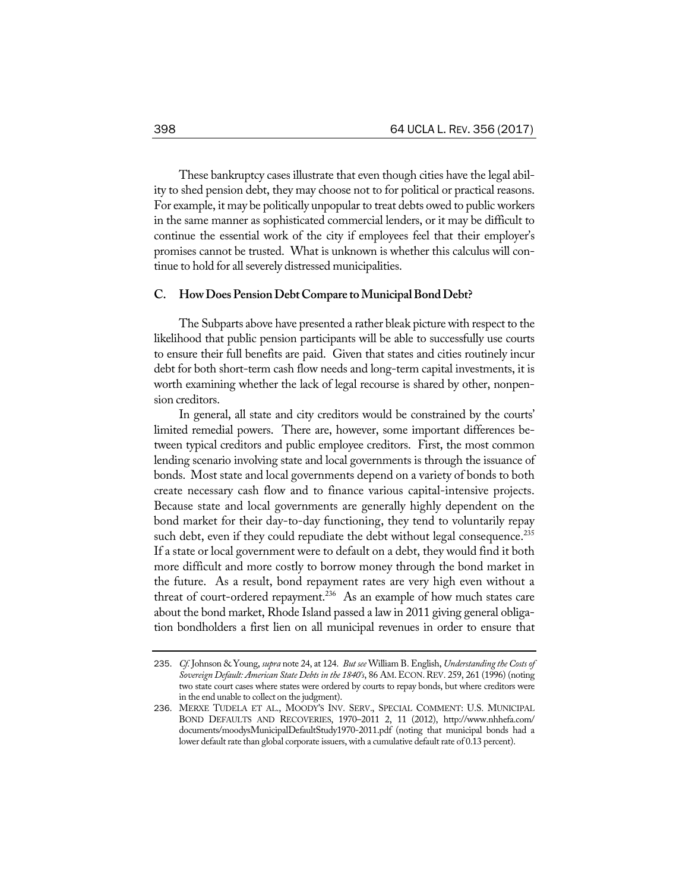These bankruptcy cases illustrate that even though cities have the legal ability to shed pension debt, they may choose not to for political or practical reasons. For example, it may be politically unpopular to treat debts owed to public workers in the same manner as sophisticated commercial lenders, or it may be difficult to continue the essential work of the city if employees feel that their employer's promises cannot be trusted. What is unknown is whether this calculus will continue to hold for all severely distressed municipalities.

### C. How Does Pension Debt Compare to Municipal Bond Debt?

The Subparts above have presented a rather bleak picture with respect to the likelihood that public pension participants will be able to successfully use courts to ensure their full benefits are paid. Given that states and cities routinely incur debt for both short-term cash flow needs and long-term capital investments, it is worth examining whether the lack of legal recourse is shared by other, nonpension creditors.

In general, all state and city creditors would be constrained by the courts' limited remedial powers. There are, however, some important differences between typical creditors and public employee creditors. First, the most common lending scenario involving state and local governments is through the issuance of bonds. Most state and local governments depend on a variety of bonds to both create necessary cash flow and to finance various capital-intensive projects. Because state and local governments are generally highly dependent on the bond market for their day-to-day functioning, they tend to voluntarily repay such debt, even if they could repudiate the debt without legal consequence.[235] If a state or local government were to default on a debt, they would find it both more difficult and more costly to borrow money through the bond market in the future. As a result, bond repayment rates are very high even without a threat of court-ordered repayment.[236] As an example of how much states care about the bond market, Rhode Island passed a law in 2011 giving general obligation bondholders a first lien on all municipal revenues in order to ensure that

---

235. *Cf.* Johnson & Young, *supra* note 24, at 124. *But see* William B. English, *Understanding the Costs of Sovereign Default: American State Debts in the 1840's*, 86 AM. ECON. REV. 259, 261 (1996) (noting two state court cases where states were ordered by courts to repay bonds, but where creditors were in the end unable to collect on the judgment).

236. MERXE TUDELA ET AL., MOODY'S INV. SERV., SPECIAL COMMENT: U.S. MUNICIPAL BOND DEFAULTS AND RECOVERIES, 1970–2011 2, 11 (2012), http://www.nhhefa.com/documents/moodysMunicipalDefaultStudy1970-2011.pdf (noting that municipal bonds had a lower default rate than global corporate issuers, with a cumulative default rate of 0.13 percent).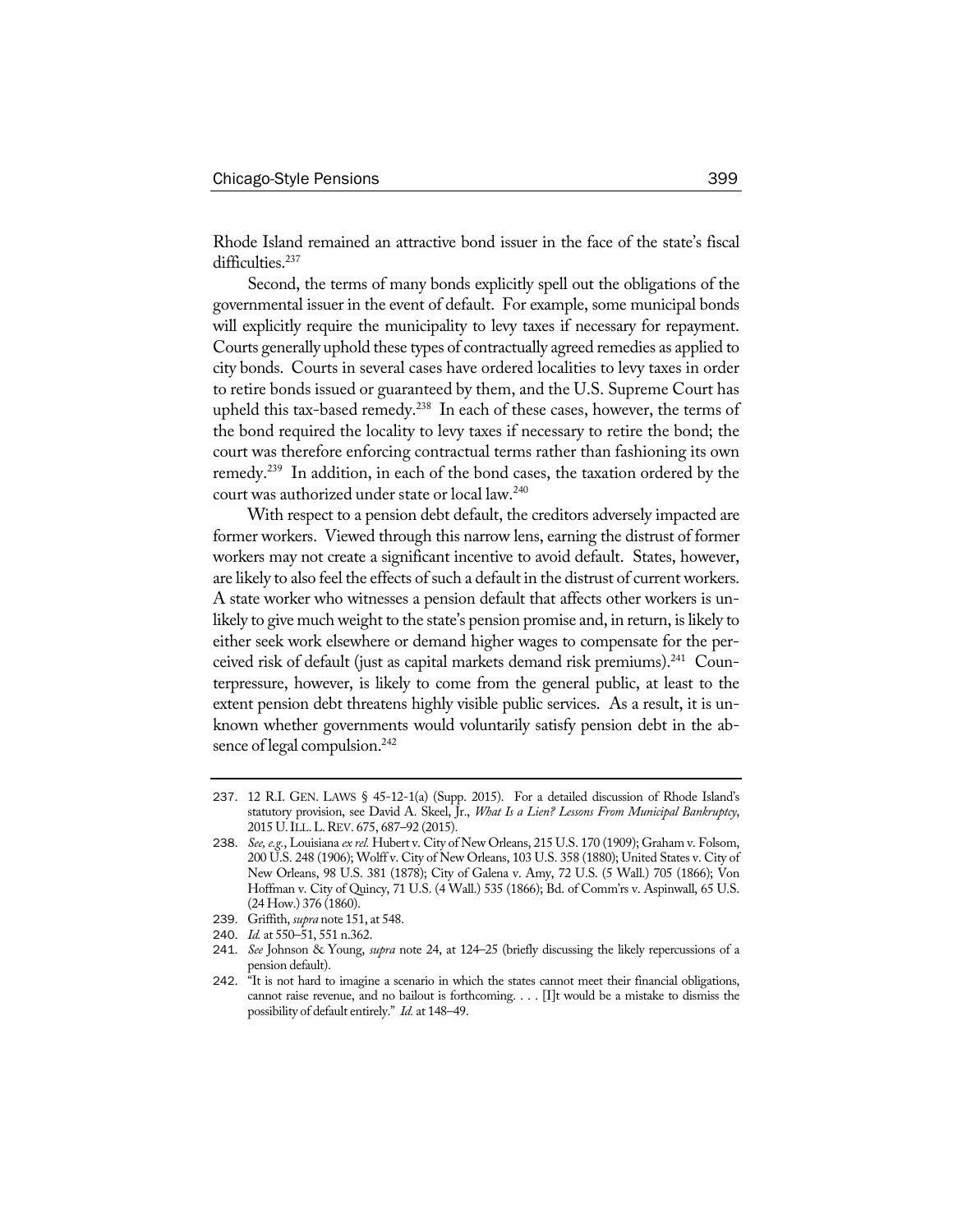Rhode Island remained an attractive bond issuer in the face of the state's fiscal difficulties.[237]

Second, the terms of many bonds explicitly spell out the obligations of the governmental issuer in the event of default. For example, some municipal bonds will explicitly require the municipality to levy taxes if necessary for repayment. Courts generally uphold these types of contractually agreed remedies as applied to city bonds. Courts in several cases have ordered localities to levy taxes in order to retire bonds issued or guaranteed by them, and the U.S. Supreme Court has upheld this tax-based remedy.[238] In each of these cases, however, the terms of the bond required the locality to levy taxes if necessary to retire the bond; the court was therefore enforcing contractual terms rather than fashioning its own remedy.[239] In addition, in each of the bond cases, the taxation ordered by the court was authorized under state or local law.[240]

With respect to a pension debt default, the creditors adversely impacted are former workers. Viewed through this narrow lens, earning the distrust of former workers may not create a significant incentive to avoid default. States, however, are likely to also feel the effects of such a default in the distrust of current workers. A state worker who witnesses a pension default that affects other workers is unlikely to give much weight to the state's pension promise and, in return, is likely to either seek work elsewhere or demand higher wages to compensate for the perceived risk of default (just as capital markets demand risk premiums).[241] Counterpressure, however, is likely to come from the general public, at least to the extent pension debt threatens highly visible public services. As a result, it is unknown whether governments would voluntarily satisfy pension debt in the absence of legal compulsion.[242]

---

237. 12 R.I. GEN. LAWS § 45-12-1(a) (Supp. 2015). For a detailed discussion of Rhode Island's statutory provision, see David A. Skeel, Jr., *What Is a Lien? Lessons From Municipal Bankruptcy*, 2015 U. ILL. L. REV. 675, 687–92 (2015).

238. *See, e.g.*, Louisiana *ex rel.* Hubert v. City of New Orleans, 215 U.S. 170 (1909); Graham v. Folsom, 200 U.S. 248 (1906); Wolff v. City of New Orleans, 103 U.S. 358 (1880); United States v. City of New Orleans, 98 U.S. 381 (1878); City of Galena v. Amy, 72 U.S. (5 Wall.) 705 (1866); Von Hoffman v. City of Quincy, 71 U.S. (4 Wall.) 535 (1866); Bd. of Comm'rs v. Aspinwall, 65 U.S. (24 How.) 376 (1860).

239. Griffith, *supra* note 151, at 548.

240. *Id.* at 550–51, 551 n.362.

241. *See* Johnson & Young, *supra* note 24, at 124–25 (briefly discussing the likely repercussions of a pension default).

242. "It is not hard to imagine a scenario in which the states cannot meet their financial obligations, cannot raise revenue, and no bailout is forthcoming. . . . [I]t would be a mistake to dismiss the possibility of default entirely." *Id.* at 148–49.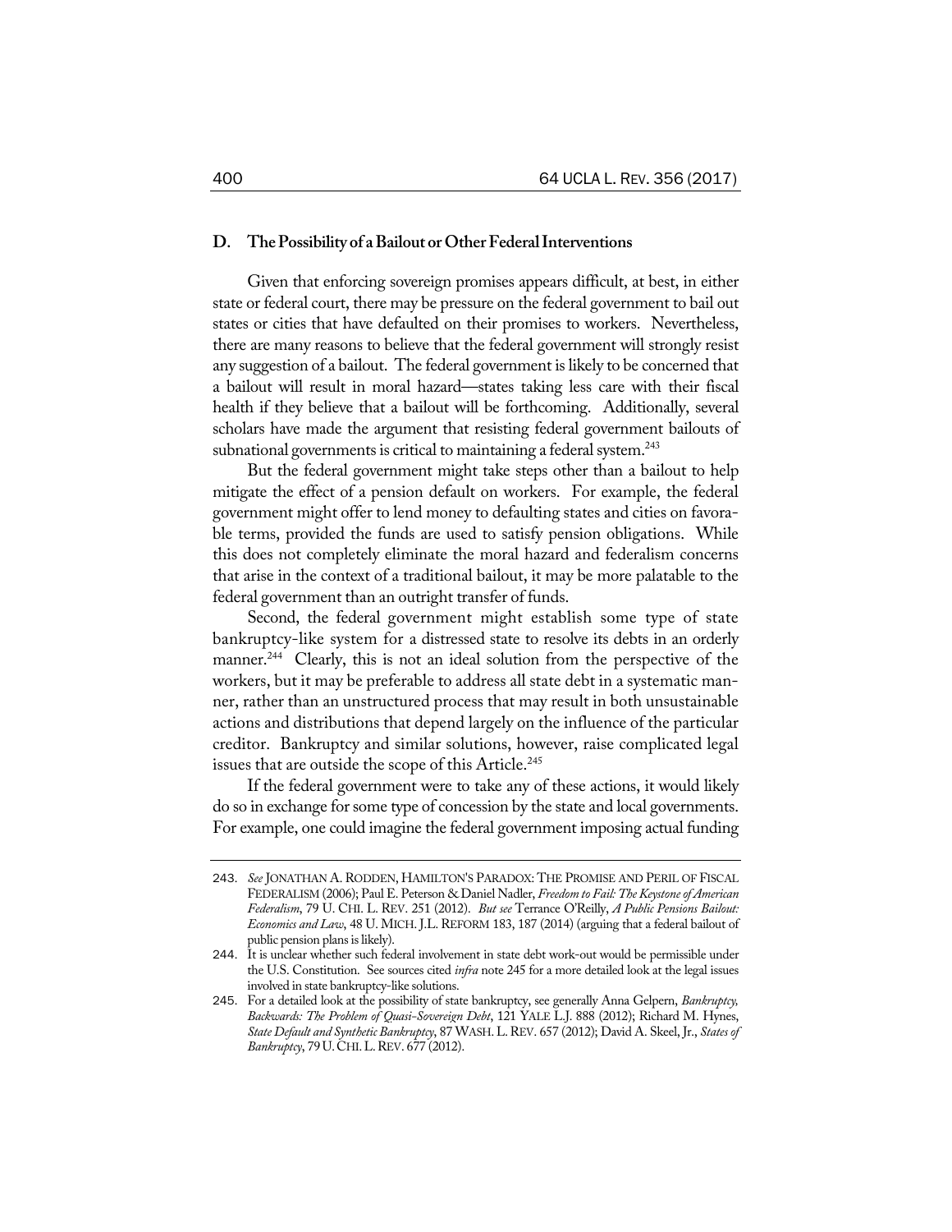### D. The Possibility of a Bailout or Other Federal Interventions

Given that enforcing sovereign promises appears difficult, at best, in either state or federal court, there may be pressure on the federal government to bail out states or cities that have defaulted on their promises to workers. Nevertheless, there are many reasons to believe that the federal government will strongly resist any suggestion of a bailout. The federal government is likely to be concerned that a bailout will result in moral hazard—states taking less care with their fiscal health if they believe that a bailout will be forthcoming. Additionally, several scholars have made the argument that resisting federal government bailouts of subnational governments is critical to maintaining a federal system.[243]

But the federal government might take steps other than a bailout to help mitigate the effect of a pension default on workers. For example, the federal government might offer to lend money to defaulting states and cities on favorable terms, provided the funds are used to satisfy pension obligations. While this does not completely eliminate the moral hazard and federalism concerns that arise in the context of a traditional bailout, it may be more palatable to the federal government than an outright transfer of funds.

Second, the federal government might establish some type of state bankruptcy-like system for a distressed state to resolve its debts in an orderly manner.[244] Clearly, this is not an ideal solution from the perspective of the workers, but it may be preferable to address all state debt in a systematic manner, rather than an unstructured process that may result in both unsustainable actions and distributions that depend largely on the influence of the particular creditor. Bankruptcy and similar solutions, however, raise complicated legal issues that are outside the scope of this Article.[245]

If the federal government were to take any of these actions, it would likely do so in exchange for some type of concession by the state and local governments. For example, one could imagine the federal government imposing actual funding

---

243. *See* JONATHAN A. RODDEN, HAMILTON'S PARADOX: THE PROMISE AND PERIL OF FISCAL FEDERALISM (2006); Paul E. Peterson & Daniel Nadler, *Freedom to Fail: The Keystone of American Federalism*, 79 U. CHI. L. REV. 251 (2012). *But see* Terrance O'Reilly, *A Public Pensions Bailout: Economics and Law*, 48 U. MICH. J.L. REFORM 183, 187 (2014) (arguing that a federal bailout of public pension plans is likely).

244. It is unclear whether such federal involvement in state debt work-out would be permissible under the U.S. Constitution. See sources cited *infra* note 245 for a more detailed look at the legal issues involved in state bankruptcy-like solutions.

245. For a detailed look at the possibility of state bankruptcy, see generally Anna Gelpern, *Bankruptcy, Backwards: The Problem of Quasi-Sovereign Debt*, 121 YALE L.J. 888 (2012); Richard M. Hynes, *State Default and Synthetic Bankruptcy*, 87 WASH. L. REV. 657 (2012); David A. Skeel, Jr., *States of Bankruptcy*, 79 U. CHI. L. REV. 677 (2012).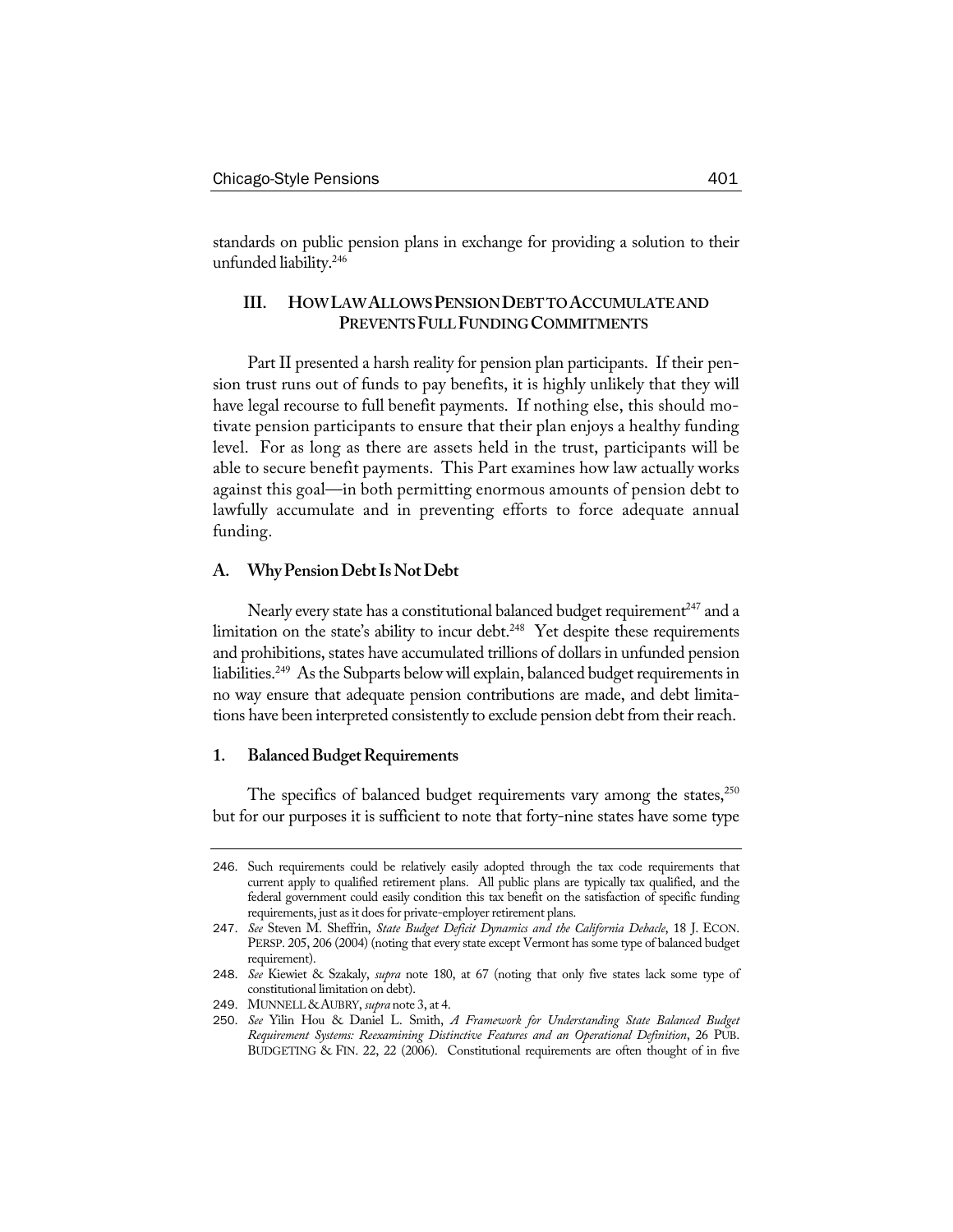standards on public pension plans in exchange for providing a solution to their unfunded liability.[246]

## III. HOW LAW ALLOWS PENSION DEBT TO ACCUMULATE AND PREVENTS FULL FUNDING COMMITMENTS

Part II presented a harsh reality for pension plan participants. If their pension trust runs out of funds to pay benefits, it is highly unlikely that they will have legal recourse to full benefit payments. If nothing else, this should motivate pension participants to ensure that their plan enjoys a healthy funding level. For as long as there are assets held in the trust, participants will be able to secure benefit payments. This Part examines how law actually works against this goal—in both permitting enormous amounts of pension debt to lawfully accumulate and in preventing efforts to force adequate annual funding.

### A. Why Pension Debt Is Not Debt

Nearly every state has a constitutional balanced budget requirement[247] and a limitation on the state's ability to incur debt.[248] Yet despite these requirements and prohibitions, states have accumulated trillions of dollars in unfunded pension liabilities.[249] As the Subparts below will explain, balanced budget requirements in no way ensure that adequate pension contributions are made, and debt limitations have been interpreted consistently to exclude pension debt from their reach.

#### 1. Balanced Budget Requirements

The specifics of balanced budget requirements vary among the states,[250] but for our purposes it is sufficient to note that forty-nine states have some type

---

246. Such requirements could be relatively easily adopted through the tax code requirements that current apply to qualified retirement plans. All public plans are typically tax qualified, and the federal government could easily condition this tax benefit on the satisfaction of specific funding requirements, just as it does for private-employer retirement plans.

247. *See* Steven M. Sheffrin, *State Budget Deficit Dynamics and the California Debacle*, 18 J. ECON. PERSP. 205, 206 (2004) (noting that every state except Vermont has some type of balanced budget requirement).

248. *See* Kiewiet & Szakaly, *supra* note 180, at 67 (noting that only five states lack some type of constitutional limitation on debt).

249. MUNNELL & AUBRY, *supra* note 3, at 4.

250. *See* Yilin Hou & Daniel L. Smith, *A Framework for Understanding State Balanced Budget Requirement Systems: Reexamining Distinctive Features and an Operational Definition*, 26 PUB. BUDGETING & FIN. 22, 22 (2006). Constitutional requirements are often thought of in five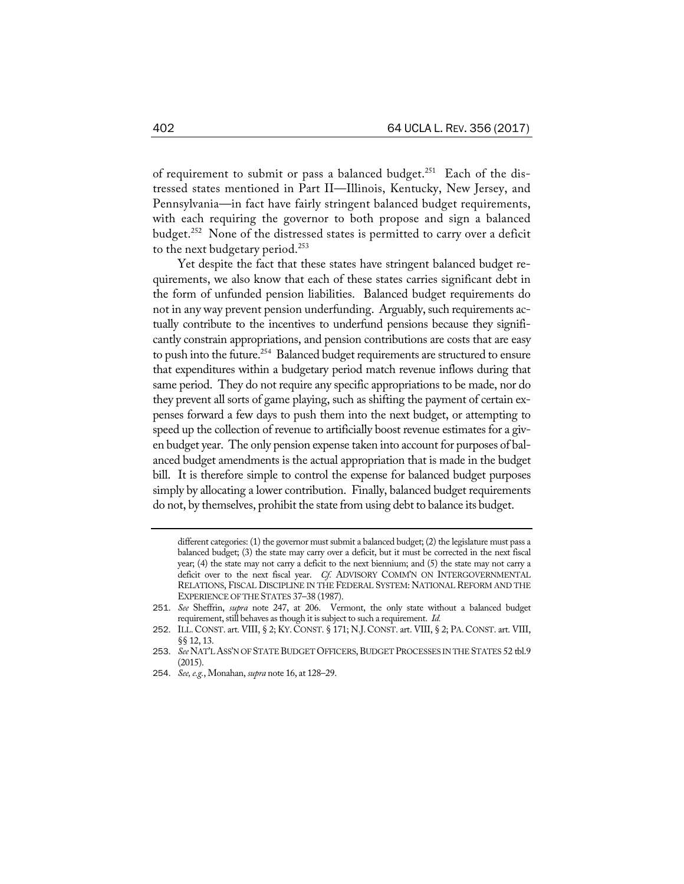of requirement to submit or pass a balanced budget.[251] Each of the distressed states mentioned in Part II—Illinois, Kentucky, New Jersey, and Pennsylvania—in fact have fairly stringent balanced budget requirements, with each requiring the governor to both propose and sign a balanced budget.[252] None of the distressed states is permitted to carry over a deficit to the next budgetary period.[253]

Yet despite the fact that these states have stringent balanced budget requirements, we also know that each of these states carries significant debt in the form of unfunded pension liabilities. Balanced budget requirements do not in any way prevent pension underfunding. Arguably, such requirements actually contribute to the incentives to underfund pensions because they significantly constrain appropriations, and pension contributions are costs that are easy to push into the future.[254] Balanced budget requirements are structured to ensure that expenditures within a budgetary period match revenue inflows during that same period. They do not require any specific appropriations to be made, nor do they prevent all sorts of game playing, such as shifting the payment of certain expenses forward a few days to push them into the next budget, or attempting to speed up the collection of revenue to artificially boost revenue estimates for a given budget year. The only pension expense taken into account for purposes of balanced budget amendments is the actual appropriation that is made in the budget bill. It is therefore simple to control the expense for balanced budget purposes simply by allocating a lower contribution. Finally, balanced budget requirements do not, by themselves, prohibit the state from using debt to balance its budget.

---

different categories: (1) the governor must submit a balanced budget; (2) the legislature must pass a balanced budget; (3) the state may carry over a deficit, but it must be corrected in the next fiscal year; (4) the state may not carry a deficit to the next biennium; and (5) the state may not carry a deficit over to the next fiscal year. *Cf.* ADVISORY COMM'N ON INTERGOVERNMENTAL RELATIONS, FISCAL DISCIPLINE IN THE FEDERAL SYSTEM: NATIONAL REFORM AND THE EXPERIENCE OF THE STATES 37–38 (1987).

251. *See* Sheffrin, *supra* note 247, at 206. Vermont, the only state without a balanced budget requirement, still behaves as though it is subject to such a requirement. *Id.*

252. ILL. CONST. art. VIII, § 2; KY. CONST. § 171; N.J. CONST. art. VIII, § 2; PA. CONST. art. VIII, §§ 12, 13.

253. *See* NAT'L ASS'N OF STATE BUDGET OFFICERS, BUDGET PROCESSES IN THE STATES 52 tbl.9 (2015).

254. *See, e.g.*, Monahan, *supra* note 16, at 128–29.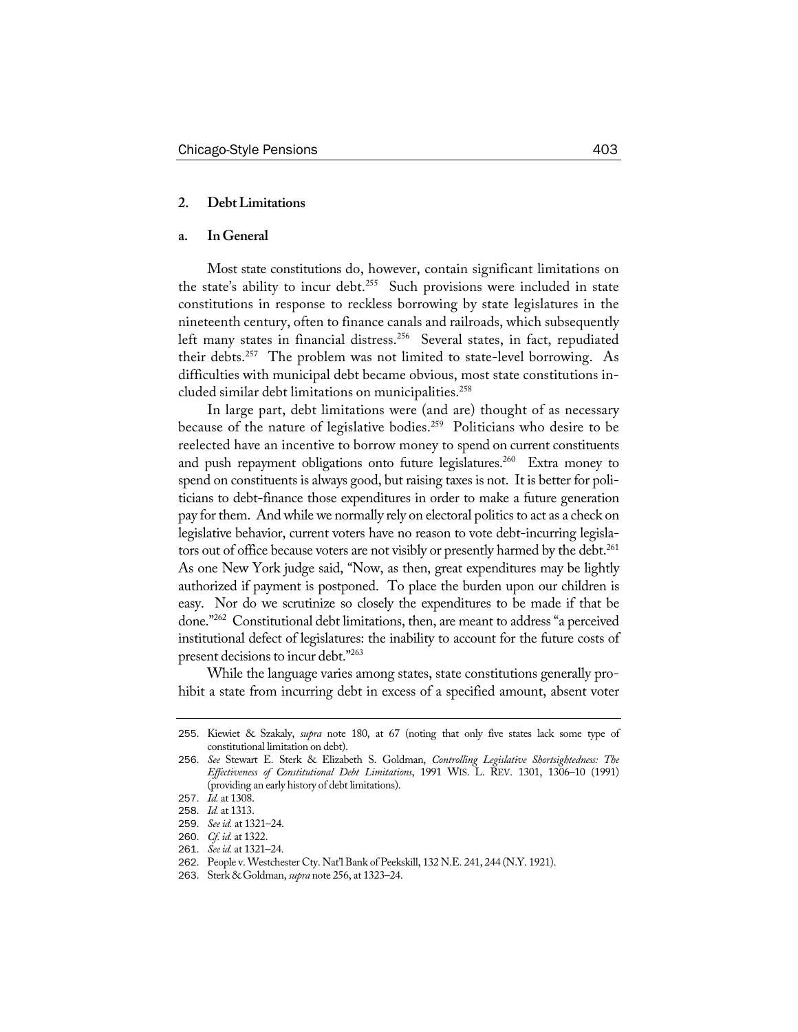### 2. Debt Limitations

#### a. In General

Most state constitutions do, however, contain significant limitations on the state's ability to incur debt.[255] Such provisions were included in state constitutions in response to reckless borrowing by state legislatures in the nineteenth century, often to finance canals and railroads, which subsequently left many states in financial distress.[256] Several states, in fact, repudiated their debts.[257] The problem was not limited to state-level borrowing. As difficulties with municipal debt became obvious, most state constitutions included similar debt limitations on municipalities.[258]

In large part, debt limitations were (and are) thought of as necessary because of the nature of legislative bodies.[259] Politicians who desire to be reelected have an incentive to borrow money to spend on current constituents and push repayment obligations onto future legislatures.[260] Extra money to spend on constituents is always good, but raising taxes is not. It is better for politicians to debt-finance those expenditures in order to make a future generation pay for them. And while we normally rely on electoral politics to act as a check on legislative behavior, current voters have no reason to vote debt-incurring legislators out of office because voters are not visibly or presently harmed by the debt.[261] As one New York judge said, "Now, as then, great expenditures may be lightly authorized if payment is postponed. To place the burden upon our children is easy. Nor do we scrutinize so closely the expenditures to be made if that be done."[262] Constitutional debt limitations, then, are meant to address "a perceived institutional defect of legislatures: the inability to account for the future costs of present decisions to incur debt."[263]

While the language varies among states, state constitutions generally prohibit a state from incurring debt in excess of a specified amount, absent voter

---

255. Kiewiet & Szakaly, *supra* note 180, at 67 (noting that only five states lack some type of constitutional limitation on debt).

256. *See* Stewart E. Sterk & Elizabeth S. Goldman, *Controlling Legislative Shortsightedness: The Effectiveness of Constitutional Debt Limitations*, 1991 WIS. L. REV. 1301, 1306–10 (1991) (providing an early history of debt limitations).

257. *Id.* at 1308.

258. *Id.* at 1313.

259. *See id.* at 1321–24.

260. *Cf. id.* at 1322.

261. *See id.* at 1321–24.

262. People v. Westchester Cty. Nat'l Bank of Peekskill, 132 N.E. 241, 244 (N.Y. 1921).

263. Sterk & Goldman, *supra* note 256, at 1323–24.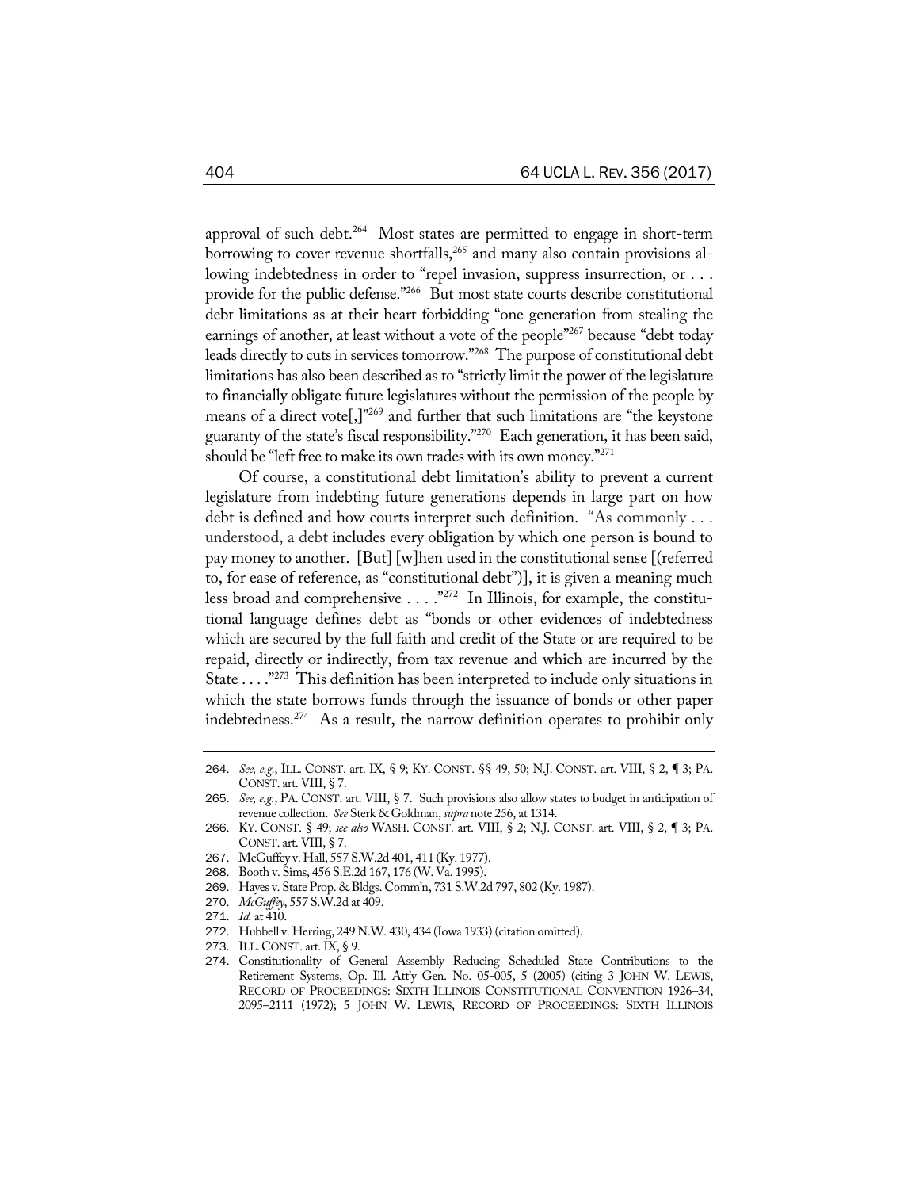approval of such debt.[264] Most states are permitted to engage in short-term borrowing to cover revenue shortfalls,[265] and many also contain provisions allowing indebtedness in order to "repel invasion, suppress insurrection, or . . . provide for the public defense."[266] But most state courts describe constitutional debt limitations as at their heart forbidding "one generation from stealing the earnings of another, at least without a vote of the people"[267] because "debt today leads directly to cuts in services tomorrow."[268] The purpose of constitutional debt limitations has also been described as to "strictly limit the power of the legislature to financially obligate future legislatures without the permission of the people by means of a direct vote[,]"[269] and further that such limitations are "the keystone guaranty of the state's fiscal responsibility."[270] Each generation, it has been said, should be "left free to make its own trades with its own money."[271]

Of course, a constitutional debt limitation's ability to prevent a current legislature from indebting future generations depends in large part on how debt is defined and how courts interpret such definition. "As commonly . . . understood, a debt includes every obligation by which one person is bound to pay money to another. [But] [w]hen used in the constitutional sense [(referred to, for ease of reference, as "constitutional debt")], it is given a meaning much less broad and comprehensive . . . ."[272] In Illinois, for example, the constitutional language defines debt as "bonds or other evidences of indebtedness which are secured by the full faith and credit of the State or are required to be repaid, directly or indirectly, from tax revenue and which are incurred by the State . . . ."[273] This definition has been interpreted to include only situations in which the state borrows funds through the issuance of bonds or other paper indebtedness.[274] As a result, the narrow definition operates to prohibit only

---

264. *See, e.g.*, ILL. CONST. art. IX, § 9; KY. CONST. §§ 49, 50; N.J. CONST. art. VIII, § 2, ¶ 3; PA. CONST. art. VIII, § 7.

265. *See, e.g.*, PA. CONST. art. VIII, § 7. Such provisions also allow states to budget in anticipation of revenue collection. *See* Sterk & Goldman, *supra* note 256, at 1314.

266. KY. CONST. § 49; *see also* WASH. CONST. art. VIII, § 2; N.J. CONST. art. VIII, § 2, ¶ 3; PA. CONST. art. VIII, § 7.

267. McGuffey v. Hall, 557 S.W.2d 401, 411 (Ky. 1977).

268. Booth v. Sims, 456 S.E.2d 167, 176 (W. Va. 1995).

269. Hayes v. State Prop. & Bldgs. Comm'n, 731 S.W.2d 797, 802 (Ky. 1987).

270. *McGuffey*, 557 S.W.2d at 409.

271. *Id.* at 410.

272. Hubbell v. Herring, 249 N.W. 430, 434 (Iowa 1933) (citation omitted).

273. ILL. CONST. art. IX, § 9.

274. Constitutionality of General Assembly Reducing Scheduled State Contributions to the Retirement Systems, Op. Ill. Att'y Gen. No. 05-005, 5 (2005) (citing 3 JOHN W. LEWIS, RECORD OF PROCEEDINGS: SIXTH ILLINOIS CONSTITUTIONAL CONVENTION 1926–34, 2095–2111 (1972); 5 JOHN W. LEWIS, RECORD OF PROCEEDINGS: SIXTH ILLINOIS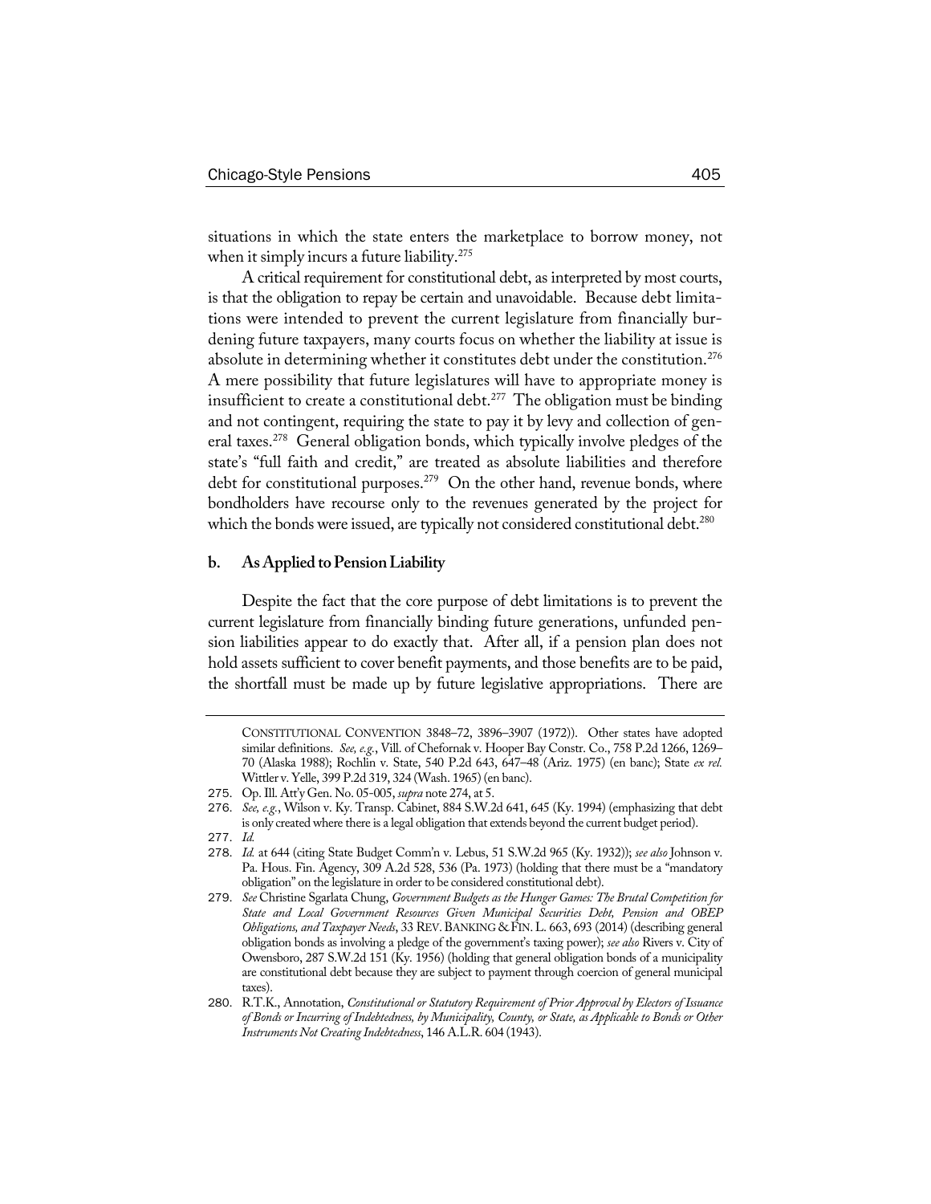situations in which the state enters the marketplace to borrow money, not when it simply incurs a future liability.[275]

A critical requirement for constitutional debt, as interpreted by most courts, is that the obligation to repay be certain and unavoidable. Because debt limitations were intended to prevent the current legislature from financially burdening future taxpayers, many courts focus on whether the liability at issue is absolute in determining whether it constitutes debt under the constitution.[276] A mere possibility that future legislatures will have to appropriate money is insufficient to create a constitutional debt.[277] The obligation must be binding and not contingent, requiring the state to pay it by levy and collection of general taxes.[278] General obligation bonds, which typically involve pledges of the state's "full faith and credit," are treated as absolute liabilities and therefore debt for constitutional purposes.[279] On the other hand, revenue bonds, where bondholders have recourse only to the revenues generated by the project for which the bonds were issued, are typically not considered constitutional debt.[280]

### b. As Applied to Pension Liability

Despite the fact that the core purpose of debt limitations is to prevent the current legislature from financially binding future generations, unfunded pension liabilities appear to do exactly that. After all, if a pension plan does not hold assets sufficient to cover benefit payments, and those benefits are to be paid, the shortfall must be made up by future legislative appropriations. There are

---

CONSTITUTIONAL CONVENTION 3848–72, 3896–3907 (1972)). Other states have adopted similar definitions. *See, e.g.*, Vill. of Chefornak v. Hooper Bay Constr. Co., 758 P.2d 1266, 1269–70 (Alaska 1988); Rochlin v. State, 540 P.2d 643, 647–48 (Ariz. 1975) (en banc); State *ex rel.* Wittler v. Yelle, 399 P.2d 319, 324 (Wash. 1965) (en banc).

275. Op. Ill. Att'y Gen. No. 05-005, *supra* note 274, at 5.

276. *See, e.g.*, Wilson v. Ky. Transp. Cabinet, 884 S.W.2d 641, 645 (Ky. 1994) (emphasizing that debt is only created where there is a legal obligation that extends beyond the current budget period).

277. *Id.*

278. *Id.* at 644 (citing State Budget Comm'n v. Lebus, 51 S.W.2d 965 (Ky. 1932)); *see also* Johnson v. Pa. Hous. Fin. Agency, 309 A.2d 528, 536 (Pa. 1973) (holding that there must be a "mandatory obligation" on the legislature in order to be considered constitutional debt).

279. *See* Christine Sgarlata Chung, *Government Budgets as the Hunger Games: The Brutal Competition for State and Local Government Resources Given Municipal Securities Debt, Pension and OBEP Obligations, and Taxpayer Needs*, 33 REV. BANKING & FIN. L. 663, 693 (2014) (describing general obligation bonds as involving a pledge of the government's taxing power); *see also* Rivers v. City of Owensboro, 287 S.W.2d 151 (Ky. 1956) (holding that general obligation bonds of a municipality are constitutional debt because they are subject to payment through coercion of general municipal taxes).

280. R.T.K., Annotation, *Constitutional or Statutory Requirement of Prior Approval by Electors of Issuance of Bonds or Incurring of Indebtedness, by Municipality, County, or State, as Applicable to Bonds or Other Instruments Not Creating Indebtedness*, 146 A.L.R. 604 (1943).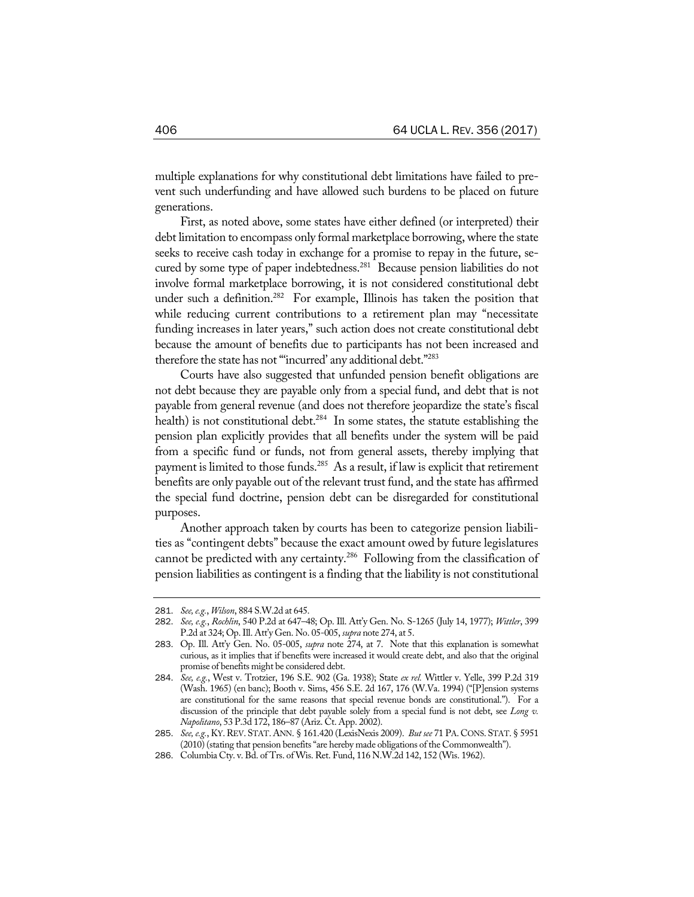multiple explanations for why constitutional debt limitations have failed to prevent such underfunding and have allowed such burdens to be placed on future generations.

First, as noted above, some states have either defined (or interpreted) their debt limitation to encompass only formal marketplace borrowing, where the state seeks to receive cash today in exchange for a promise to repay in the future, secured by some type of paper indebtedness.[281] Because pension liabilities do not involve formal marketplace borrowing, it is not considered constitutional debt under such a definition.[282] For example, Illinois has taken the position that while reducing current contributions to a retirement plan may "necessitate funding increases in later years," such action does not create constitutional debt because the amount of benefits due to participants has not been increased and therefore the state has not "'incurred' any additional debt."[283]

Courts have also suggested that unfunded pension benefit obligations are not debt because they are payable only from a special fund, and debt that is not payable from general revenue (and does not therefore jeopardize the state's fiscal health) is not constitutional debt.[284] In some states, the statute establishing the pension plan explicitly provides that all benefits under the system will be paid from a specific fund or funds, not from general assets, thereby implying that payment is limited to those funds.[285] As a result, if law is explicit that retirement benefits are only payable out of the relevant trust fund, and the state has affirmed the special fund doctrine, pension debt can be disregarded for constitutional purposes.

Another approach taken by courts has been to categorize pension liabilities as "contingent debts" because the exact amount owed by future legislatures cannot be predicted with any certainty.[286] Following from the classification of pension liabilities as contingent is a finding that the liability is not constitutional

---

281. *See, e.g.*, *Wilson*, 884 S.W.2d at 645.

282. *See, e.g.*, *Rochlin*, 540 P.2d at 647–48; Op. Ill. Att'y Gen. No. S-1265 (July 14, 1977); *Wittler*, 399 P.2d at 324; Op. Ill. Att'y Gen. No. 05-005, *supra* note 274, at 5.

283. Op. Ill. Att'y Gen. No. 05-005, *supra* note 274, at 7. Note that this explanation is somewhat curious, as it implies that if benefits were increased it would create debt, and also that the original promise of benefits might be considered debt.

284. *See, e.g.*, West v. Trotzier, 196 S.E. 902 (Ga. 1938); State *ex rel.* Wittler v. Yelle, 399 P.2d 319 (Wash. 1965) (en banc); Booth v. Sims, 456 S.E. 2d 167, 176 (W.Va. 1994) ("[P]ension systems are constitutional for the same reasons that special revenue bonds are constitutional."). For a discussion of the principle that debt payable solely from a special fund is not debt, see *Long v. Napolitano*, 53 P.3d 172, 186–87 (Ariz. Ct. App. 2002).

285. *See, e.g.*, KY. REV. STAT. ANN. § 161.420 (LexisNexis 2009). *But see* 71 PA. CONS. STAT. § 5951 (2010) (stating that pension benefits "are hereby made obligations of the Commonwealth").

286. Columbia Cty. v. Bd. of Trs. of Wis. Ret. Fund, 116 N.W.2d 142, 152 (Wis. 1962).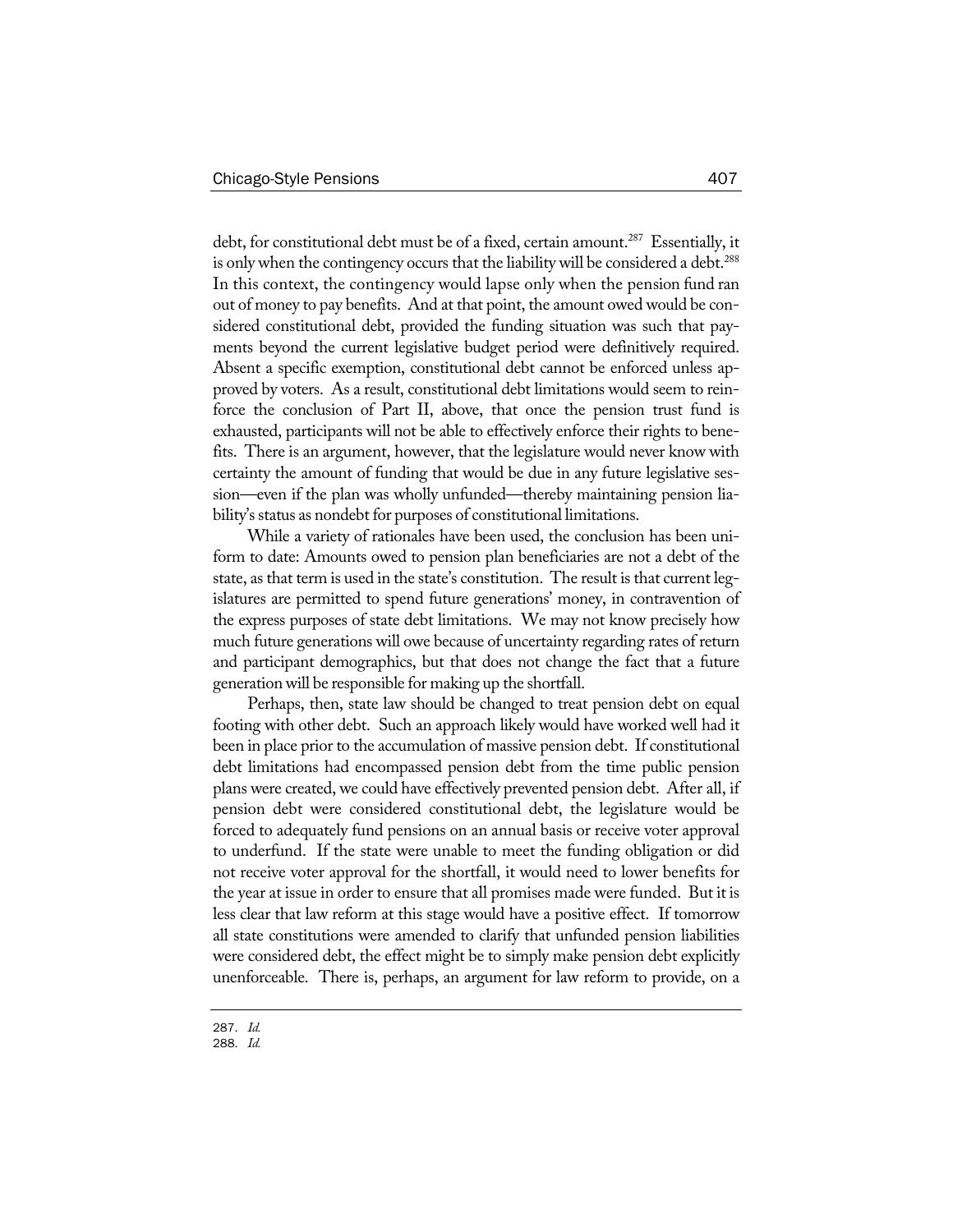debt, for constitutional debt must be of a fixed, certain amount.[287] Essentially, it is only when the contingency occurs that the liability will be considered a debt.[288] In this context, the contingency would lapse only when the pension fund ran out of money to pay benefits. And at that point, the amount owed would be considered constitutional debt, provided the funding situation was such that payments beyond the current legislative budget period were definitively required. Absent a specific exemption, constitutional debt cannot be enforced unless approved by voters. As a result, constitutional debt limitations would seem to reinforce the conclusion of Part II, above, that once the pension trust fund is exhausted, participants will not be able to effectively enforce their rights to benefits. There is an argument, however, that the legislature would never know with certainty the amount of funding that would be due in any future legislative session—even if the plan was wholly unfunded—thereby maintaining pension liability's status as nondebt for purposes of constitutional limitations.

While a variety of rationales have been used, the conclusion has been uniform to date: Amounts owed to pension plan beneficiaries are not a debt of the state, as that term is used in the state's constitution. The result is that current legislatures are permitted to spend future generations' money, in contravention of the express purposes of state debt limitations. We may not know precisely how much future generations will owe because of uncertainty regarding rates of return and participant demographics, but that does not change the fact that a future generation will be responsible for making up the shortfall.

Perhaps, then, state law should be changed to treat pension debt on equal footing with other debt. Such an approach likely would have worked well had it been in place prior to the accumulation of massive pension debt. If constitutional debt limitations had encompassed pension debt from the time public pension plans were created, we could have effectively prevented pension debt. After all, if pension debt were considered constitutional debt, the legislature would be forced to adequately fund pensions on an annual basis or receive voter approval to underfund. If the state were unable to meet the funding obligation or did not receive voter approval for the shortfall, it would need to lower benefits for the year at issue in order to ensure that all promises made were funded. But it is less clear that law reform at this stage would have a positive effect. If tomorrow all state constitutions were amended to clarify that unfunded pension liabilities were considered debt, the effect might be to simply make pension debt explicitly unenforceable. There is, perhaps, an argument for law reform to provide, on a

287. *Id.*
288. *Id.*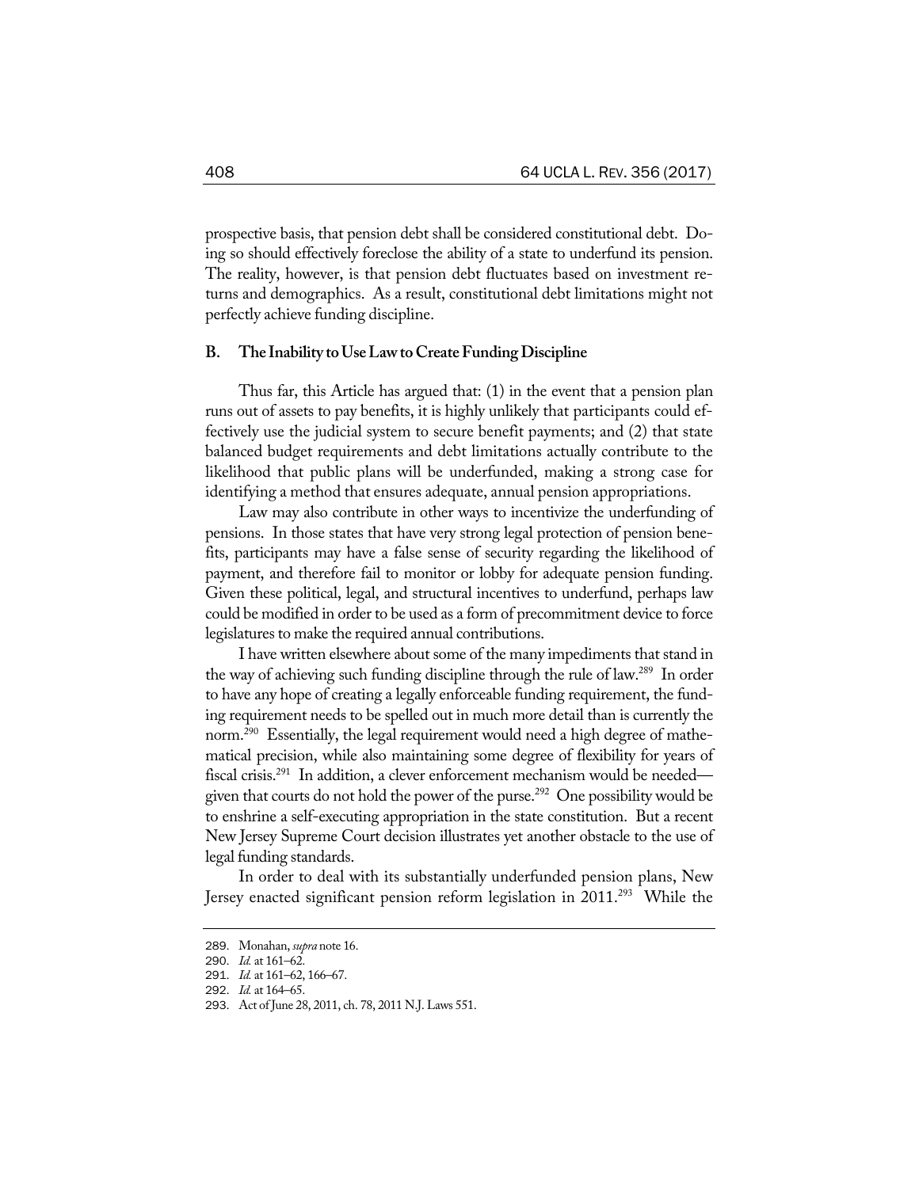prospective basis, that pension debt shall be considered constitutional debt. Doing so should effectively foreclose the ability of a state to underfund its pension. The reality, however, is that pension debt fluctuates based on investment returns and demographics. As a result, constitutional debt limitations might not perfectly achieve funding discipline.

### B. The Inability to Use Law to Create Funding Discipline

Thus far, this Article has argued that: (1) in the event that a pension plan runs out of assets to pay benefits, it is highly unlikely that participants could effectively use the judicial system to secure benefit payments; and (2) that state balanced budget requirements and debt limitations actually contribute to the likelihood that public plans will be underfunded, making a strong case for identifying a method that ensures adequate, annual pension appropriations.

Law may also contribute in other ways to incentivize the underfunding of pensions. In those states that have very strong legal protection of pension benefits, participants may have a false sense of security regarding the likelihood of payment, and therefore fail to monitor or lobby for adequate pension funding. Given these political, legal, and structural incentives to underfund, perhaps law could be modified in order to be used as a form of precommitment device to force legislatures to make the required annual contributions.

I have written elsewhere about some of the many impediments that stand in the way of achieving such funding discipline through the rule of law.[289] In order to have any hope of creating a legally enforceable funding requirement, the funding requirement needs to be spelled out in much more detail than is currently the norm.[290] Essentially, the legal requirement would need a high degree of mathematical precision, while also maintaining some degree of flexibility for years of fiscal crisis.[291] In addition, a clever enforcement mechanism would be needed—given that courts do not hold the power of the purse.[292] One possibility would be to enshrine a self-executing appropriation in the state constitution. But a recent New Jersey Supreme Court decision illustrates yet another obstacle to the use of legal funding standards.

In order to deal with its substantially underfunded pension plans, New Jersey enacted significant pension reform legislation in 2011.[293] While the

---

289. Monahan, *supra* note 16.

290. *Id.* at 161–62.

291. *Id.* at 161–62, 166–67.

292. *Id.* at 164–65.

293. Act of June 28, 2011, ch. 78, 2011 N.J. Laws 551.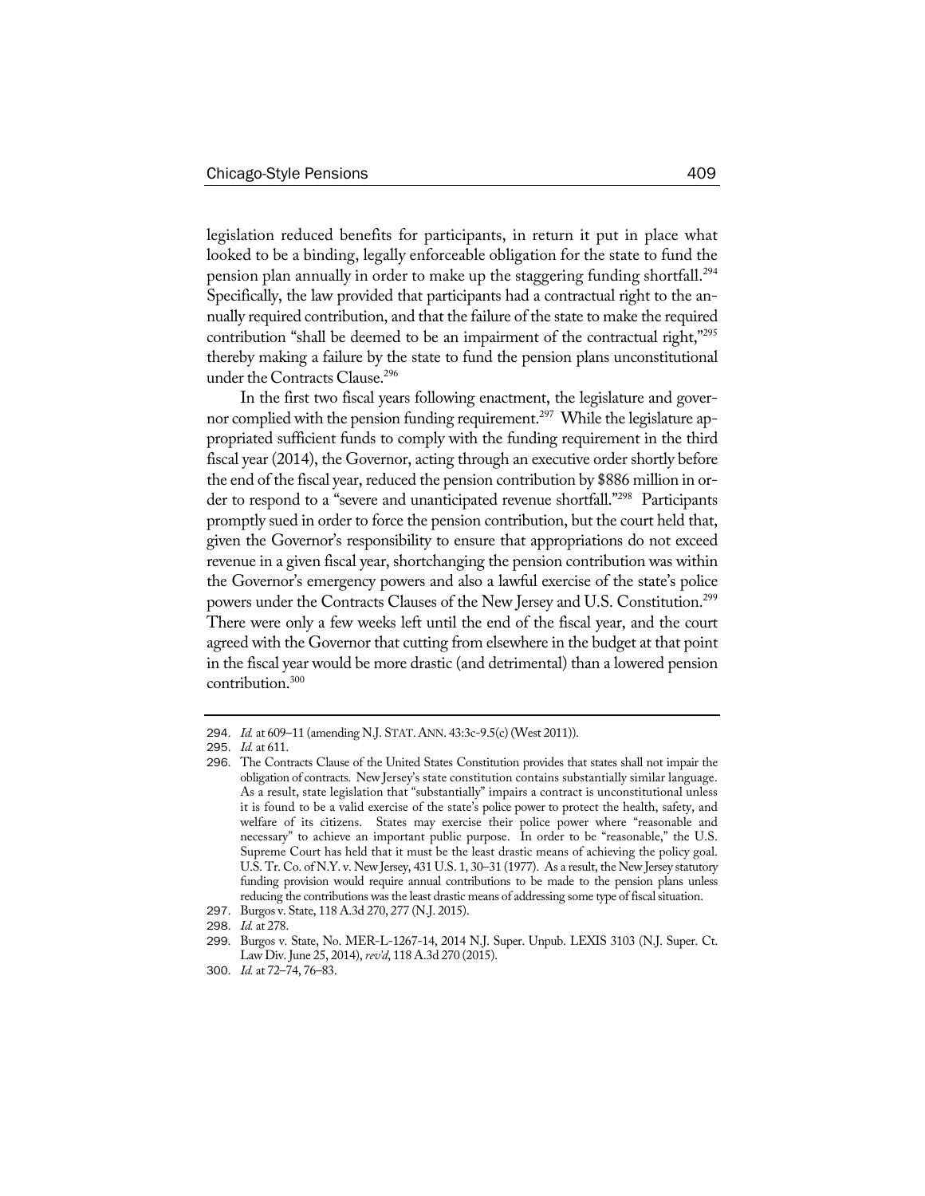legislation reduced benefits for participants, in return it put in place what looked to be a binding, legally enforceable obligation for the state to fund the pension plan annually in order to make up the staggering funding shortfall.[294] Specifically, the law provided that participants had a contractual right to the annually required contribution, and that the failure of the state to make the required contribution "shall be deemed to be an impairment of the contractual right,"[295] thereby making a failure by the state to fund the pension plans unconstitutional under the Contracts Clause.[296]

In the first two fiscal years following enactment, the legislature and governor complied with the pension funding requirement.[297] While the legislature appropriated sufficient funds to comply with the funding requirement in the third fiscal year (2014), the Governor, acting through an executive order shortly before the end of the fiscal year, reduced the pension contribution by $886 million in order to respond to a "severe and unanticipated revenue shortfall."[298] Participants promptly sued in order to force the pension contribution, but the court held that, given the Governor's responsibility to ensure that appropriations do not exceed revenue in a given fiscal year, shortchanging the pension contribution was within the Governor's emergency powers and also a lawful exercise of the state's police powers under the Contracts Clauses of the New Jersey and U.S. Constitution.[299] There were only a few weeks left until the end of the fiscal year, and the court agreed with the Governor that cutting from elsewhere in the budget at that point in the fiscal year would be more drastic (and detrimental) than a lowered pension contribution.[300]

---

294. *Id.* at 609–11 (amending N.J. STAT. ANN. 43:3c-9.5(c) (West 2011)).

295. *Id.* at 611.

296. The Contracts Clause of the United States Constitution provides that states shall not impair the obligation of contracts. New Jersey's state constitution contains substantially similar language. As a result, state legislation that "substantially" impairs a contract is unconstitutional unless it is found to be a valid exercise of the state's police power to protect the health, safety, and welfare of its citizens. States may exercise their police power where "reasonable and necessary" to achieve an important public purpose. In order to be "reasonable," the U.S. Supreme Court has held that it must be the least drastic means of achieving the policy goal. U.S. Tr. Co. of N.Y. v. New Jersey, 431 U.S. 1, 30–31 (1977). As a result, the New Jersey statutory funding provision would require annual contributions to be made to the pension plans unless reducing the contributions was the least drastic means of addressing some type of fiscal situation.

297. Burgos v. State, 118 A.3d 270, 277 (N.J. 2015).

298. *Id.* at 278.

299. Burgos v. State, No. MER-L-1267-14, 2014 N.J. Super. Unpub. LEXIS 3103 (N.J. Super. Ct. Law Div. June 25, 2014), *rev'd*, 118 A.3d 270 (2015).

300. *Id.* at 72–74, 76–83.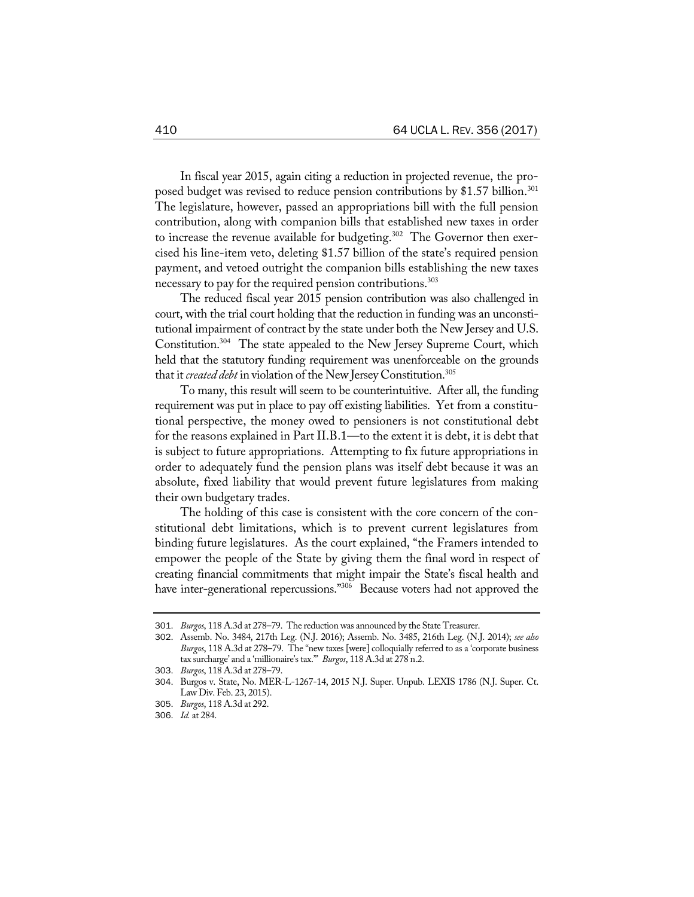In fiscal year 2015, again citing a reduction in projected revenue, the proposed budget was revised to reduce pension contributions by $1.57 billion.[301] The legislature, however, passed an appropriations bill with the full pension contribution, along with companion bills that established new taxes in order to increase the revenue available for budgeting.[302] The Governor then exercised his line-item veto, deleting $1.57 billion of the state's required pension payment, and vetoed outright the companion bills establishing the new taxes necessary to pay for the required pension contributions.[303]

The reduced fiscal year 2015 pension contribution was also challenged in court, with the trial court holding that the reduction in funding was an unconstitutional impairment of contract by the state under both the New Jersey and U.S. Constitution.[304] The state appealed to the New Jersey Supreme Court, which held that the statutory funding requirement was unenforceable on the grounds that it *created debt* in violation of the New Jersey Constitution.[305]

To many, this result will seem to be counterintuitive. After all, the funding requirement was put in place to pay off existing liabilities. Yet from a constitutional perspective, the money owed to pensioners is not constitutional debt for the reasons explained in Part II.B.1—to the extent it is debt, it is debt that is subject to future appropriations. Attempting to fix future appropriations in order to adequately fund the pension plans was itself debt because it was an absolute, fixed liability that would prevent future legislatures from making their own budgetary trades.

The holding of this case is consistent with the core concern of the constitutional debt limitations, which is to prevent current legislatures from binding future legislatures. As the court explained, "the Framers intended to empower the people of the State by giving them the final word in respect of creating financial commitments that might impair the State's fiscal health and have inter-generational repercussions."[306] Because voters had not approved the

---

301. *Burgos*, 118 A.3d at 278–79. The reduction was announced by the State Treasurer.

302. Assemb. No. 3484, 217th Leg. (N.J. 2016); Assemb. No. 3485, 216th Leg. (N.J. 2014); *see also Burgos*, 118 A.3d at 278–79. The "new taxes [were] colloquially referred to as a 'corporate business tax surcharge' and a 'millionaire's tax.'" *Burgos*, 118 A.3d at 278 n.2.

303. *Burgos*, 118 A.3d at 278–79.

304. Burgos v. State, No. MER-L-1267-14, 2015 N.J. Super. Unpub. LEXIS 1786 (N.J. Super. Ct. Law Div. Feb. 23, 2015).

305. *Burgos*, 118 A.3d at 292.

306. *Id.* at 284.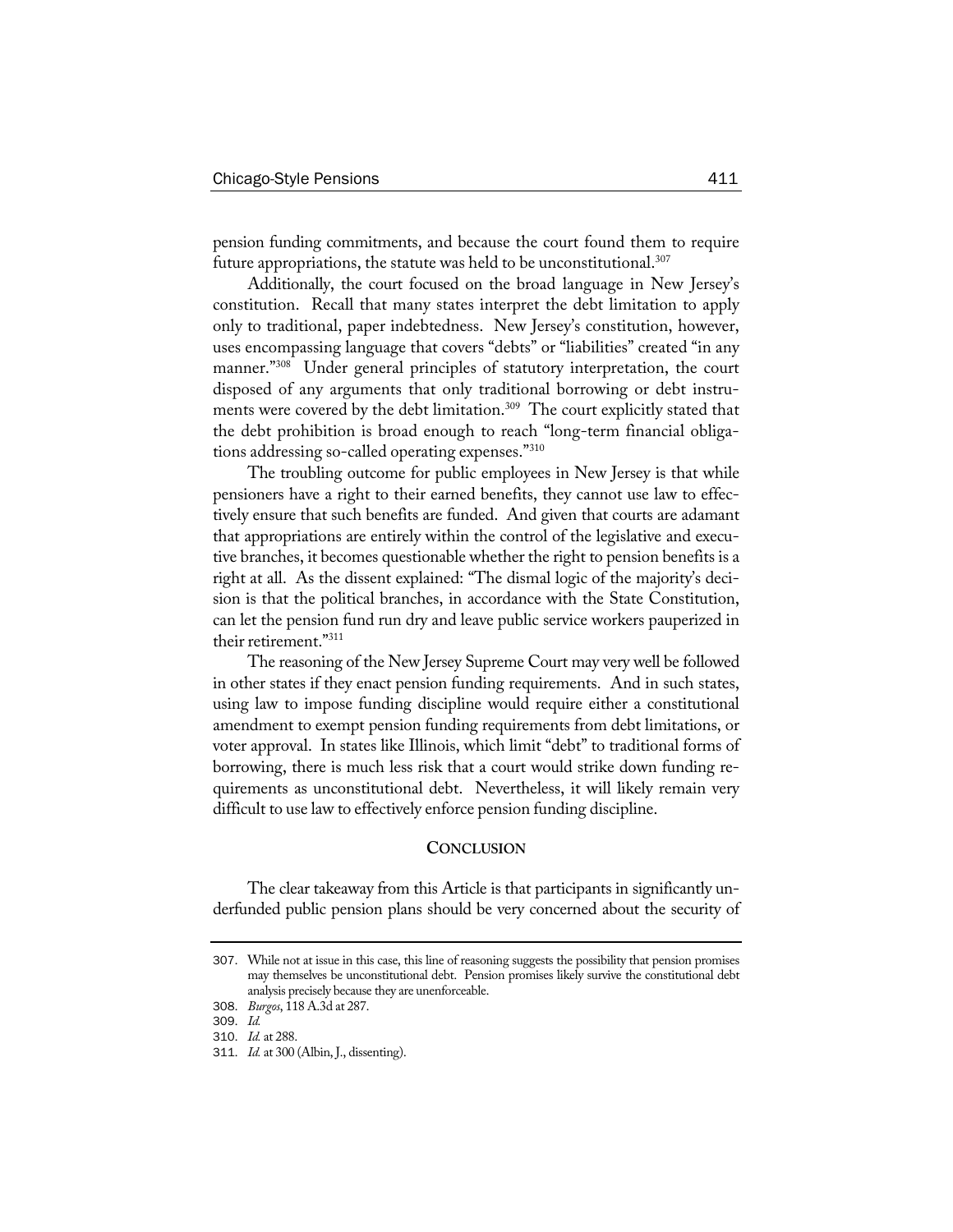pension funding commitments, and because the court found them to require future appropriations, the statute was held to be unconstitutional.[307]

Additionally, the court focused on the broad language in New Jersey's constitution. Recall that many states interpret the debt limitation to apply only to traditional, paper indebtedness. New Jersey's constitution, however, uses encompassing language that covers "debts" or "liabilities" created "in any manner."[308] Under general principles of statutory interpretation, the court disposed of any arguments that only traditional borrowing or debt instruments were covered by the debt limitation.[309] The court explicitly stated that the debt prohibition is broad enough to reach "long-term financial obligations addressing so-called operating expenses."[310]

The troubling outcome for public employees in New Jersey is that while pensioners have a right to their earned benefits, they cannot use law to effectively ensure that such benefits are funded. And given that courts are adamant that appropriations are entirely within the control of the legislative and executive branches, it becomes questionable whether the right to pension benefits is a right at all. As the dissent explained: "The dismal logic of the majority's decision is that the political branches, in accordance with the State Constitution, can let the pension fund run dry and leave public service workers pauperized in their retirement."[311]

The reasoning of the New Jersey Supreme Court may very well be followed in other states if they enact pension funding requirements. And in such states, using law to impose funding discipline would require either a constitutional amendment to exempt pension funding requirements from debt limitations, or voter approval. In states like Illinois, which limit "debt" to traditional forms of borrowing, there is much less risk that a court would strike down funding requirements as unconstitutional debt. Nevertheless, it will likely remain very difficult to use law to effectively enforce pension funding discipline.

## CONCLUSION

The clear takeaway from this Article is that participants in significantly underfunded public pension plans should be very concerned about the security of

---

307. While not at issue in this case, this line of reasoning suggests the possibility that pension promises may themselves be unconstitutional debt. Pension promises likely survive the constitutional debt analysis precisely because they are unenforceable.

308. *Burgos*, 118 A.3d at 287.

309. *Id.*

310. *Id.* at 288.

311. *Id.* at 300 (Albin, J., dissenting).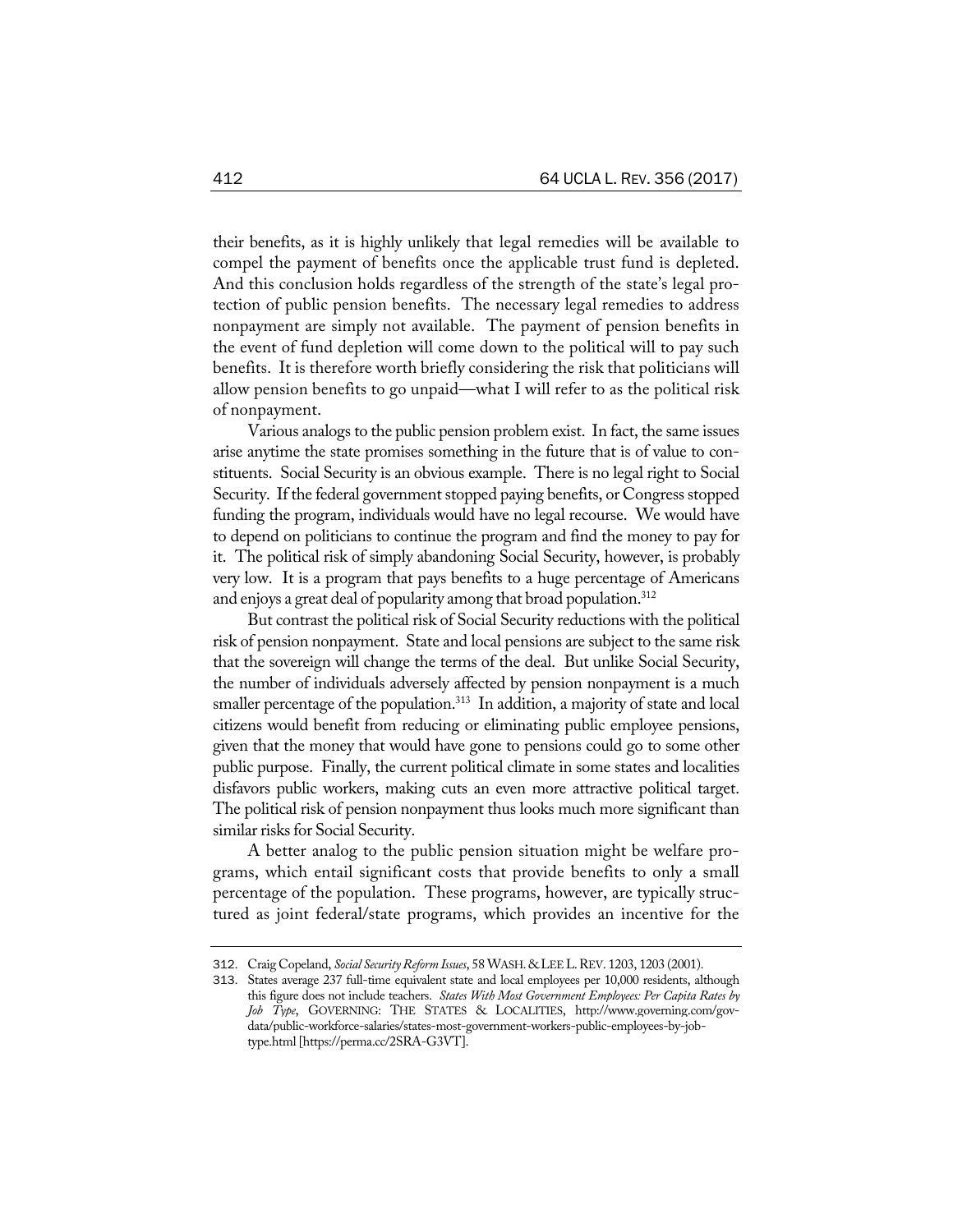their benefits, as it is highly unlikely that legal remedies will be available to compel the payment of benefits once the applicable trust fund is depleted. And this conclusion holds regardless of the strength of the state's legal protection of public pension benefits. The necessary legal remedies to address nonpayment are simply not available. The payment of pension benefits in the event of fund depletion will come down to the political will to pay such benefits. It is therefore worth briefly considering the risk that politicians will allow pension benefits to go unpaid—what I will refer to as the political risk of nonpayment.

Various analogs to the public pension problem exist. In fact, the same issues arise anytime the state promises something in the future that is of value to constituents. Social Security is an obvious example. There is no legal right to Social Security. If the federal government stopped paying benefits, or Congress stopped funding the program, individuals would have no legal recourse. We would have to depend on politicians to continue the program and find the money to pay for it. The political risk of simply abandoning Social Security, however, is probably very low. It is a program that pays benefits to a huge percentage of Americans and enjoys a great deal of popularity among that broad population.[312]

But contrast the political risk of Social Security reductions with the political risk of pension nonpayment. State and local pensions are subject to the same risk that the sovereign will change the terms of the deal. But unlike Social Security, the number of individuals adversely affected by pension nonpayment is a much smaller percentage of the population.[313] In addition, a majority of state and local citizens would benefit from reducing or eliminating public employee pensions, given that the money that would have gone to pensions could go to some other public purpose. Finally, the current political climate in some states and localities disfavors public workers, making cuts an even more attractive political target. The political risk of pension nonpayment thus looks much more significant than similar risks for Social Security.

A better analog to the public pension situation might be welfare programs, which entail significant costs that provide benefits to only a small percentage of the population. These programs, however, are typically structured as joint federal/state programs, which provides an incentive for the

---

312. Craig Copeland, *Social Security Reform Issues*, 58 WASH. & LEE L. REV. 1203, 1203 (2001).

313. States average 237 full-time equivalent state and local employees per 10,000 residents, although this figure does not include teachers. *States With Most Government Employees: Per Capita Rates by Job Type*, GOVERNING: THE STATES & LOCALITIES, http://www.governing.com/gov-data/public-workforce-salaries/states-most-government-workers-public-employees-by-job-type.html [https://perma.cc/2SRA-G3VT].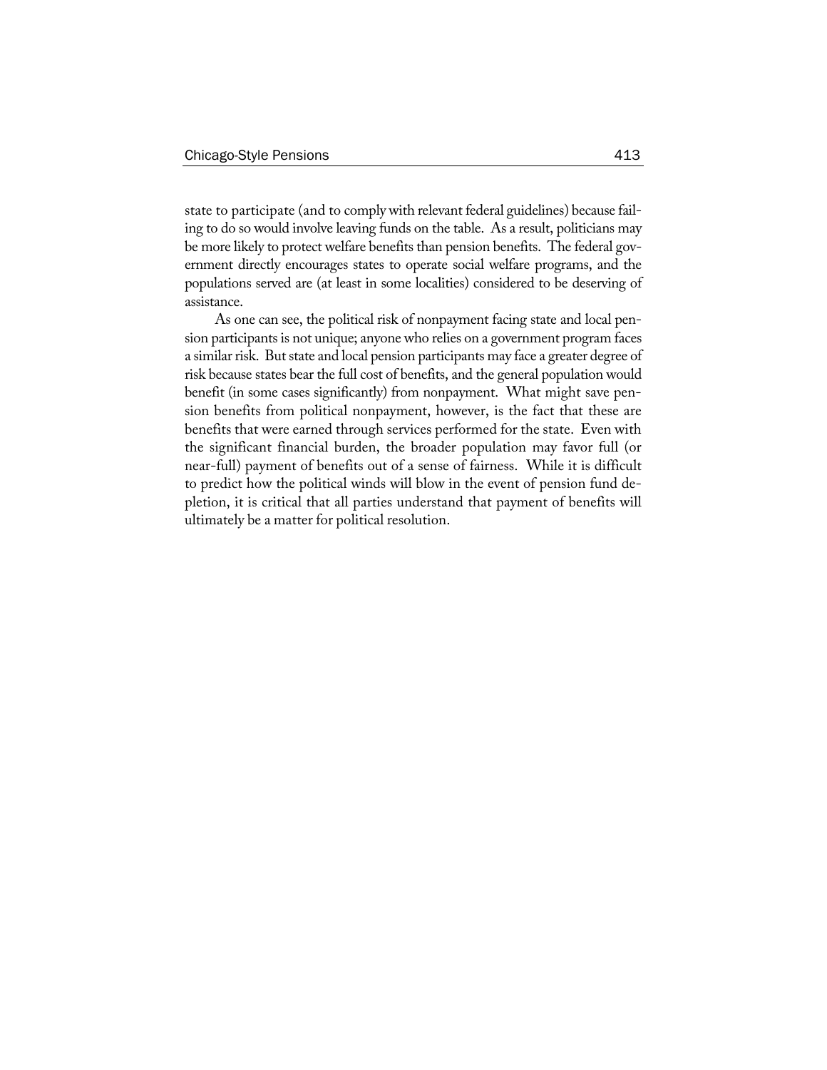state to participate (and to comply with relevant federal guidelines) because failing to do so would involve leaving funds on the table. As a result, politicians may be more likely to protect welfare benefits than pension benefits. The federal government directly encourages states to operate social welfare programs, and the populations served are (at least in some localities) considered to be deserving of assistance.

As one can see, the political risk of nonpayment facing state and local pension participants is not unique; anyone who relies on a government program faces a similar risk. But state and local pension participants may face a greater degree of risk because states bear the full cost of benefits, and the general population would benefit (in some cases significantly) from nonpayment. What might save pension benefits from political nonpayment, however, is the fact that these are benefits that were earned through services performed for the state. Even with the significant financial burden, the broader population may favor full (or near-full) payment of benefits out of a sense of fairness. While it is difficult to predict how the political winds will blow in the event of pension fund depletion, it is critical that all parties understand that payment of benefits will ultimately be a matter for political resolution.